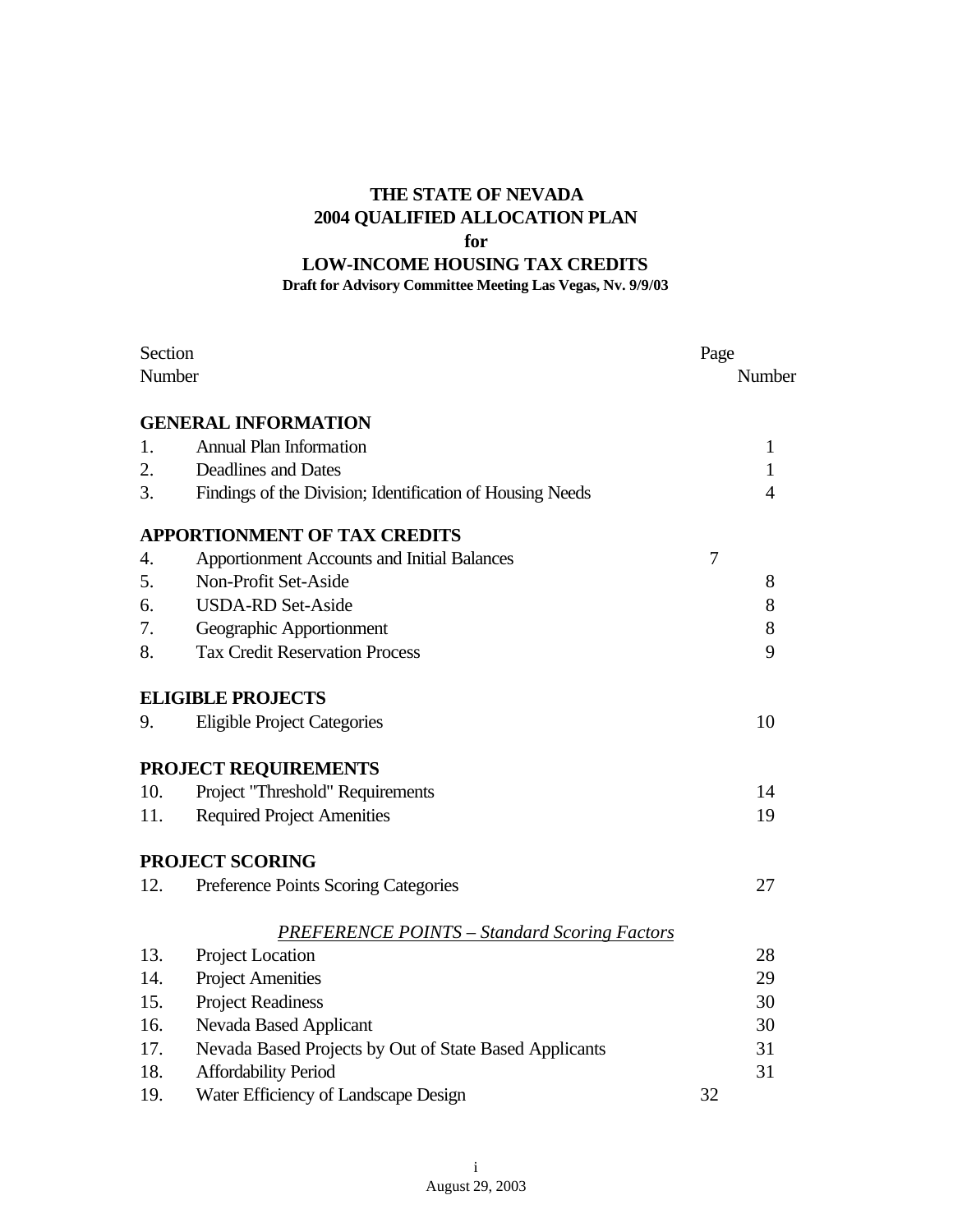# THE STATE OF NEVADA
# 2004 QUALIFIED ALLOCATION PLAN
# for
# LOW-INCOME HOUSING TAX CREDITS

**Draft for Advisory Committee Meeting Las Vegas, Nv. 9/9/03**

| Section Number | | Page Number |
|---|---|---|
| | **GENERAL INFORMATION** | |
| 1. | Annual Plan Information | 1 |
| 2. | Deadlines and Dates | 1 |
| 3. | Findings of the Division; Identification of Housing Needs | 4 |
| | **APPORTIONMENT OF TAX CREDITS** | |
| 4. | Apportionment Accounts and Initial Balances | 7 |
| 5. | Non-Profit Set-Aside | 8 |
| 6. | USDA-RD Set-Aside | 8 |
| 7. | Geographic Apportionment | 8 |
| 8. | Tax Credit Reservation Process | 9 |
| | **ELIGIBLE PROJECTS** | |
| 9. | Eligible Project Categories | 10 |
| | **PROJECT REQUIREMENTS** | |
| 10. | Project "Threshold" Requirements | 14 |
| 11. | Required Project Amenities | 19 |
| | **PROJECT SCORING** | |
| 12. | Preference Points Scoring Categories | 27 |
| | *PREFERENCE POINTS – Standard Scoring Factors* | |
| 13. | Project Location | 28 |
| 14. | Project Amenities | 29 |
| 15. | Project Readiness | 30 |
| 16. | Nevada Based Applicant | 30 |
| 17. | Nevada Based Projects by Out of State Based Applicants | 31 |
| 18. | Affordability Period | 31 |
| 19. | Water Efficiency of Landscape Design | 32 |

August 29, 2003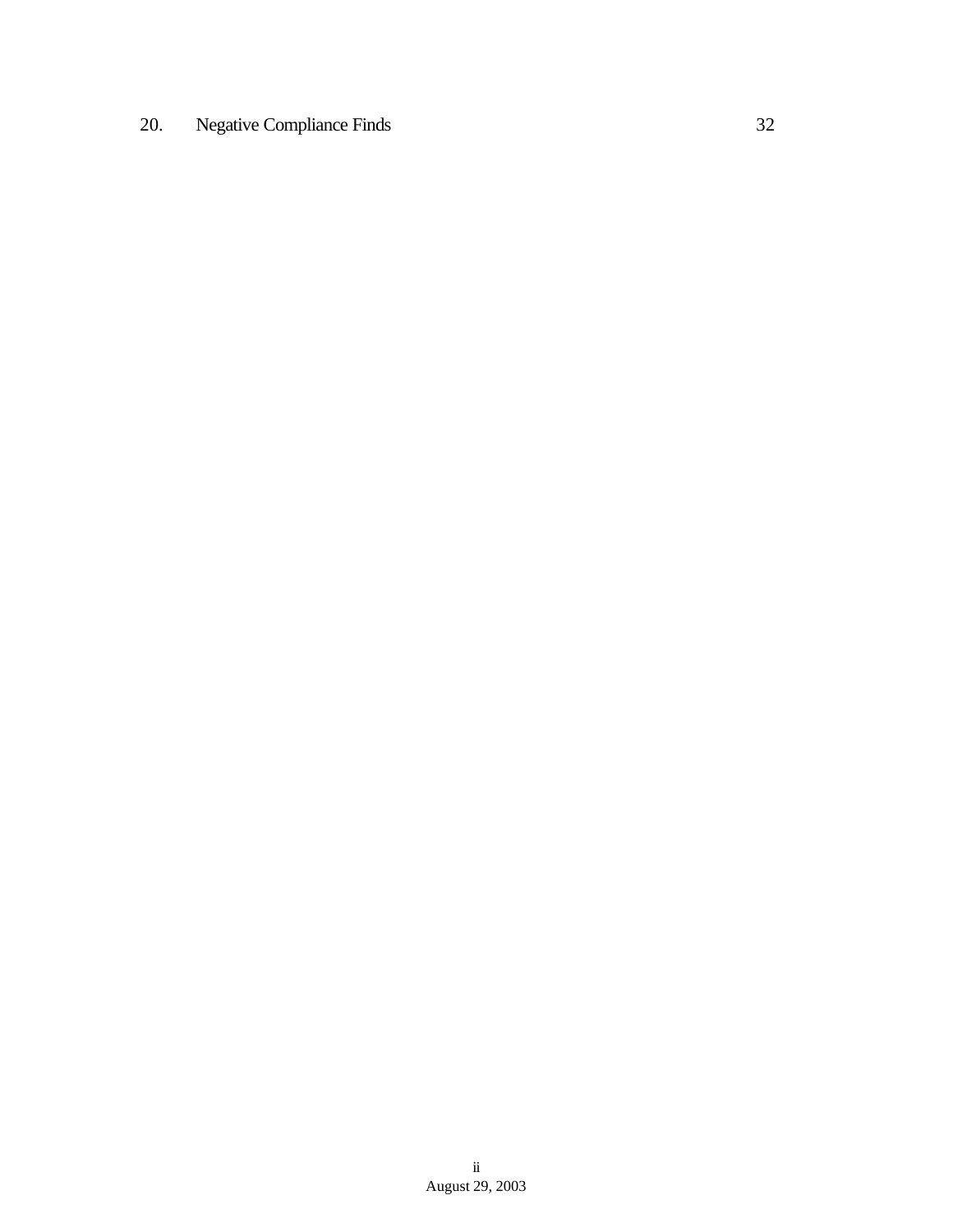20. Negative Compliance Finds 32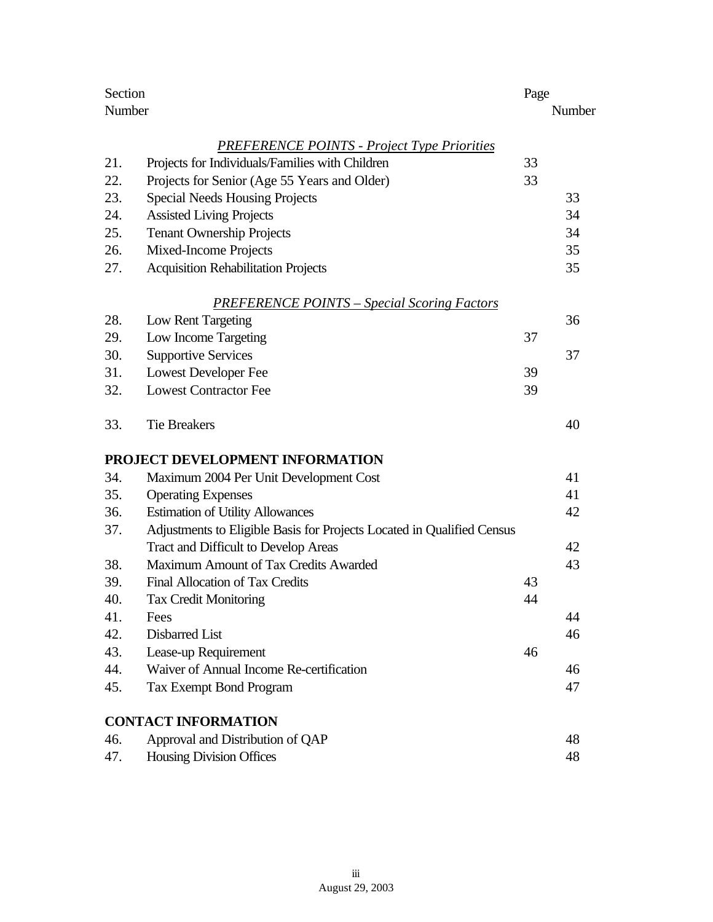| Section Number | | Page Number |
|---|---|---|
| | *PREFERENCE POINTS - Project Type Priorities* | |
| 21. | Projects for Individuals/Families with Children | 33 |
| 22. | Projects for Senior (Age 55 Years and Older) | 33 |
| 23. | Special Needs Housing Projects | 33 |
| 24. | Assisted Living Projects | 34 |
| 25. | Tenant Ownership Projects | 34 |
| 26. | Mixed-Income Projects | 35 |
| 27. | Acquisition Rehabilitation Projects | 35 |
| | *PREFERENCE POINTS – Special Scoring Factors* | |
| 28. | Low Rent Targeting | 36 |
| 29. | Low Income Targeting | 37 |
| 30. | Supportive Services | 37 |
| 31. | Lowest Developer Fee | 39 |
| 32. | Lowest Contractor Fee | 39 |
| 33. | Tie Breakers | 40 |
| | **PROJECT DEVELOPMENT INFORMATION** | |
| 34. | Maximum 2004 Per Unit Development Cost | 41 |
| 35. | Operating Expenses | 41 |
| 36. | Estimation of Utility Allowances | 42 |
| 37. | Adjustments to Eligible Basis for Projects Located in Qualified Census Tract and Difficult to Develop Areas | 42 |
| 38. | Maximum Amount of Tax Credits Awarded | 43 |
| 39. | Final Allocation of Tax Credits | 43 |
| 40. | Tax Credit Monitoring | 44 |
| 41. | Fees | 44 |
| 42. | Disbarred List | 46 |
| 43. | Lease-up Requirement | 46 |
| 44. | Waiver of Annual Income Re-certification | 46 |
| 45. | Tax Exempt Bond Program | 47 |
| | **CONTACT INFORMATION** | |
| 46. | Approval and Distribution of QAP | 48 |
| 47. | Housing Division Offices | 48 |

August 29, 2003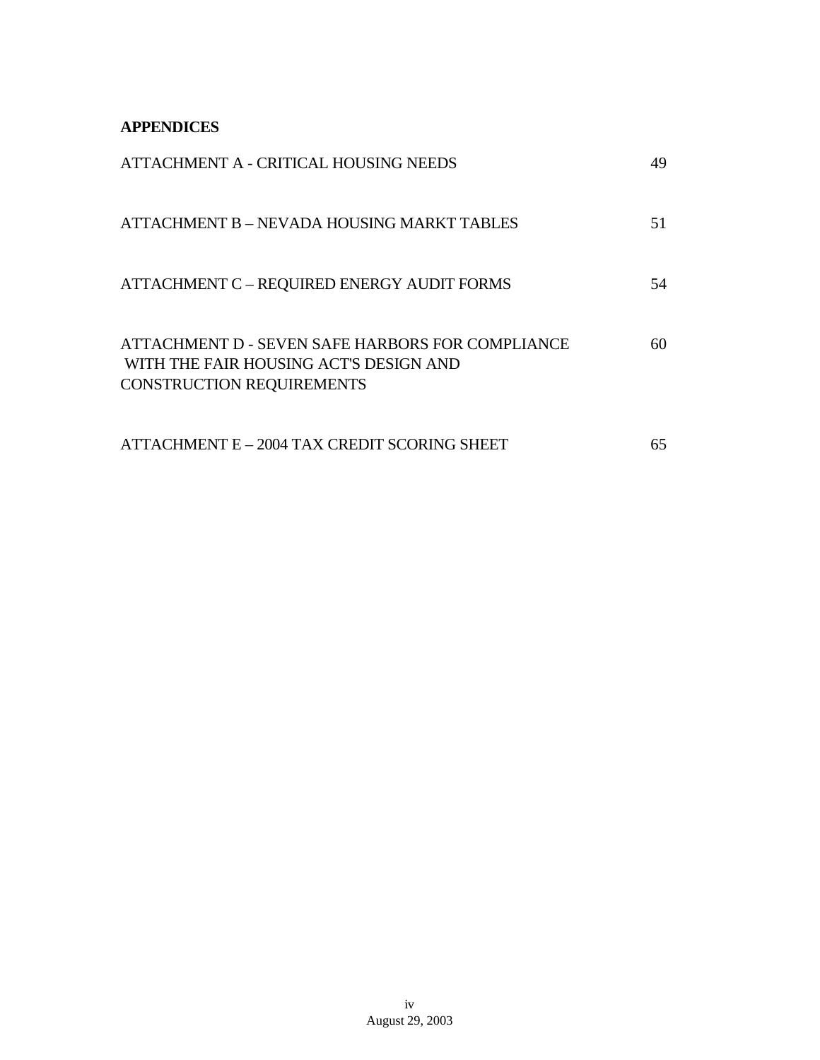**APPENDICES**

| | |
|---|---|
| ATTACHMENT A - CRITICAL HOUSING NEEDS | 49 |
| ATTACHMENT B – NEVADA HOUSING MARKT TABLES | 51 |
| ATTACHMENT C – REQUIRED ENERGY AUDIT FORMS | 54 |
| ATTACHMENT D - SEVEN SAFE HARBORS FOR COMPLIANCE WITH THE FAIR HOUSING ACT'S DESIGN AND CONSTRUCTION REQUIREMENTS | 60 |
| ATTACHMENT E – 2004 TAX CREDIT SCORING SHEET | 65 |

August 29, 2003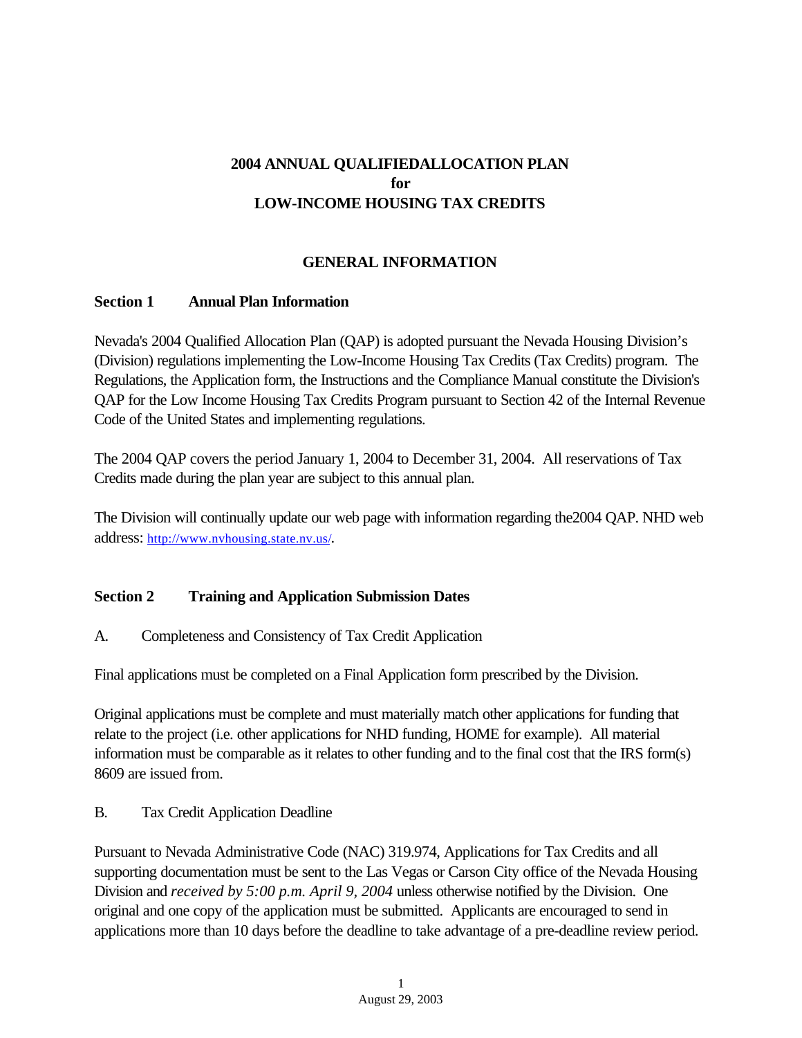# 2004 ANNUAL QUALIFIEDALLOCATION PLAN
# for
# LOW-INCOME HOUSING TAX CREDITS

## GENERAL INFORMATION

### Section 1 Annual Plan Information

Nevada's 2004 Qualified Allocation Plan (QAP) is adopted pursuant the Nevada Housing Division's (Division) regulations implementing the Low-Income Housing Tax Credits (Tax Credits) program. The Regulations, the Application form, the Instructions and the Compliance Manual constitute the Division's QAP for the Low Income Housing Tax Credits Program pursuant to Section 42 of the Internal Revenue Code of the United States and implementing regulations.

The 2004 QAP covers the period January 1, 2004 to December 31, 2004. All reservations of Tax Credits made during the plan year are subject to this annual plan.

The Division will continually update our web page with information regarding the2004 QAP. NHD web address: http://www.nvhousing.state.nv.us/.

### Section 2 Training and Application Submission Dates

A. Completeness and Consistency of Tax Credit Application

Final applications must be completed on a Final Application form prescribed by the Division.

Original applications must be complete and must materially match other applications for funding that relate to the project (i.e. other applications for NHD funding, HOME for example). All material information must be comparable as it relates to other funding and to the final cost that the IRS form(s) 8609 are issued from.

B. Tax Credit Application Deadline

Pursuant to Nevada Administrative Code (NAC) 319.974, Applications for Tax Credits and all supporting documentation must be sent to the Las Vegas or Carson City office of the Nevada Housing Division and *received by 5:00 p.m. April 9, 2004* unless otherwise notified by the Division. One original and one copy of the application must be submitted. Applicants are encouraged to send in applications more than 10 days before the deadline to take advantage of a pre-deadline review period.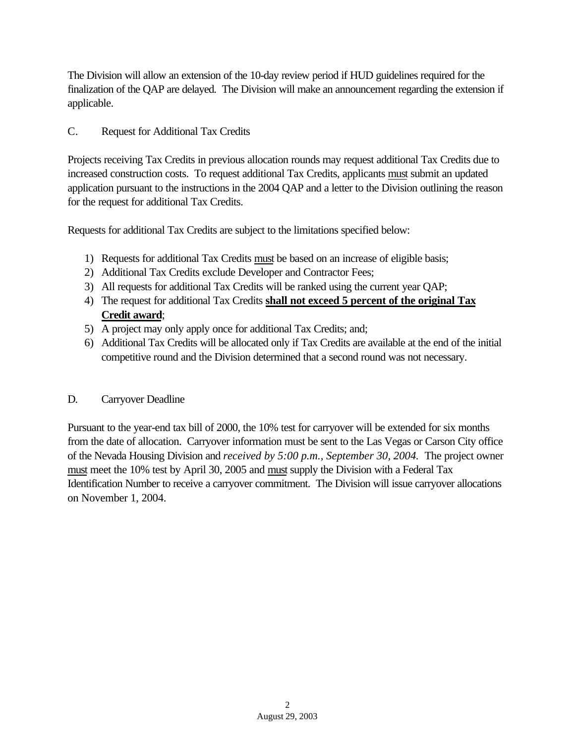The Division will allow an extension of the 10-day review period if HUD guidelines required for the finalization of the QAP are delayed. The Division will make an announcement regarding the extension if applicable.

## C. Request for Additional Tax Credits

Projects receiving Tax Credits in previous allocation rounds may request additional Tax Credits due to increased construction costs. To request additional Tax Credits, applicants <u>must</u> submit an updated application pursuant to the instructions in the 2004 QAP and a letter to the Division outlining the reason for the request for additional Tax Credits.

Requests for additional Tax Credits are subject to the limitations specified below:

1) Requests for additional Tax Credits <u>must</u> be based on an increase of eligible basis;
2) Additional Tax Credits exclude Developer and Contractor Fees;
3) All requests for additional Tax Credits will be ranked using the current year QAP;
4) The request for additional Tax Credits **<u>shall not exceed 5 percent of the original Tax Credit award</u>**;
5) A project may only apply once for additional Tax Credits; and;
6) Additional Tax Credits will be allocated only if Tax Credits are available at the end of the initial competitive round and the Division determined that a second round was not necessary.

## D. Carryover Deadline

Pursuant to the year-end tax bill of 2000, the 10% test for carryover will be extended for six months from the date of allocation. Carryover information must be sent to the Las Vegas or Carson City office of the Nevada Housing Division and *received by 5:00 p.m., September 30, 2004.* The project owner <u>must</u> meet the 10% test by April 30, 2005 and <u>must</u> supply the Division with a Federal Tax Identification Number to receive a carryover commitment. The Division will issue carryover allocations on November 1, 2004.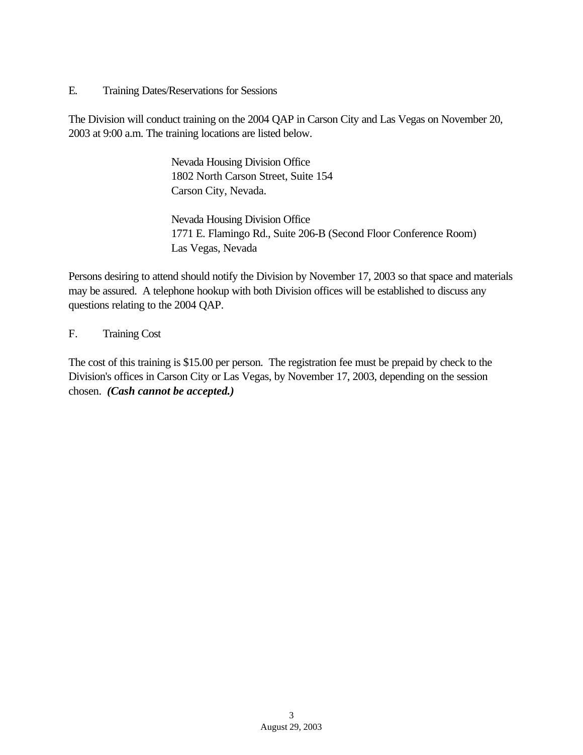## E. Training Dates/Reservations for Sessions

The Division will conduct training on the 2004 QAP in Carson City and Las Vegas on November 20, 2003 at 9:00 a.m. The training locations are listed below.

> Nevada Housing Division Office
> 1802 North Carson Street, Suite 154
> Carson City, Nevada.
>
> Nevada Housing Division Office
> 1771 E. Flamingo Rd., Suite 206-B (Second Floor Conference Room)
> Las Vegas, Nevada

Persons desiring to attend should notify the Division by November 17, 2003 so that space and materials may be assured. A telephone hookup with both Division offices will be established to discuss any questions relating to the 2004 QAP.

## F. Training Cost

The cost of this training is $15.00 per person. The registration fee must be prepaid by check to the Division's offices in Carson City or Las Vegas, by November 17, 2003, depending on the session chosen. ***(Cash cannot be accepted.)***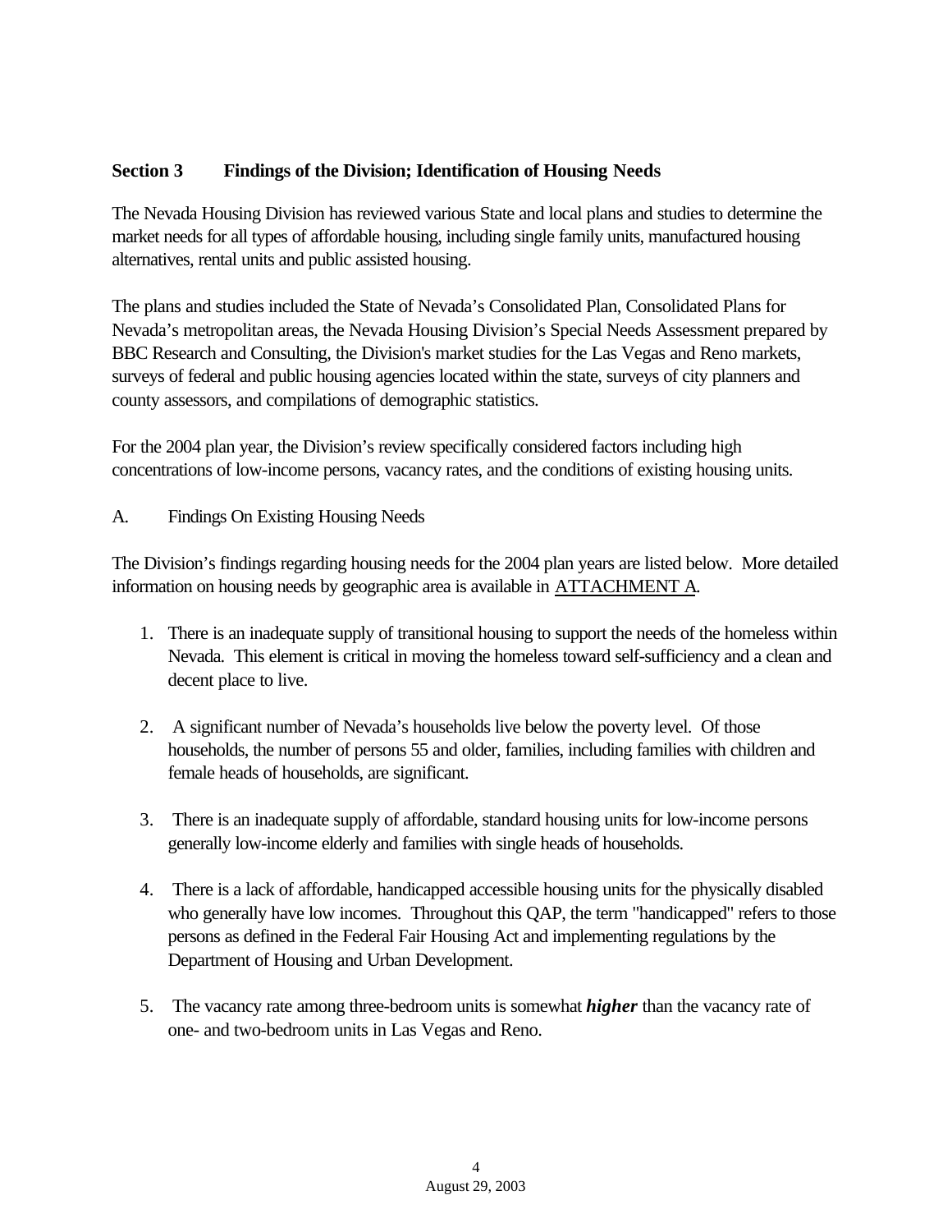## Section 3 Findings of the Division; Identification of Housing Needs

The Nevada Housing Division has reviewed various State and local plans and studies to determine the market needs for all types of affordable housing, including single family units, manufactured housing alternatives, rental units and public assisted housing.

The plans and studies included the State of Nevada's Consolidated Plan, Consolidated Plans for Nevada's metropolitan areas, the Nevada Housing Division's Special Needs Assessment prepared by BBC Research and Consulting, the Division's market studies for the Las Vegas and Reno markets, surveys of federal and public housing agencies located within the state, surveys of city planners and county assessors, and compilations of demographic statistics.

For the 2004 plan year, the Division's review specifically considered factors including high concentrations of low-income persons, vacancy rates, and the conditions of existing housing units.

### A. Findings On Existing Housing Needs

The Division's findings regarding housing needs for the 2004 plan years are listed below. More detailed information on housing needs by geographic area is available in ATTACHMENT A.

1. There is an inadequate supply of transitional housing to support the needs of the homeless within Nevada. This element is critical in moving the homeless toward self-sufficiency and a clean and decent place to live.

2. A significant number of Nevada's households live below the poverty level. Of those households, the number of persons 55 and older, families, including families with children and female heads of households, are significant.

3. There is an inadequate supply of affordable, standard housing units for low-income persons generally low-income elderly and families with single heads of households.

4. There is a lack of affordable, handicapped accessible housing units for the physically disabled who generally have low incomes. Throughout this QAP, the term "handicapped" refers to those persons as defined in the Federal Fair Housing Act and implementing regulations by the Department of Housing and Urban Development.

5. The vacancy rate among three-bedroom units is somewhat ***higher*** than the vacancy rate of one- and two-bedroom units in Las Vegas and Reno.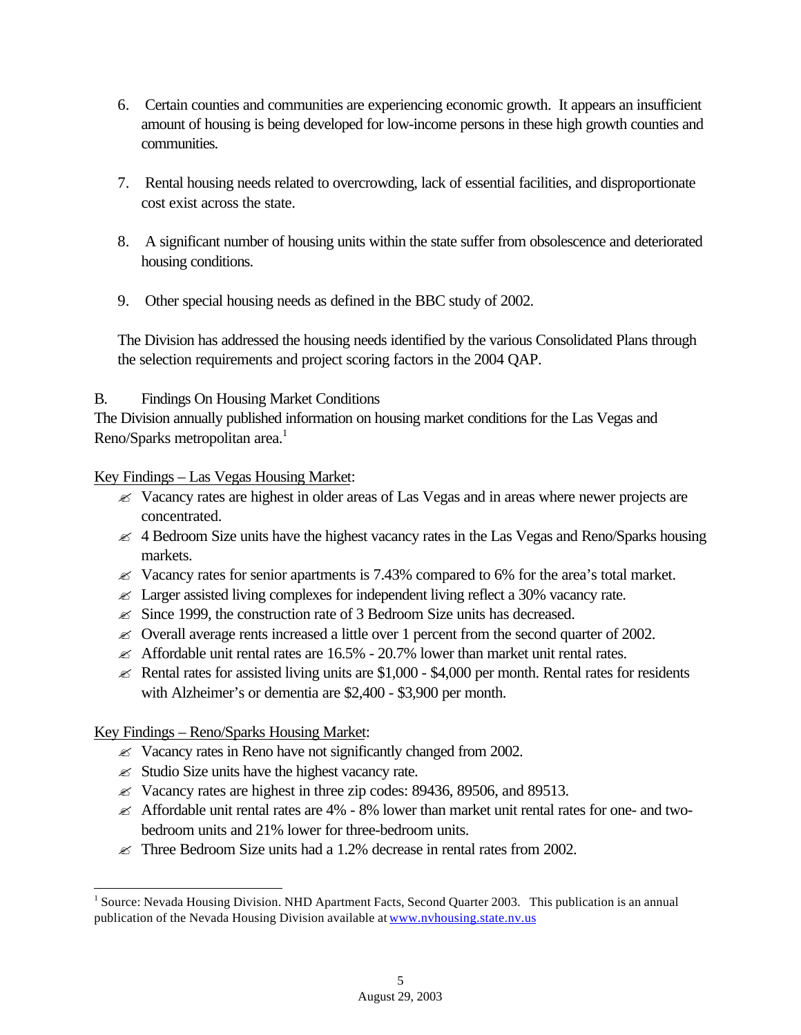6. Certain counties and communities are experiencing economic growth. It appears an insufficient amount of housing is being developed for low-income persons in these high growth counties and communities.

7. Rental housing needs related to overcrowding, lack of essential facilities, and disproportionate cost exist across the state.

8. A significant number of housing units within the state suffer from obsolescence and deteriorated housing conditions.

9. Other special housing needs as defined in the BBC study of 2002.

The Division has addressed the housing needs identified by the various Consolidated Plans through the selection requirements and project scoring factors in the 2004 QAP.

B. Findings On Housing Market Conditions

The Division annually published information on housing market conditions for the Las Vegas and Reno/Sparks metropolitan area.[1]

Key Findings – Las Vegas Housing Market:

- Vacancy rates are highest in older areas of Las Vegas and in areas where newer projects are concentrated.
- 4 Bedroom Size units have the highest vacancy rates in the Las Vegas and Reno/Sparks housing markets.
- Vacancy rates for senior apartments is 7.43% compared to 6% for the area's total market.
- Larger assisted living complexes for independent living reflect a 30% vacancy rate.
- Since 1999, the construction rate of 3 Bedroom Size units has decreased.
- Overall average rents increased a little over 1 percent from the second quarter of 2002.
- Affordable unit rental rates are 16.5% - 20.7% lower than market unit rental rates.
- Rental rates for assisted living units are $1,000 - $4,000 per month. Rental rates for residents with Alzheimer's or dementia are $2,400 - $3,900 per month.

Key Findings – Reno/Sparks Housing Market:

- Vacancy rates in Reno have not significantly changed from 2002.
- Studio Size units have the highest vacancy rate.
- Vacancy rates are highest in three zip codes: 89436, 89506, and 89513.
- Affordable unit rental rates are 4% - 8% lower than market unit rental rates for one- and two-bedroom units and 21% lower for three-bedroom units.
- Three Bedroom Size units had a 1.2% decrease in rental rates from 2002.

---

[1] Source: Nevada Housing Division. NHD Apartment Facts, Second Quarter 2003. This publication is an annual publication of the Nevada Housing Division available at www.nvhousing.state.nv.us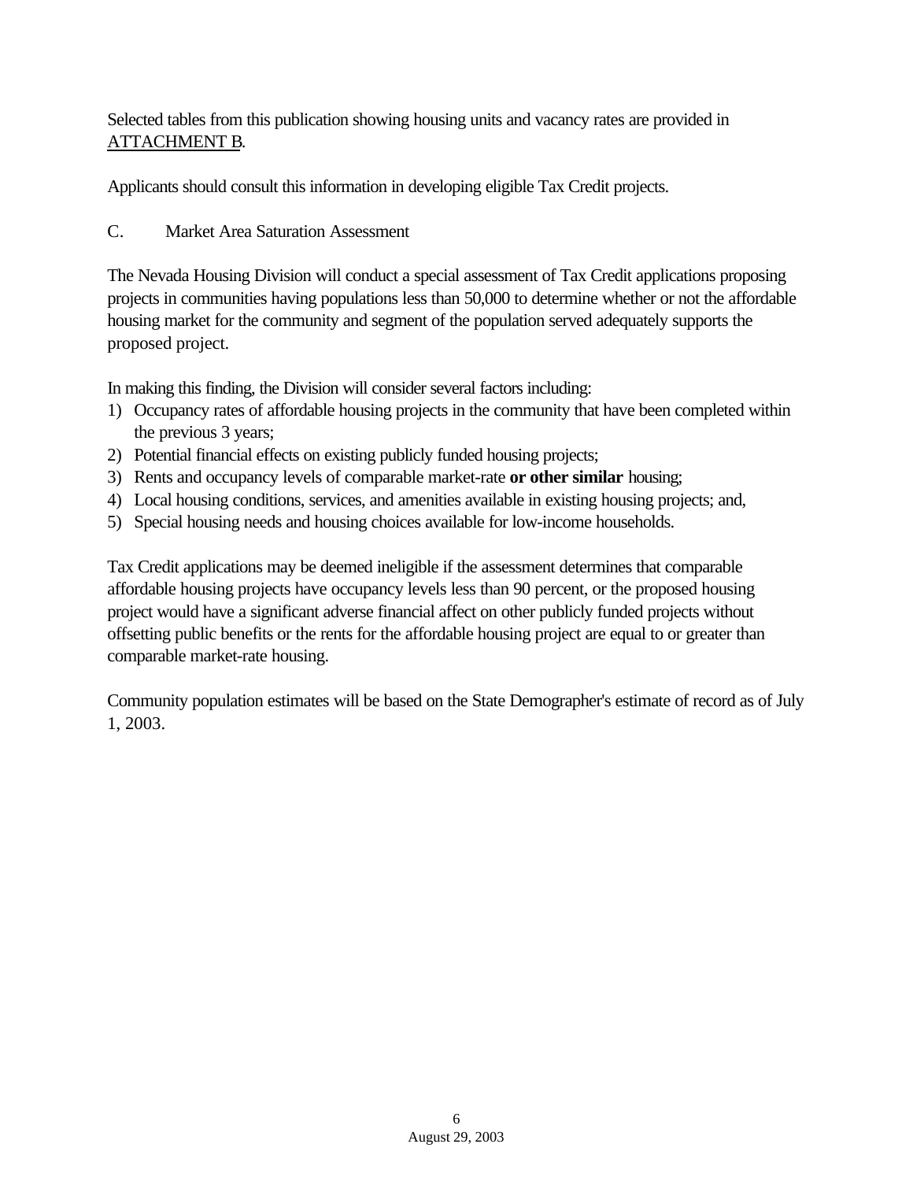Selected tables from this publication showing housing units and vacancy rates are provided in ATTACHMENT B.

Applicants should consult this information in developing eligible Tax Credit projects.

C. Market Area Saturation Assessment

The Nevada Housing Division will conduct a special assessment of Tax Credit applications proposing projects in communities having populations less than 50,000 to determine whether or not the affordable housing market for the community and segment of the population served adequately supports the proposed project.

In making this finding, the Division will consider several factors including:

1) Occupancy rates of affordable housing projects in the community that have been completed within the previous 3 years;
2) Potential financial effects on existing publicly funded housing projects;
3) Rents and occupancy levels of comparable market-rate **or other similar** housing;
4) Local housing conditions, services, and amenities available in existing housing projects; and,
5) Special housing needs and housing choices available for low-income households.

Tax Credit applications may be deemed ineligible if the assessment determines that comparable affordable housing projects have occupancy levels less than 90 percent, or the proposed housing project would have a significant adverse financial affect on other publicly funded projects without offsetting public benefits or the rents for the affordable housing project are equal to or greater than comparable market-rate housing.

Community population estimates will be based on the State Demographer's estimate of record as of July 1, 2003.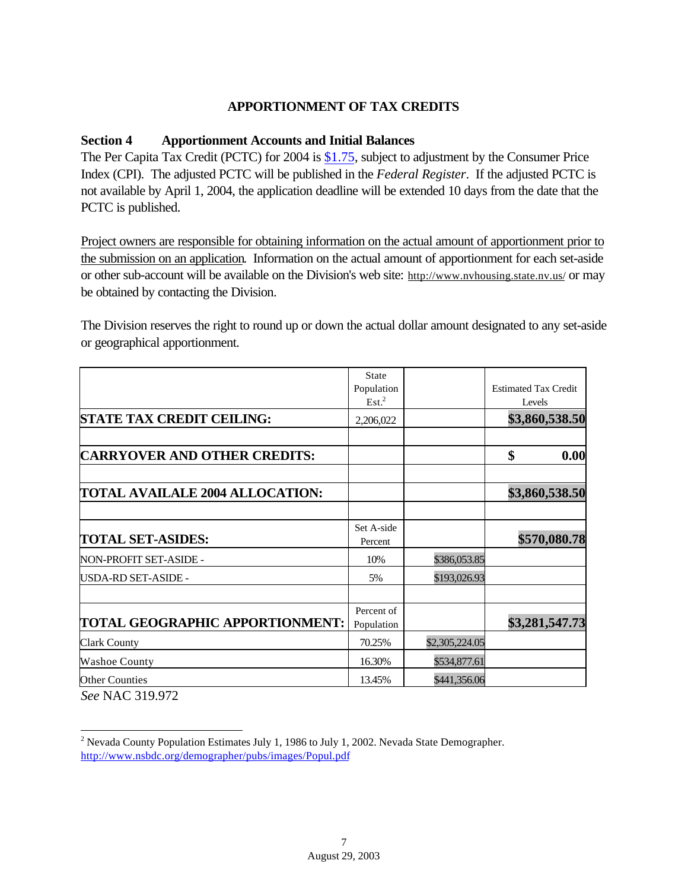## APPORTIONMENT OF TAX CREDITS

### Section 4 Apportionment Accounts and Initial Balances

The Per Capita Tax Credit (PCTC) for 2004 is $1.75, subject to adjustment by the Consumer Price Index (CPI). The adjusted PCTC will be published in the *Federal Register*. If the adjusted PCTC is not available by April 1, 2004, the application deadline will be extended 10 days from the date that the PCTC is published.

Project owners are responsible for obtaining information on the actual amount of apportionment prior to the submission on an application. Information on the actual amount of apportionment for each set-aside or other sub-account will be available on the Division's web site: http://www.nvhousing.state.nv.us/ or may be obtained by contacting the Division.

The Division reserves the right to round up or down the actual dollar amount designated to any set-aside or geographical apportionment.

| | State Population Est.[2] | | Estimated Tax Credit Levels |
|---|---|---|---|
| **STATE TAX CREDIT CEILING:** | 2,206,022 | | **$3,860,538.50** |
| | | | |
| **CARRYOVER AND OTHER CREDITS:** | | | **$ 0.00** |
| | | | |
| **TOTAL AVAILALE 2004 ALLOCATION:** | | | **$3,860,538.50** |
| | | | |
| **TOTAL SET-ASIDES:** | Set A-side Percent | | **$570,080.78** |
| NON-PROFIT SET-ASIDE - | 10% | $386,053.85 | |
| USDA-RD SET-ASIDE - | 5% | $193,026.93 | |
| | | | |
| **TOTAL GEOGRAPHIC APPORTIONMENT:** | Percent of Population | | **$3,281,547.73** |
| Clark County | 70.25% | $2,305,224.05 | |
| Washoe County | 16.30% | $534,877.61 | |
| Other Counties | 13.45% | $441,356.06 | |

*See* NAC 319.972

[2] Nevada County Population Estimates July 1, 1986 to July 1, 2002. Nevada State Demographer. http://www.nsbdc.org/demographer/pubs/images/Popul.pdf

August 29, 2003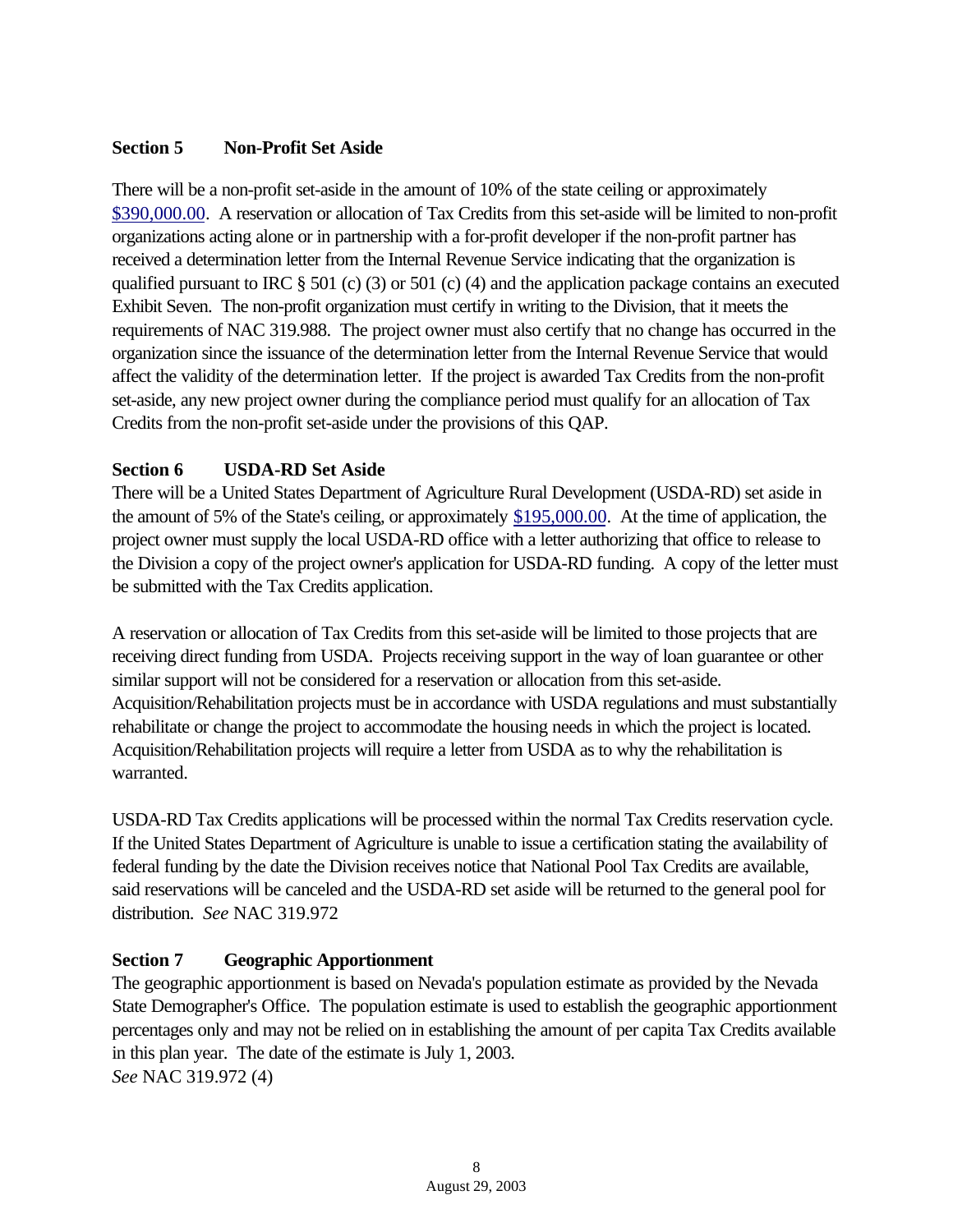## Section 5 Non-Profit Set Aside

There will be a non-profit set-aside in the amount of 10% of the state ceiling or approximately $390,000.00. A reservation or allocation of Tax Credits from this set-aside will be limited to non-profit organizations acting alone or in partnership with a for-profit developer if the non-profit partner has received a determination letter from the Internal Revenue Service indicating that the organization is qualified pursuant to IRC § 501 (c) (3) or 501 (c) (4) and the application package contains an executed Exhibit Seven. The non-profit organization must certify in writing to the Division, that it meets the requirements of NAC 319.988. The project owner must also certify that no change has occurred in the organization since the issuance of the determination letter from the Internal Revenue Service that would affect the validity of the determination letter. If the project is awarded Tax Credits from the non-profit set-aside, any new project owner during the compliance period must qualify for an allocation of Tax Credits from the non-profit set-aside under the provisions of this QAP.

## Section 6 USDA-RD Set Aside

There will be a United States Department of Agriculture Rural Development (USDA-RD) set aside in the amount of 5% of the State's ceiling, or approximately $195,000.00. At the time of application, the project owner must supply the local USDA-RD office with a letter authorizing that office to release to the Division a copy of the project owner's application for USDA-RD funding. A copy of the letter must be submitted with the Tax Credits application.

A reservation or allocation of Tax Credits from this set-aside will be limited to those projects that are receiving direct funding from USDA. Projects receiving support in the way of loan guarantee or other similar support will not be considered for a reservation or allocation from this set-aside. Acquisition/Rehabilitation projects must be in accordance with USDA regulations and must substantially rehabilitate or change the project to accommodate the housing needs in which the project is located. Acquisition/Rehabilitation projects will require a letter from USDA as to why the rehabilitation is warranted.

USDA-RD Tax Credits applications will be processed within the normal Tax Credits reservation cycle. If the United States Department of Agriculture is unable to issue a certification stating the availability of federal funding by the date the Division receives notice that National Pool Tax Credits are available, said reservations will be canceled and the USDA-RD set aside will be returned to the general pool for distribution. *See* NAC 319.972

## Section 7 Geographic Apportionment

The geographic apportionment is based on Nevada's population estimate as provided by the Nevada State Demographer's Office. The population estimate is used to establish the geographic apportionment percentages only and may not be relied on in establishing the amount of per capita Tax Credits available in this plan year. The date of the estimate is July 1, 2003.
*See* NAC 319.972 (4)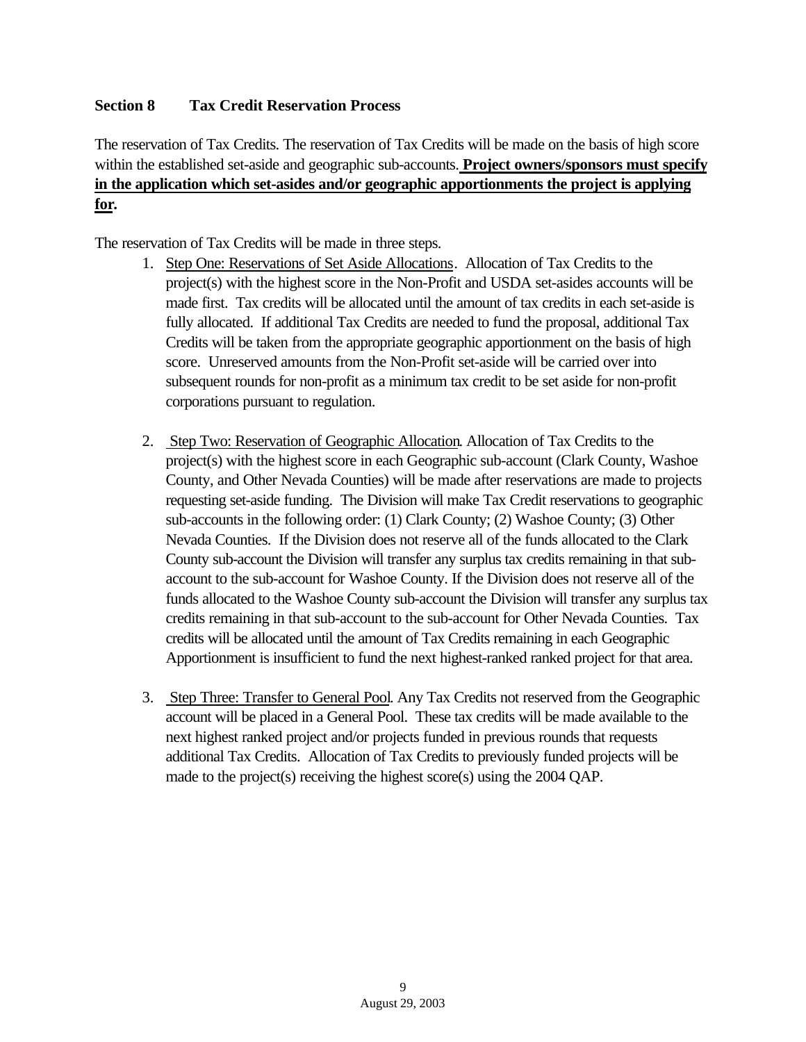## Section 8 Tax Credit Reservation Process

The reservation of Tax Credits. The reservation of Tax Credits will be made on the basis of high score within the established set-aside and geographic sub-accounts. **Project owners/sponsors must specify in the application which set-asides and/or geographic apportionments the project is applying for.**

The reservation of Tax Credits will be made in three steps.

1. Step One: Reservations of Set Aside Allocations. Allocation of Tax Credits to the project(s) with the highest score in the Non-Profit and USDA set-asides accounts will be made first. Tax credits will be allocated until the amount of tax credits in each set-aside is fully allocated. If additional Tax Credits are needed to fund the proposal, additional Tax Credits will be taken from the appropriate geographic apportionment on the basis of high score. Unreserved amounts from the Non-Profit set-aside will be carried over into subsequent rounds for non-profit as a minimum tax credit to be set aside for non-profit corporations pursuant to regulation.

2. Step Two: Reservation of Geographic Allocation. Allocation of Tax Credits to the project(s) with the highest score in each Geographic sub-account (Clark County, Washoe County, and Other Nevada Counties) will be made after reservations are made to projects requesting set-aside funding. The Division will make Tax Credit reservations to geographic sub-accounts in the following order: (1) Clark County; (2) Washoe County; (3) Other Nevada Counties. If the Division does not reserve all of the funds allocated to the Clark County sub-account the Division will transfer any surplus tax credits remaining in that sub-account to the sub-account for Washoe County. If the Division does not reserve all of the funds allocated to the Washoe County sub-account the Division will transfer any surplus tax credits remaining in that sub-account to the sub-account for Other Nevada Counties. Tax credits will be allocated until the amount of Tax Credits remaining in each Geographic Apportionment is insufficient to fund the next highest-ranked ranked project for that area.

3. Step Three: Transfer to General Pool. Any Tax Credits not reserved from the Geographic account will be placed in a General Pool. These tax credits will be made available to the next highest ranked project and/or projects funded in previous rounds that requests additional Tax Credits. Allocation of Tax Credits to previously funded projects will be made to the project(s) receiving the highest score(s) using the 2004 QAP.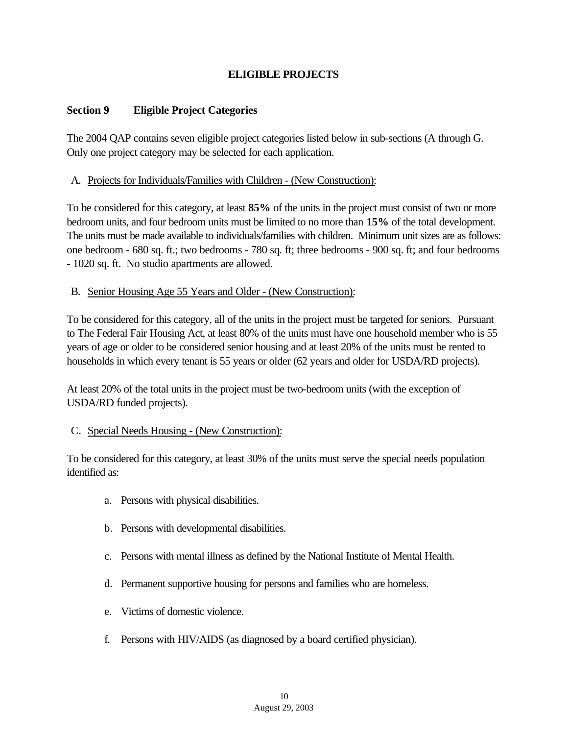## ELIGIBLE PROJECTS

### Section 9 Eligible Project Categories

The 2004 QAP contains seven eligible project categories listed below in sub-sections (A through G. Only one project category may be selected for each application.

A. Projects for Individuals/Families with Children - (New Construction):

To be considered for this category, at least **85%** of the units in the project must consist of two or more bedroom units, and four bedroom units must be limited to no more than **15%** of the total development. The units must be made available to individuals/families with children. Minimum unit sizes are as follows: one bedroom - 680 sq. ft.; two bedrooms - 780 sq. ft; three bedrooms - 900 sq. ft; and four bedrooms - 1020 sq. ft. No studio apartments are allowed.

B. Senior Housing Age 55 Years and Older - (New Construction):

To be considered for this category, all of the units in the project must be targeted for seniors. Pursuant to The Federal Fair Housing Act, at least 80% of the units must have one household member who is 55 years of age or older to be considered senior housing and at least 20% of the units must be rented to households in which every tenant is 55 years or older (62 years and older for USDA/RD projects).

At least 20% of the total units in the project must be two-bedroom units (with the exception of USDA/RD funded projects).

C. Special Needs Housing - (New Construction):

To be considered for this category, at least 30% of the units must serve the special needs population identified as:

a. Persons with physical disabilities.

b. Persons with developmental disabilities.

c. Persons with mental illness as defined by the National Institute of Mental Health.

d. Permanent supportive housing for persons and families who are homeless.

e. Victims of domestic violence.

f. Persons with HIV/AIDS (as diagnosed by a board certified physician).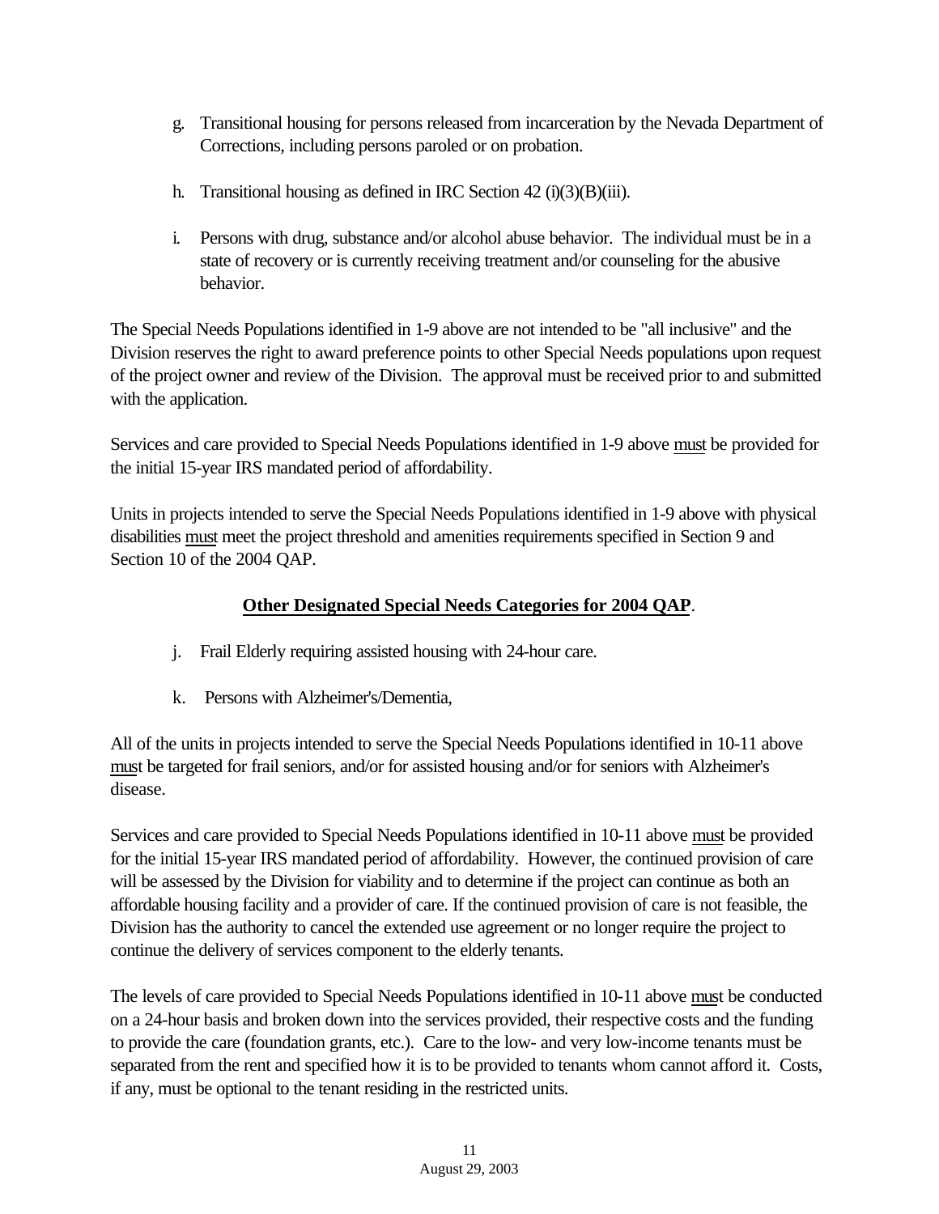g. Transitional housing for persons released from incarceration by the Nevada Department of Corrections, including persons paroled or on probation.

h. Transitional housing as defined in IRC Section 42 (i)(3)(B)(iii).

i. Persons with drug, substance and/or alcohol abuse behavior. The individual must be in a state of recovery or is currently receiving treatment and/or counseling for the abusive behavior.

The Special Needs Populations identified in 1-9 above are not intended to be "all inclusive" and the Division reserves the right to award preference points to other Special Needs populations upon request of the project owner and review of the Division. The approval must be received prior to and submitted with the application.

Services and care provided to Special Needs Populations identified in 1-9 above must be provided for the initial 15-year IRS mandated period of affordability.

Units in projects intended to serve the Special Needs Populations identified in 1-9 above with physical disabilities must meet the project threshold and amenities requirements specified in Section 9 and Section 10 of the 2004 QAP.

**Other Designated Special Needs Categories for 2004 QAP**.

j. Frail Elderly requiring assisted housing with 24-hour care.

k. Persons with Alzheimer's/Dementia,

All of the units in projects intended to serve the Special Needs Populations identified in 10-11 above must be targeted for frail seniors, and/or for assisted housing and/or for seniors with Alzheimer's disease.

Services and care provided to Special Needs Populations identified in 10-11 above must be provided for the initial 15-year IRS mandated period of affordability. However, the continued provision of care will be assessed by the Division for viability and to determine if the project can continue as both an affordable housing facility and a provider of care. If the continued provision of care is not feasible, the Division has the authority to cancel the extended use agreement or no longer require the project to continue the delivery of services component to the elderly tenants.

The levels of care provided to Special Needs Populations identified in 10-11 above must be conducted on a 24-hour basis and broken down into the services provided, their respective costs and the funding to provide the care (foundation grants, etc.). Care to the low- and very low-income tenants must be separated from the rent and specified how it is to be provided to tenants whom cannot afford it. Costs, if any, must be optional to the tenant residing in the restricted units.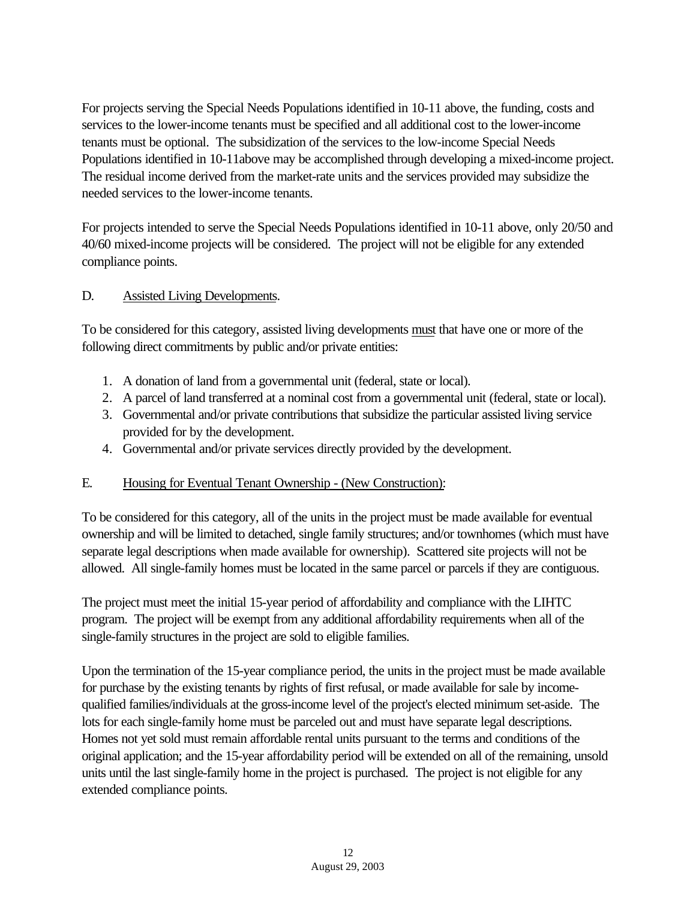For projects serving the Special Needs Populations identified in 10-11 above, the funding, costs and services to the lower-income tenants must be specified and all additional cost to the lower-income tenants must be optional. The subsidization of the services to the low-income Special Needs Populations identified in 10-11above may be accomplished through developing a mixed-income project. The residual income derived from the market-rate units and the services provided may subsidize the needed services to the lower-income tenants.

For projects intended to serve the Special Needs Populations identified in 10-11 above, only 20/50 and 40/60 mixed-income projects will be considered. The project will not be eligible for any extended compliance points.

D. Assisted Living Developments.

To be considered for this category, assisted living developments must that have one or more of the following direct commitments by public and/or private entities:

1. A donation of land from a governmental unit (federal, state or local).
2. A parcel of land transferred at a nominal cost from a governmental unit (federal, state or local).
3. Governmental and/or private contributions that subsidize the particular assisted living service provided for by the development.
4. Governmental and/or private services directly provided by the development.

E. Housing for Eventual Tenant Ownership - (New Construction):

To be considered for this category, all of the units in the project must be made available for eventual ownership and will be limited to detached, single family structures; and/or townhomes (which must have separate legal descriptions when made available for ownership). Scattered site projects will not be allowed. All single-family homes must be located in the same parcel or parcels if they are contiguous.

The project must meet the initial 15-year period of affordability and compliance with the LIHTC program. The project will be exempt from any additional affordability requirements when all of the single-family structures in the project are sold to eligible families.

Upon the termination of the 15-year compliance period, the units in the project must be made available for purchase by the existing tenants by rights of first refusal, or made available for sale by income-qualified families/individuals at the gross-income level of the project's elected minimum set-aside. The lots for each single-family home must be parceled out and must have separate legal descriptions. Homes not yet sold must remain affordable rental units pursuant to the terms and conditions of the original application; and the 15-year affordability period will be extended on all of the remaining, unsold units until the last single-family home in the project is purchased. The project is not eligible for any extended compliance points.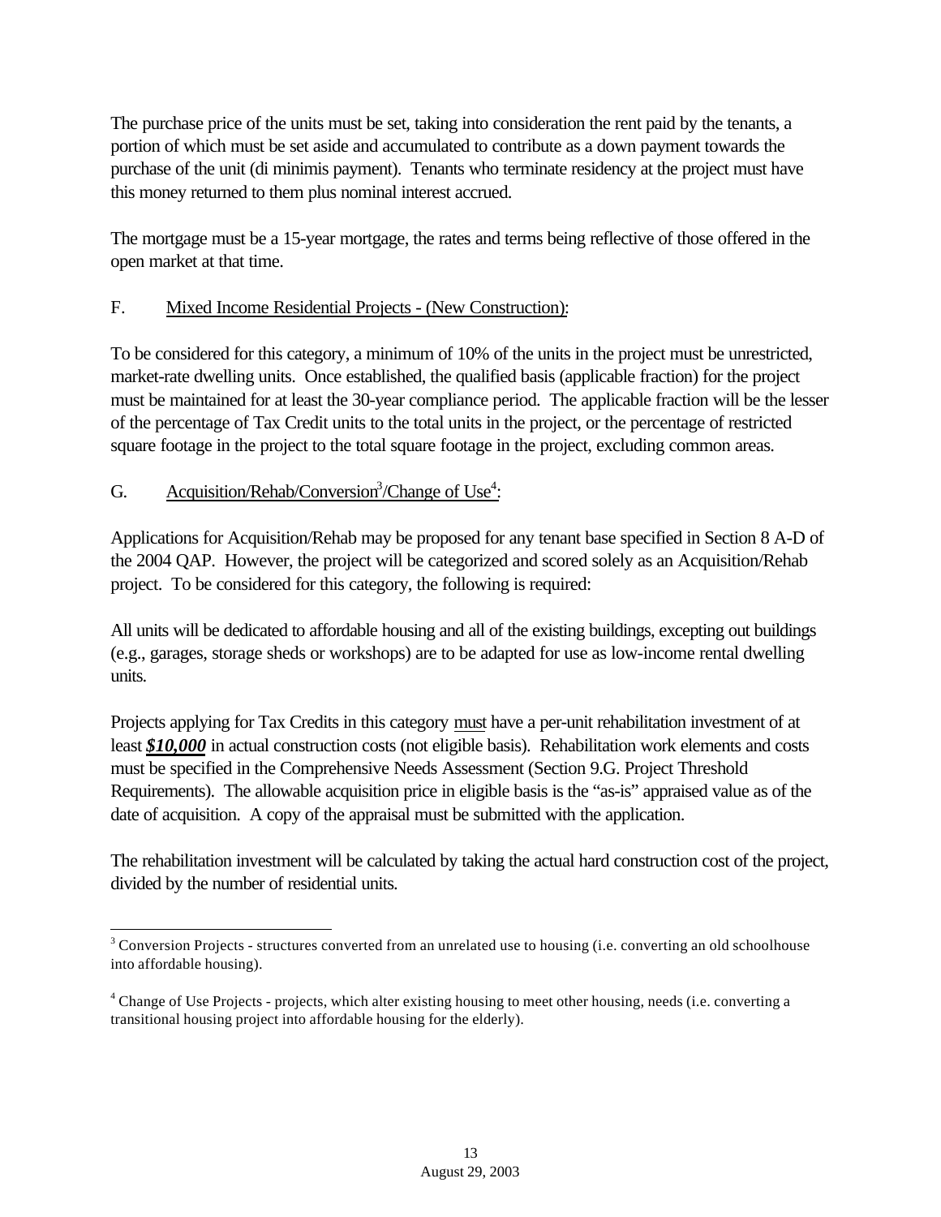The purchase price of the units must be set, taking into consideration the rent paid by the tenants, a portion of which must be set aside and accumulated to contribute as a down payment towards the purchase of the unit (di minimis payment). Tenants who terminate residency at the project must have this money returned to them plus nominal interest accrued.

The mortgage must be a 15-year mortgage, the rates and terms being reflective of those offered in the open market at that time.

F. Mixed Income Residential Projects - (New Construction):

To be considered for this category, a minimum of 10% of the units in the project must be unrestricted, market-rate dwelling units. Once established, the qualified basis (applicable fraction) for the project must be maintained for at least the 30-year compliance period. The applicable fraction will be the lesser of the percentage of Tax Credit units to the total units in the project, or the percentage of restricted square footage in the project to the total square footage in the project, excluding common areas.

G. Acquisition/Rehab/Conversion[3]/Change of Use[4]:

Applications for Acquisition/Rehab may be proposed for any tenant base specified in Section 8 A-D of the 2004 QAP. However, the project will be categorized and scored solely as an Acquisition/Rehab project. To be considered for this category, the following is required:

All units will be dedicated to affordable housing and all of the existing buildings, excepting out buildings (e.g., garages, storage sheds or workshops) are to be adapted for use as low-income rental dwelling units.

Projects applying for Tax Credits in this category must have a per-unit rehabilitation investment of at least ***$10,000*** in actual construction costs (not eligible basis). Rehabilitation work elements and costs must be specified in the Comprehensive Needs Assessment (Section 9.G. Project Threshold Requirements). The allowable acquisition price in eligible basis is the "as-is" appraised value as of the date of acquisition. A copy of the appraisal must be submitted with the application.

The rehabilitation investment will be calculated by taking the actual hard construction cost of the project, divided by the number of residential units.

---

[3] Conversion Projects - structures converted from an unrelated use to housing (i.e. converting an old schoolhouse into affordable housing).

[4] Change of Use Projects - projects, which alter existing housing to meet other housing, needs (i.e. converting a transitional housing project into affordable housing for the elderly).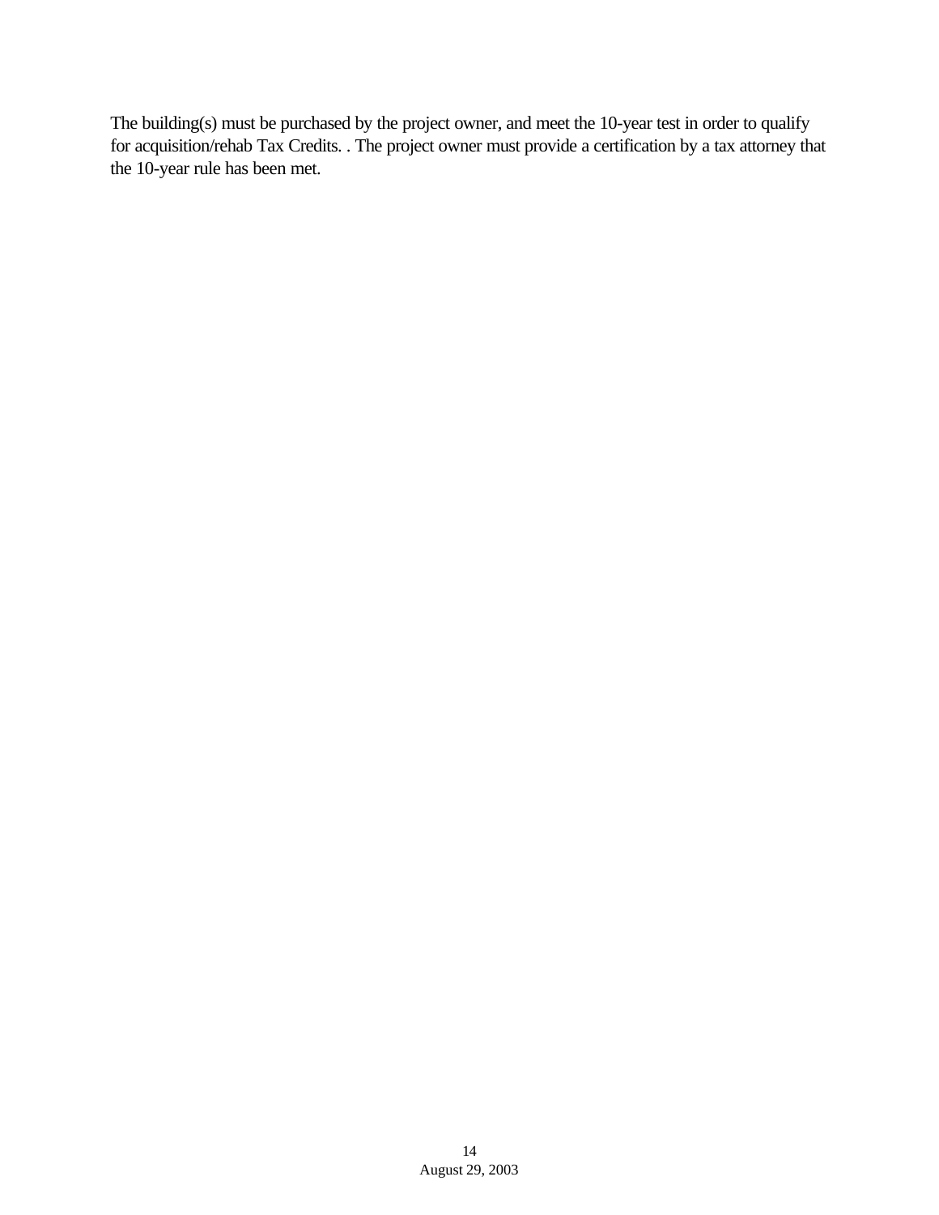The building(s) must be purchased by the project owner, and meet the 10-year test in order to qualify for acquisition/rehab Tax Credits. . The project owner must provide a certification by a tax attorney that the 10-year rule has been met.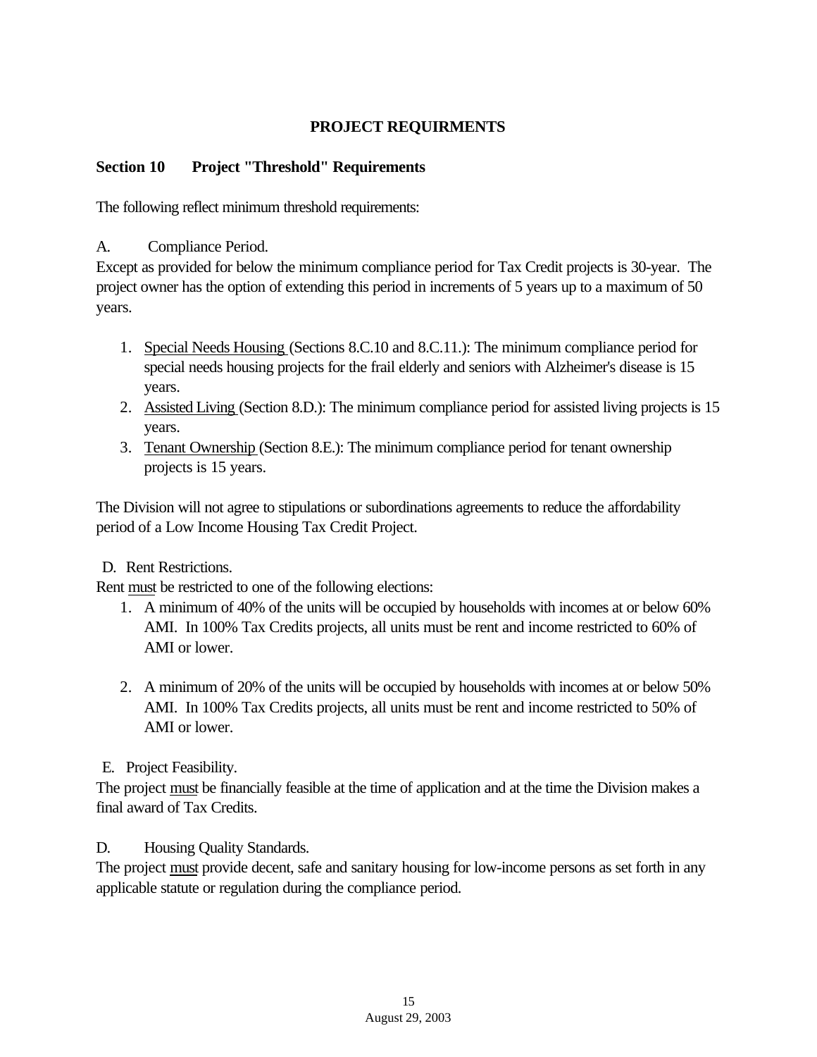## PROJECT REQUIRMENTS

### Section 10 Project "Threshold" Requirements

The following reflect minimum threshold requirements:

A. Compliance Period.

Except as provided for below the minimum compliance period for Tax Credit projects is 30-year. The project owner has the option of extending this period in increments of 5 years up to a maximum of 50 years.

1. Special Needs Housing (Sections 8.C.10 and 8.C.11.): The minimum compliance period for special needs housing projects for the frail elderly and seniors with Alzheimer's disease is 15 years.
2. Assisted Living (Section 8.D.): The minimum compliance period for assisted living projects is 15 years.
3. Tenant Ownership (Section 8.E.): The minimum compliance period for tenant ownership projects is 15 years.

The Division will not agree to stipulations or subordinations agreements to reduce the affordability period of a Low Income Housing Tax Credit Project.

D. Rent Restrictions.

Rent must be restricted to one of the following elections:

1. A minimum of 40% of the units will be occupied by households with incomes at or below 60% AMI. In 100% Tax Credits projects, all units must be rent and income restricted to 60% of AMI or lower.

2. A minimum of 20% of the units will be occupied by households with incomes at or below 50% AMI. In 100% Tax Credits projects, all units must be rent and income restricted to 50% of AMI or lower.

E. Project Feasibility.

The project must be financially feasible at the time of application and at the time the Division makes a final award of Tax Credits.

D. Housing Quality Standards.

The project must provide decent, safe and sanitary housing for low-income persons as set forth in any applicable statute or regulation during the compliance period.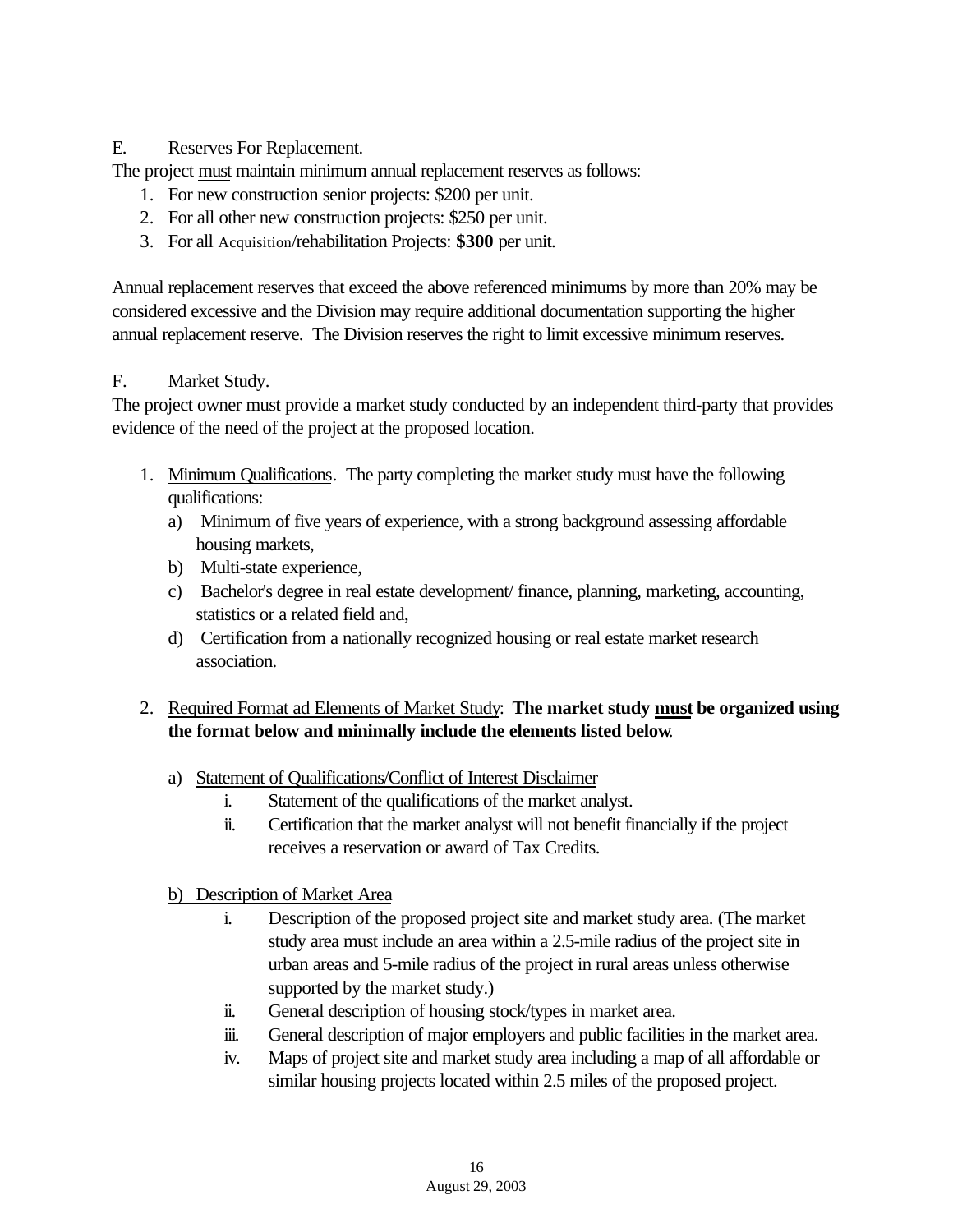E. Reserves For Replacement.

The project <u>must</u> maintain minimum annual replacement reserves as follows:

1. For new construction senior projects: $200 per unit.
2. For all other new construction projects: $250 per unit.
3. For all Acquisition/rehabilitation Projects: **$300** per unit.

Annual replacement reserves that exceed the above referenced minimums by more than 20% may be considered excessive and the Division may require additional documentation supporting the higher annual replacement reserve. The Division reserves the right to limit excessive minimum reserves.

F. Market Study.

The project owner must provide a market study conducted by an independent third-party that provides evidence of the need of the project at the proposed location.

1. <u>Minimum Qualifications</u>. The party completing the market study must have the following qualifications:
   a) Minimum of five years of experience, with a strong background assessing affordable housing markets,
   b) Multi-state experience,
   c) Bachelor's degree in real estate development/ finance, planning, marketing, accounting, statistics or a related field and,
   d) Certification from a nationally recognized housing or real estate market research association.

2. <u>Required Format ad Elements of Market Study</u>: **The market study <u>must</u> be organized using the format below and minimally include the elements listed below.**

   a) <u>Statement of Qualifications/Conflict of Interest Disclaimer</u>
      i. Statement of the qualifications of the market analyst.
      ii. Certification that the market analyst will not benefit financially if the project receives a reservation or award of Tax Credits.

   b) <u>Description of Market Area</u>
      i. Description of the proposed project site and market study area. (The market study area must include an area within a 2.5-mile radius of the project site in urban areas and 5-mile radius of the project in rural areas unless otherwise supported by the market study.)
      ii. General description of housing stock/types in market area.
      iii. General description of major employers and public facilities in the market area.
      iv. Maps of project site and market study area including a map of all affordable or similar housing projects located within 2.5 miles of the proposed project.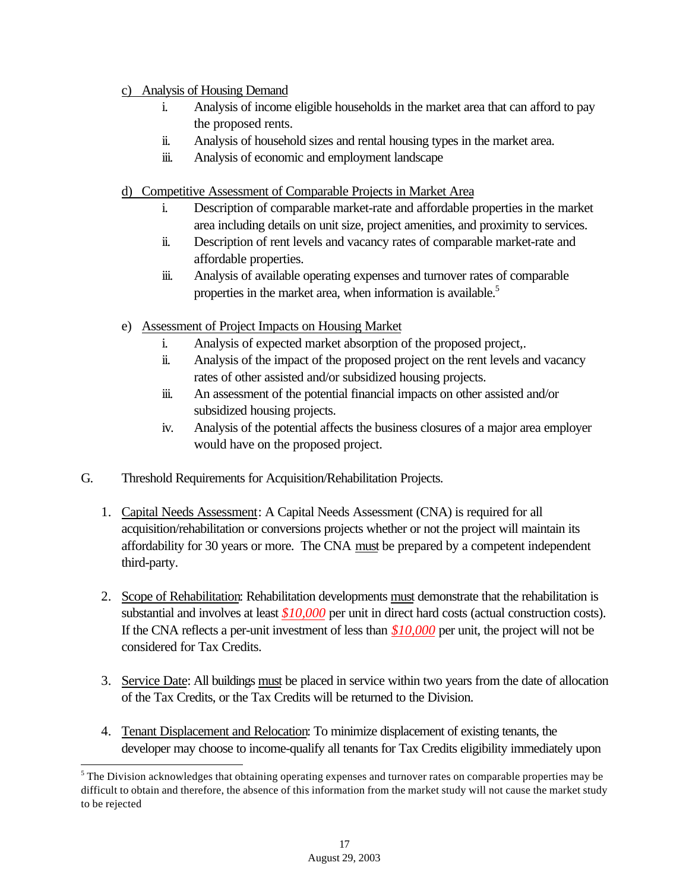c) Analysis of Housing Demand

i. Analysis of income eligible households in the market area that can afford to pay the proposed rents.
ii. Analysis of household sizes and rental housing types in the market area.
iii. Analysis of economic and employment landscape

d) Competitive Assessment of Comparable Projects in Market Area

i. Description of comparable market-rate and affordable properties in the market area including details on unit size, project amenities, and proximity to services.
ii. Description of rent levels and vacancy rates of comparable market-rate and affordable properties.
iii. Analysis of available operating expenses and turnover rates of comparable properties in the market area, when information is available.[5]

e) Assessment of Project Impacts on Housing Market

i. Analysis of expected market absorption of the proposed project,.
ii. Analysis of the impact of the proposed project on the rent levels and vacancy rates of other assisted and/or subsidized housing projects.
iii. An assessment of the potential financial impacts on other assisted and/or subsidized housing projects.
iv. Analysis of the potential affects the business closures of a major area employer would have on the proposed project.

G. Threshold Requirements for Acquisition/Rehabilitation Projects.

1. Capital Needs Assessment: A Capital Needs Assessment (CNA) is required for all acquisition/rehabilitation or conversions projects whether or not the project will maintain its affordability for 30 years or more. The CNA must be prepared by a competent independent third-party.

2. Scope of Rehabilitation: Rehabilitation developments must demonstrate that the rehabilitation is substantial and involves at least *$10,000* per unit in direct hard costs (actual construction costs). If the CNA reflects a per-unit investment of less than *$10,000* per unit, the project will not be considered for Tax Credits.

3. Service Date: All buildings must be placed in service within two years from the date of allocation of the Tax Credits, or the Tax Credits will be returned to the Division.

4. Tenant Displacement and Relocation: To minimize displacement of existing tenants, the developer may choose to income-qualify all tenants for Tax Credits eligibility immediately upon

---

[5] The Division acknowledges that obtaining operating expenses and turnover rates on comparable properties may be difficult to obtain and therefore, the absence of this information from the market study will not cause the market study to be rejected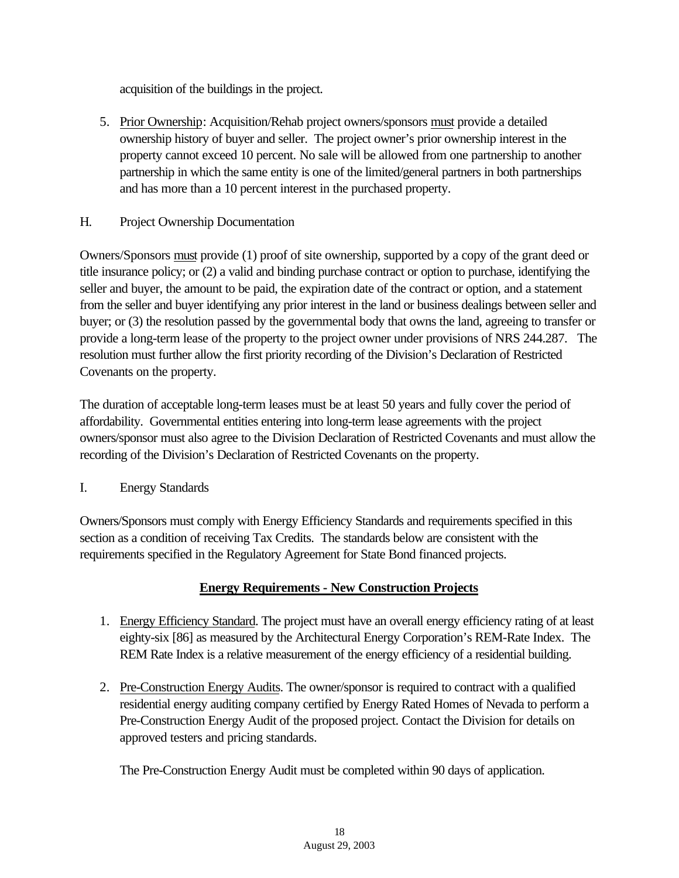acquisition of the buildings in the project.

5. Prior Ownership: Acquisition/Rehab project owners/sponsors must provide a detailed ownership history of buyer and seller. The project owner's prior ownership interest in the property cannot exceed 10 percent. No sale will be allowed from one partnership to another partnership in which the same entity is one of the limited/general partners in both partnerships and has more than a 10 percent interest in the purchased property.

H. Project Ownership Documentation

Owners/Sponsors must provide (1) proof of site ownership, supported by a copy of the grant deed or title insurance policy; or (2) a valid and binding purchase contract or option to purchase, identifying the seller and buyer, the amount to be paid, the expiration date of the contract or option, and a statement from the seller and buyer identifying any prior interest in the land or business dealings between seller and buyer; or (3) the resolution passed by the governmental body that owns the land, agreeing to transfer or provide a long-term lease of the property to the project owner under provisions of NRS 244.287. The resolution must further allow the first priority recording of the Division's Declaration of Restricted Covenants on the property.

The duration of acceptable long-term leases must be at least 50 years and fully cover the period of affordability. Governmental entities entering into long-term lease agreements with the project owners/sponsor must also agree to the Division Declaration of Restricted Covenants and must allow the recording of the Division's Declaration of Restricted Covenants on the property.

I. Energy Standards

Owners/Sponsors must comply with Energy Efficiency Standards and requirements specified in this section as a condition of receiving Tax Credits. The standards below are consistent with the requirements specified in the Regulatory Agreement for State Bond financed projects.

**Energy Requirements - New Construction Projects**

1. Energy Efficiency Standard. The project must have an overall energy efficiency rating of at least eighty-six [86] as measured by the Architectural Energy Corporation's REM-Rate Index. The REM Rate Index is a relative measurement of the energy efficiency of a residential building.

2. Pre-Construction Energy Audits. The owner/sponsor is required to contract with a qualified residential energy auditing company certified by Energy Rated Homes of Nevada to perform a Pre-Construction Energy Audit of the proposed project. Contact the Division for details on approved testers and pricing standards.

   The Pre-Construction Energy Audit must be completed within 90 days of application.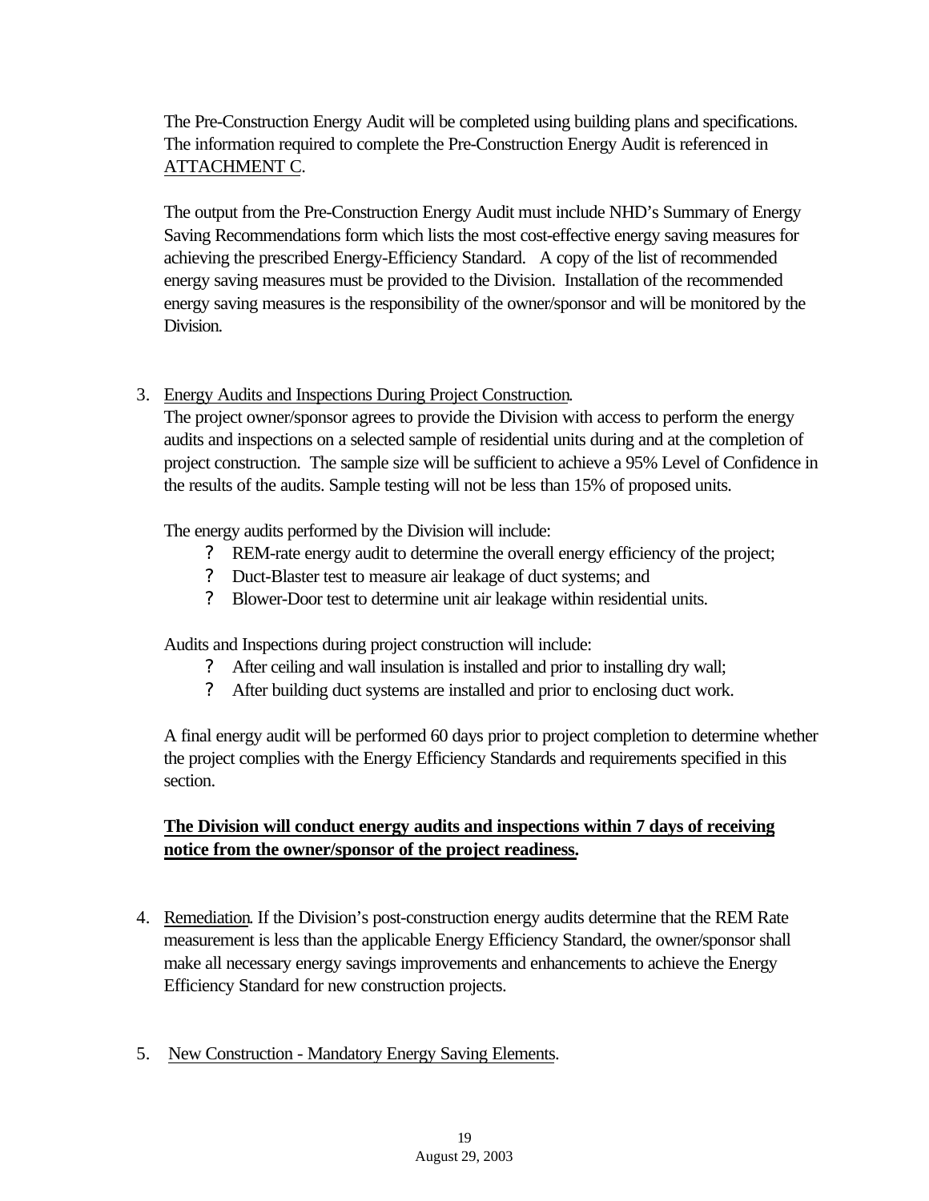The Pre-Construction Energy Audit will be completed using building plans and specifications. The information required to complete the Pre-Construction Energy Audit is referenced in ATTACHMENT C.

The output from the Pre-Construction Energy Audit must include NHD's Summary of Energy Saving Recommendations form which lists the most cost-effective energy saving measures for achieving the prescribed Energy-Efficiency Standard. A copy of the list of recommended energy saving measures must be provided to the Division. Installation of the recommended energy saving measures is the responsibility of the owner/sponsor and will be monitored by the Division.

3. Energy Audits and Inspections During Project Construction.
   The project owner/sponsor agrees to provide the Division with access to perform the energy audits and inspections on a selected sample of residential units during and at the completion of project construction. The sample size will be sufficient to achieve a 95% Level of Confidence in the results of the audits. Sample testing will not be less than 15% of proposed units.

   The energy audits performed by the Division will include:
   - REM-rate energy audit to determine the overall energy efficiency of the project;
   - Duct-Blaster test to measure air leakage of duct systems; and
   - Blower-Door test to determine unit air leakage within residential units.

   Audits and Inspections during project construction will include:
   - After ceiling and wall insulation is installed and prior to installing dry wall;
   - After building duct systems are installed and prior to enclosing duct work.

   A final energy audit will be performed 60 days prior to project completion to determine whether the project complies with the Energy Efficiency Standards and requirements specified in this section.

   **The Division will conduct energy audits and inspections within 7 days of receiving notice from the owner/sponsor of the project readiness.**

4. Remediation. If the Division's post-construction energy audits determine that the REM Rate measurement is less than the applicable Energy Efficiency Standard, the owner/sponsor shall make all necessary energy savings improvements and enhancements to achieve the Energy Efficiency Standard for new construction projects.

5. New Construction - Mandatory Energy Saving Elements.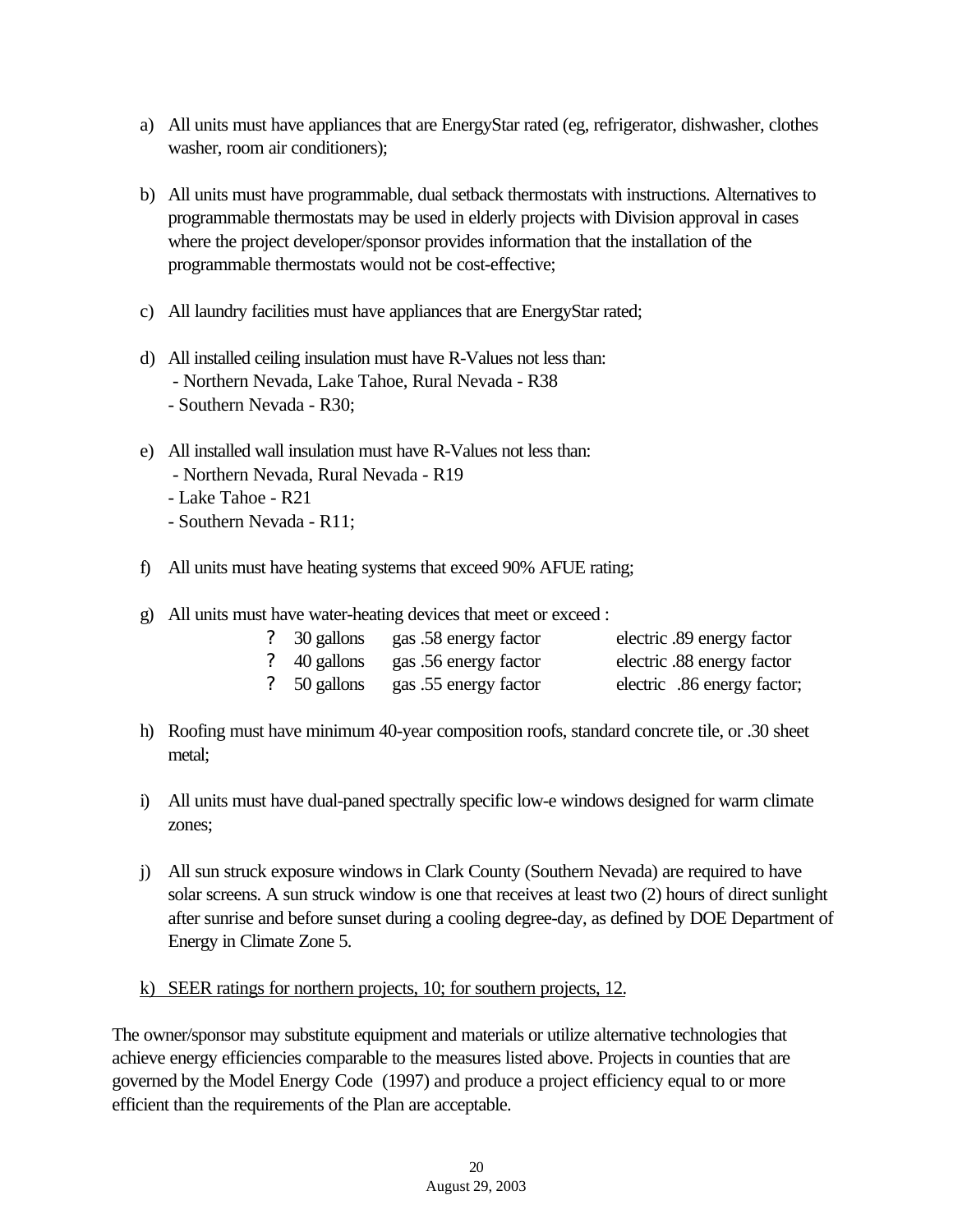a) All units must have appliances that are EnergyStar rated (eg, refrigerator, dishwasher, clothes washer, room air conditioners);

b) All units must have programmable, dual setback thermostats with instructions. Alternatives to programmable thermostats may be used in elderly projects with Division approval in cases where the project developer/sponsor provides information that the installation of the programmable thermostats would not be cost-effective;

c) All laundry facilities must have appliances that are EnergyStar rated;

d) All installed ceiling insulation must have R-Values not less than:
   - Northern Nevada, Lake Tahoe, Rural Nevada - R38
   - Southern Nevada - R30;

e) All installed wall insulation must have R-Values not less than:
   - Northern Nevada, Rural Nevada - R19
   - Lake Tahoe - R21
   - Southern Nevada - R11;

f) All units must have heating systems that exceed 90% AFUE rating;

g) All units must have water-heating devices that meet or exceed :
   - 30 gallons gas .58 energy factor electric .89 energy factor
   - 40 gallons gas .56 energy factor electric .88 energy factor
   - 50 gallons gas .55 energy factor electric .86 energy factor;

h) Roofing must have minimum 40-year composition roofs, standard concrete tile, or .30 sheet metal;

i) All units must have dual-paned spectrally specific low-e windows designed for warm climate zones;

j) All sun struck exposure windows in Clark County (Southern Nevada) are required to have solar screens. A sun struck window is one that receives at least two (2) hours of direct sunlight after sunrise and before sunset during a cooling degree-day, as defined by DOE Department of Energy in Climate Zone 5.

k) SEER ratings for northern projects, 10; for southern projects, 12.

The owner/sponsor may substitute equipment and materials or utilize alternative technologies that achieve energy efficiencies comparable to the measures listed above. Projects in counties that are governed by the Model Energy Code (1997) and produce a project efficiency equal to or more efficient than the requirements of the Plan are acceptable.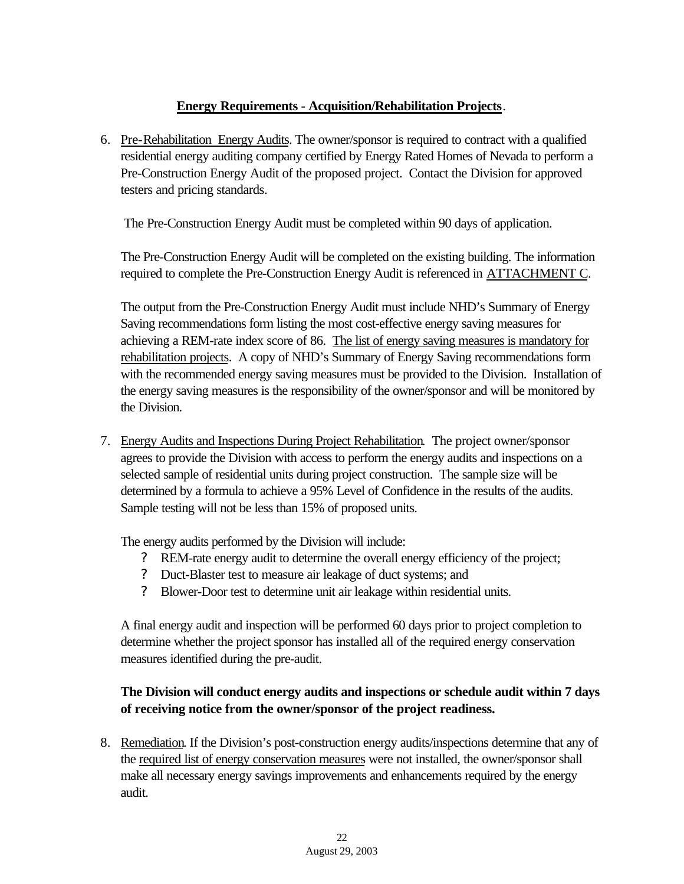**Energy Requirements - Acquisition/Rehabilitation Projects**.

6. Pre-Rehabilitation Energy Audits. The owner/sponsor is required to contract with a qualified residential energy auditing company certified by Energy Rated Homes of Nevada to perform a Pre-Construction Energy Audit of the proposed project. Contact the Division for approved testers and pricing standards.

   The Pre-Construction Energy Audit must be completed within 90 days of application.

   The Pre-Construction Energy Audit will be completed on the existing building. The information required to complete the Pre-Construction Energy Audit is referenced in ATTACHMENT C.

   The output from the Pre-Construction Energy Audit must include NHD's Summary of Energy Saving recommendations form listing the most cost-effective energy saving measures for achieving a REM-rate index score of 86. The list of energy saving measures is mandatory for rehabilitation projects. A copy of NHD's Summary of Energy Saving recommendations form with the recommended energy saving measures must be provided to the Division. Installation of the energy saving measures is the responsibility of the owner/sponsor and will be monitored by the Division.

7. Energy Audits and Inspections During Project Rehabilitation. The project owner/sponsor agrees to provide the Division with access to perform the energy audits and inspections on a selected sample of residential units during project construction. The sample size will be determined by a formula to achieve a 95% Level of Confidence in the results of the audits. Sample testing will not be less than 15% of proposed units.

   The energy audits performed by the Division will include:

   - REM-rate energy audit to determine the overall energy efficiency of the project;
   - Duct-Blaster test to measure air leakage of duct systems; and
   - Blower-Door test to determine unit air leakage within residential units.

   A final energy audit and inspection will be performed 60 days prior to project completion to determine whether the project sponsor has installed all of the required energy conservation measures identified during the pre-audit.

   **The Division will conduct energy audits and inspections or schedule audit within 7 days of receiving notice from the owner/sponsor of the project readiness.**

8. Remediation. If the Division's post-construction energy audits/inspections determine that any of the required list of energy conservation measures were not installed, the owner/sponsor shall make all necessary energy savings improvements and enhancements required by the energy audit.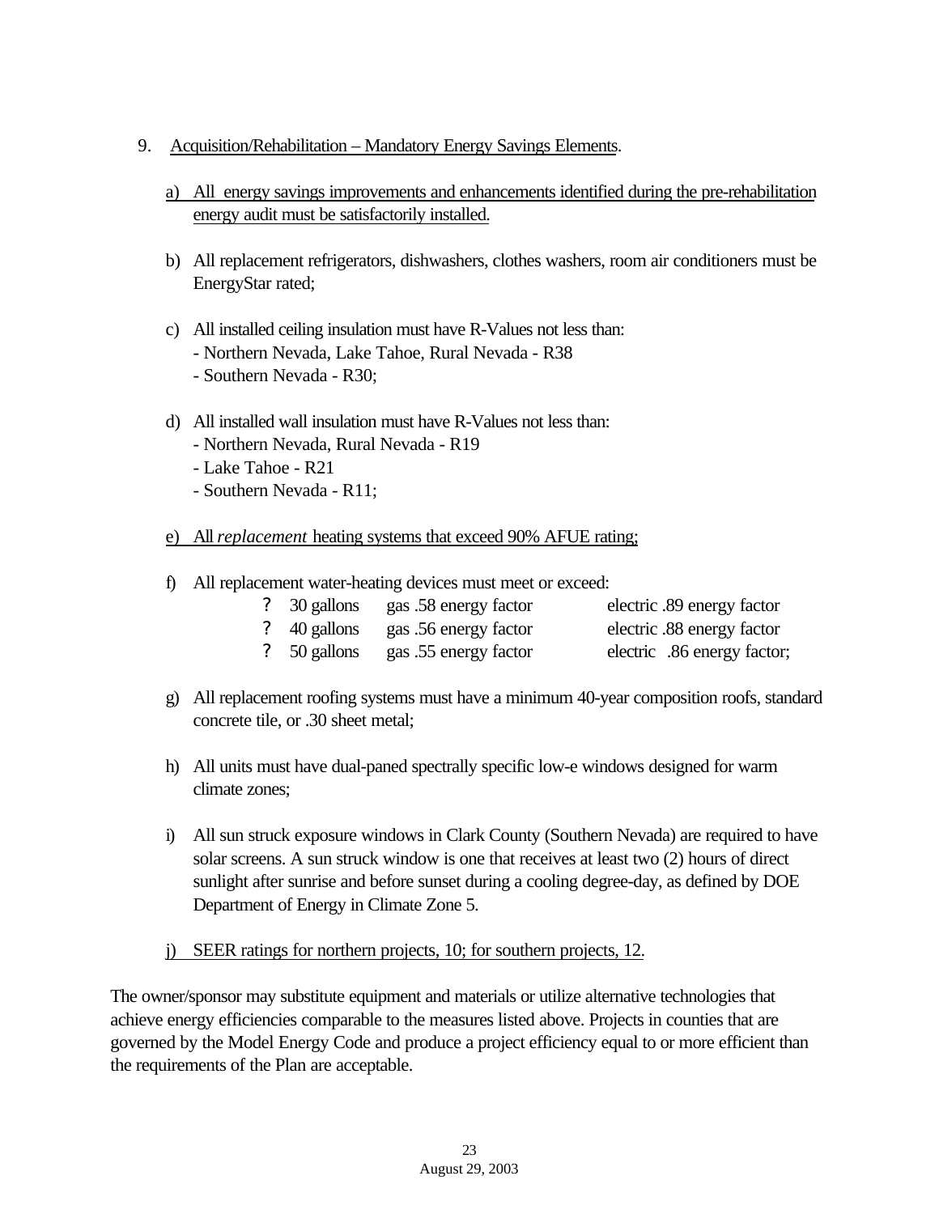9. Acquisition/Rehabilitation – Mandatory Energy Savings Elements.

   a) All energy savings improvements and enhancements identified during the pre-rehabilitation energy audit must be satisfactorily installed.

   b) All replacement refrigerators, dishwashers, clothes washers, room air conditioners must be EnergyStar rated;

   c) All installed ceiling insulation must have R-Values not less than:
      - Northern Nevada, Lake Tahoe, Rural Nevada - R38
      - Southern Nevada - R30;

   d) All installed wall insulation must have R-Values not less than:
      - Northern Nevada, Rural Nevada - R19
      - Lake Tahoe - R21
      - Southern Nevada - R11;

   e) All *replacement* heating systems that exceed 90% AFUE rating;

   f) All replacement water-heating devices must meet or exceed:

      - 30 gallons gas .58 energy factor electric .89 energy factor
      - 40 gallons gas .56 energy factor electric .88 energy factor
      - 50 gallons gas .55 energy factor electric .86 energy factor;

   g) All replacement roofing systems must have a minimum 40-year composition roofs, standard concrete tile, or .30 sheet metal;

   h) All units must have dual-paned spectrally specific low-e windows designed for warm climate zones;

   i) All sun struck exposure windows in Clark County (Southern Nevada) are required to have solar screens. A sun struck window is one that receives at least two (2) hours of direct sunlight after sunrise and before sunset during a cooling degree-day, as defined by DOE Department of Energy in Climate Zone 5.

   j) SEER ratings for northern projects, 10; for southern projects, 12.

The owner/sponsor may substitute equipment and materials or utilize alternative technologies that achieve energy efficiencies comparable to the measures listed above. Projects in counties that are governed by the Model Energy Code and produce a project efficiency equal to or more efficient than the requirements of the Plan are acceptable.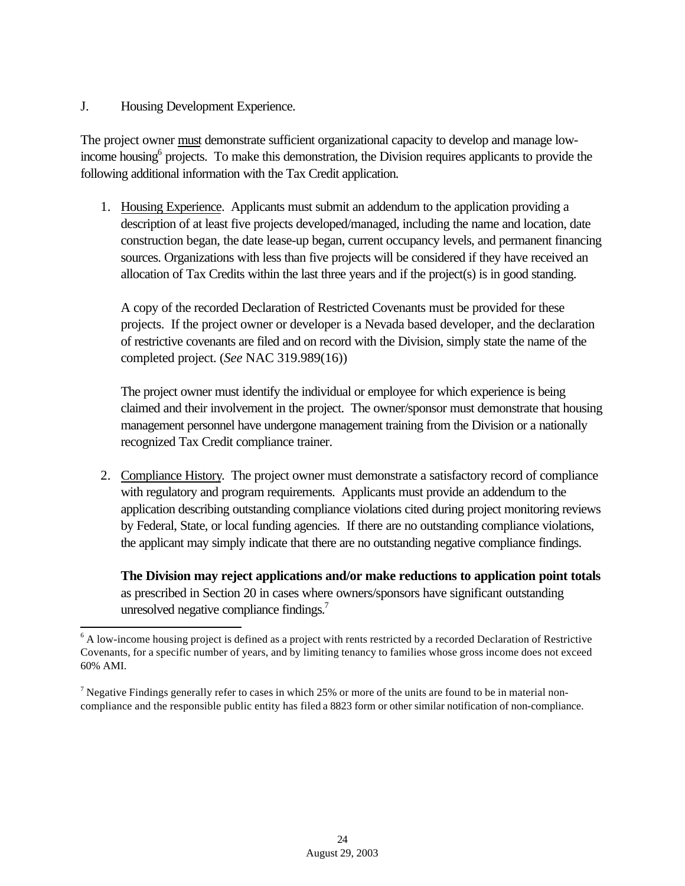J. Housing Development Experience.

The project owner must demonstrate sufficient organizational capacity to develop and manage low-income housing[6] projects. To make this demonstration, the Division requires applicants to provide the following additional information with the Tax Credit application.

1. Housing Experience. Applicants must submit an addendum to the application providing a description of at least five projects developed/managed, including the name and location, date construction began, the date lease-up began, current occupancy levels, and permanent financing sources. Organizations with less than five projects will be considered if they have received an allocation of Tax Credits within the last three years and if the project(s) is in good standing.

   A copy of the recorded Declaration of Restricted Covenants must be provided for these projects. If the project owner or developer is a Nevada based developer, and the declaration of restrictive covenants are filed and on record with the Division, simply state the name of the completed project. (*See* NAC 319.989(16))

   The project owner must identify the individual or employee for which experience is being claimed and their involvement in the project. The owner/sponsor must demonstrate that housing management personnel have undergone management training from the Division or a nationally recognized Tax Credit compliance trainer.

2. Compliance History. The project owner must demonstrate a satisfactory record of compliance with regulatory and program requirements. Applicants must provide an addendum to the application describing outstanding compliance violations cited during project monitoring reviews by Federal, State, or local funding agencies. If there are no outstanding compliance violations, the applicant may simply indicate that there are no outstanding negative compliance findings.

   **The Division may reject applications and/or make reductions to application point totals** as prescribed in Section 20 in cases where owners/sponsors have significant outstanding unresolved negative compliance findings.[7]

---

[6] A low-income housing project is defined as a project with rents restricted by a recorded Declaration of Restrictive Covenants, for a specific number of years, and by limiting tenancy to families whose gross income does not exceed 60% AMI.

[7] Negative Findings generally refer to cases in which 25% or more of the units are found to be in material non-compliance and the responsible public entity has filed a 8823 form or other similar notification of non-compliance.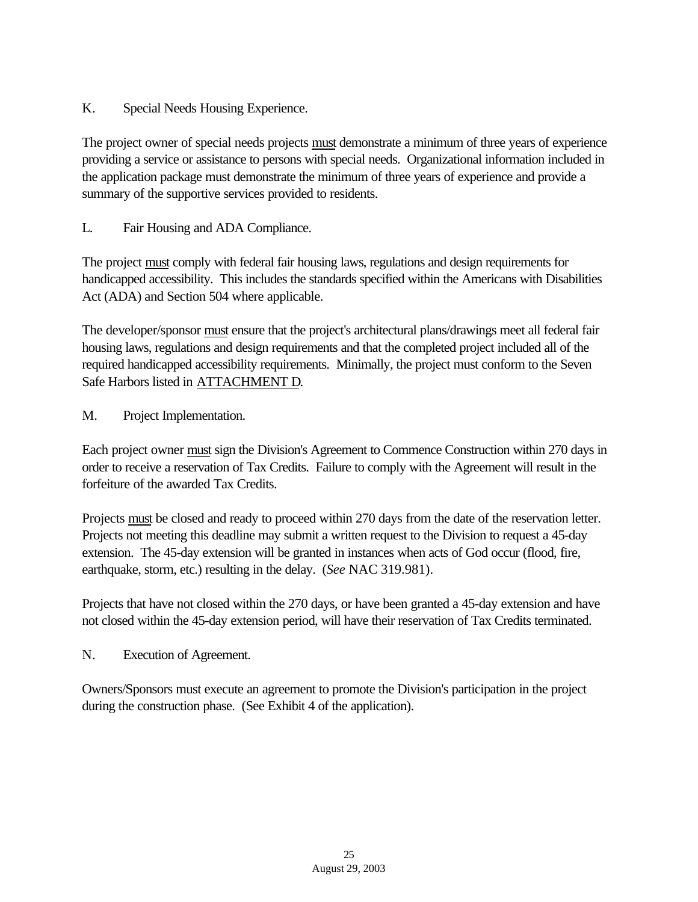K. Special Needs Housing Experience.

The project owner of special needs projects <u>must</u> demonstrate a minimum of three years of experience providing a service or assistance to persons with special needs. Organizational information included in the application package must demonstrate the minimum of three years of experience and provide a summary of the supportive services provided to residents.

L. Fair Housing and ADA Compliance.

The project <u>must</u> comply with federal fair housing laws, regulations and design requirements for handicapped accessibility. This includes the standards specified within the Americans with Disabilities Act (ADA) and Section 504 where applicable.

The developer/sponsor <u>must</u> ensure that the project's architectural plans/drawings meet all federal fair housing laws, regulations and design requirements and that the completed project included all of the required handicapped accessibility requirements. Minimally, the project must conform to the Seven Safe Harbors listed in <u>ATTACHMENT D</u>.

M. Project Implementation.

Each project owner <u>must</u> sign the Division's Agreement to Commence Construction within 270 days in order to receive a reservation of Tax Credits. Failure to comply with the Agreement will result in the forfeiture of the awarded Tax Credits.

Projects <u>must</u> be closed and ready to proceed within 270 days from the date of the reservation letter. Projects not meeting this deadline may submit a written request to the Division to request a 45-day extension. The 45-day extension will be granted in instances when acts of God occur (flood, fire, earthquake, storm, etc.) resulting in the delay. (*See* NAC 319.981).

Projects that have not closed within the 270 days, or have been granted a 45-day extension and have not closed within the 45-day extension period, will have their reservation of Tax Credits terminated.

N. Execution of Agreement.

Owners/Sponsors must execute an agreement to promote the Division's participation in the project during the construction phase. (See Exhibit 4 of the application).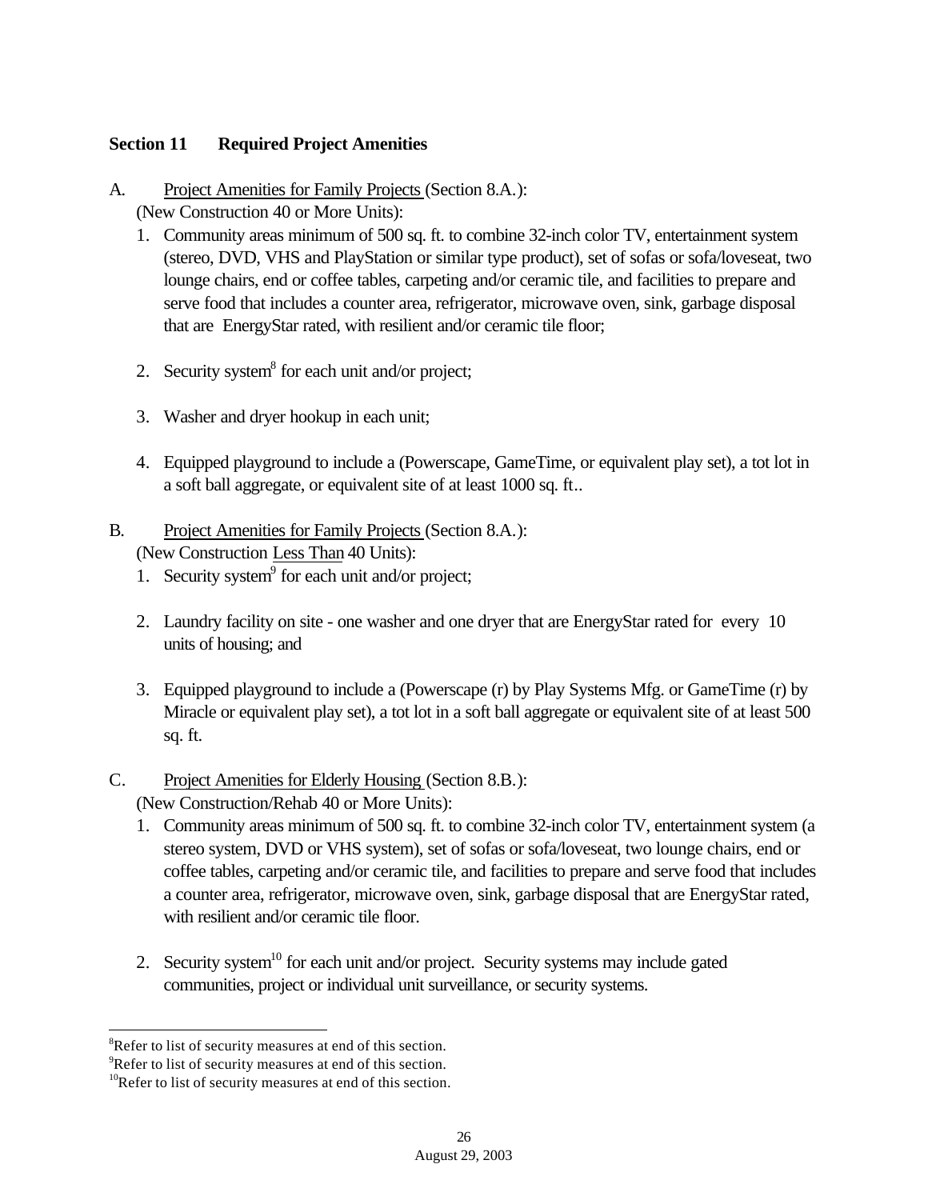## Section 11 Required Project Amenities

A. Project Amenities for Family Projects (Section 8.A.):

(New Construction 40 or More Units):

1. Community areas minimum of 500 sq. ft. to combine 32-inch color TV, entertainment system (stereo, DVD, VHS and PlayStation or similar type product), set of sofas or sofa/loveseat, two lounge chairs, end or coffee tables, carpeting and/or ceramic tile, and facilities to prepare and serve food that includes a counter area, refrigerator, microwave oven, sink, garbage disposal that are EnergyStar rated, with resilient and/or ceramic tile floor;

2. Security system[8] for each unit and/or project;

3. Washer and dryer hookup in each unit;

4. Equipped playground to include a (Powerscape, GameTime, or equivalent play set), a tot lot in a soft ball aggregate, or equivalent site of at least 1000 sq. ft..

B. Project Amenities for Family Projects (Section 8.A.):

(New Construction Less Than 40 Units):

1. Security system[9] for each unit and/or project;

2. Laundry facility on site - one washer and one dryer that are EnergyStar rated for every 10 units of housing; and

3. Equipped playground to include a (Powerscape (r) by Play Systems Mfg. or GameTime (r) by Miracle or equivalent play set), a tot lot in a soft ball aggregate or equivalent site of at least 500 sq. ft.

C. Project Amenities for Elderly Housing (Section 8.B.):

(New Construction/Rehab 40 or More Units):

1. Community areas minimum of 500 sq. ft. to combine 32-inch color TV, entertainment system (a stereo system, DVD or VHS system), set of sofas or sofa/loveseat, two lounge chairs, end or coffee tables, carpeting and/or ceramic tile, and facilities to prepare and serve food that includes a counter area, refrigerator, microwave oven, sink, garbage disposal that are EnergyStar rated, with resilient and/or ceramic tile floor.

2. Security system[10] for each unit and/or project. Security systems may include gated communities, project or individual unit surveillance, or security systems.

---

[8] Refer to list of security measures at end of this section.

[9] Refer to list of security measures at end of this section.

[10] Refer to list of security measures at end of this section.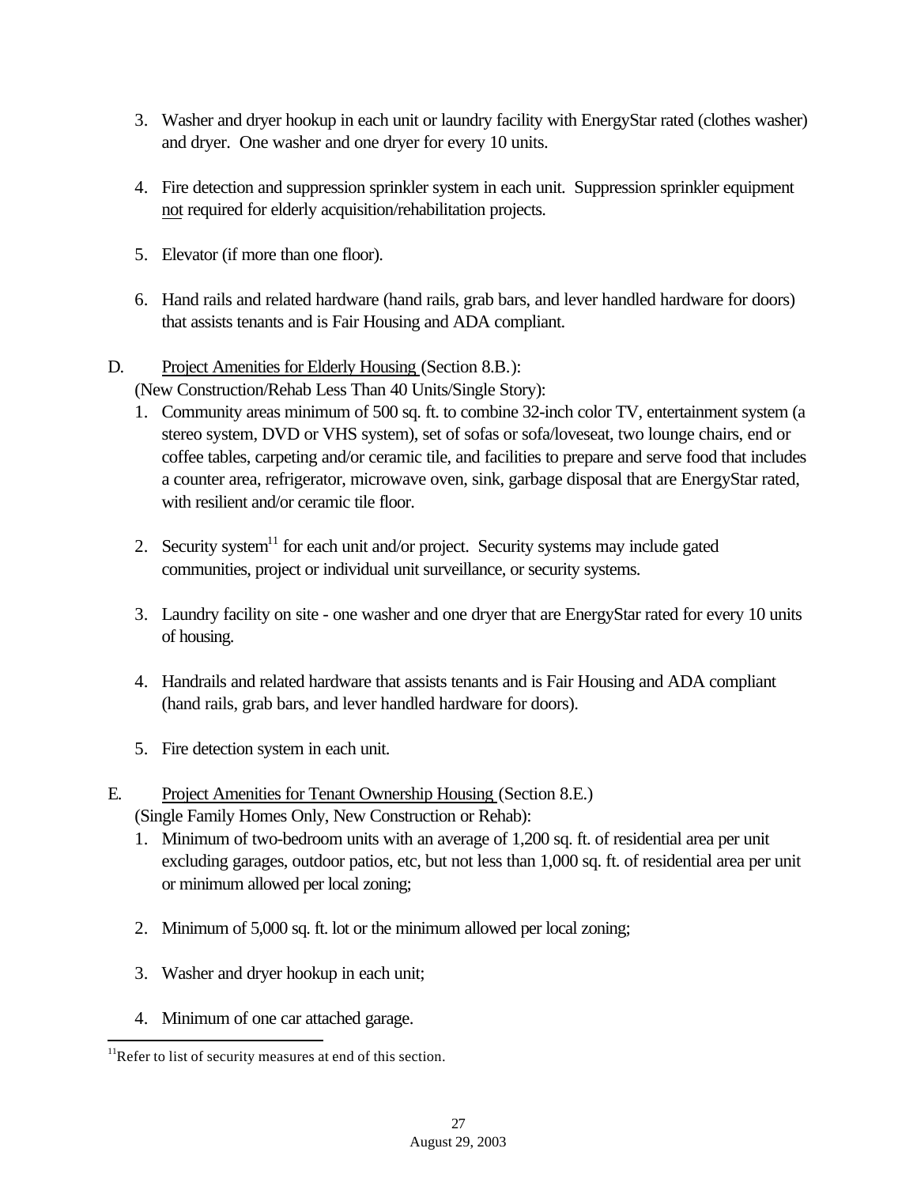3. Washer and dryer hookup in each unit or laundry facility with EnergyStar rated (clothes washer) and dryer. One washer and one dryer for every 10 units.

4. Fire detection and suppression sprinkler system in each unit. Suppression sprinkler equipment <u>not</u> required for elderly acquisition/rehabilitation projects.

5. Elevator (if more than one floor).

6. Hand rails and related hardware (hand rails, grab bars, and lever handled hardware for doors) that assists tenants and is Fair Housing and ADA compliant.

D. <u>Project Amenities for Elderly Housing</u> (Section 8.B.):
(New Construction/Rehab Less Than 40 Units/Single Story):

1. Community areas minimum of 500 sq. ft. to combine 32-inch color TV, entertainment system (a stereo system, DVD or VHS system), set of sofas or sofa/loveseat, two lounge chairs, end or coffee tables, carpeting and/or ceramic tile, and facilities to prepare and serve food that includes a counter area, refrigerator, microwave oven, sink, garbage disposal that are EnergyStar rated, with resilient and/or ceramic tile floor.

2. Security system[11] for each unit and/or project. Security systems may include gated communities, project or individual unit surveillance, or security systems.

3. Laundry facility on site - one washer and one dryer that are EnergyStar rated for every 10 units of housing.

4. Handrails and related hardware that assists tenants and is Fair Housing and ADA compliant (hand rails, grab bars, and lever handled hardware for doors).

5. Fire detection system in each unit.

E. <u>Project Amenities for Tenant Ownership Housing</u> (Section 8.E.)
(Single Family Homes Only, New Construction or Rehab):

1. Minimum of two-bedroom units with an average of 1,200 sq. ft. of residential area per unit excluding garages, outdoor patios, etc, but not less than 1,000 sq. ft. of residential area per unit or minimum allowed per local zoning;

2. Minimum of 5,000 sq. ft. lot or the minimum allowed per local zoning;

3. Washer and dryer hookup in each unit;

4. Minimum of one car attached garage.

---

[11]Refer to list of security measures at end of this section.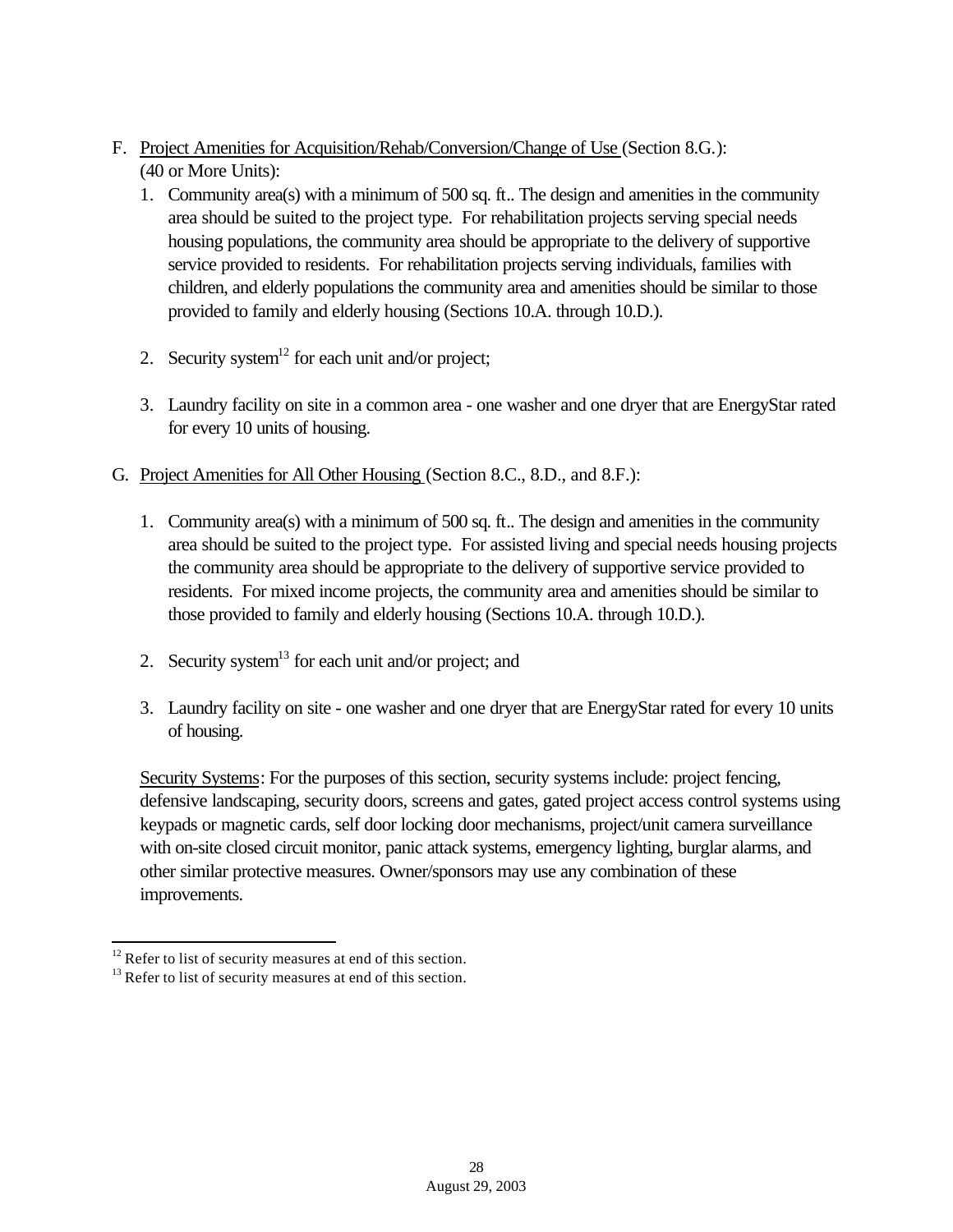F. Project Amenities for Acquisition/Rehab/Conversion/Change of Use (Section 8.G.): (40 or More Units):

1. Community area(s) with a minimum of 500 sq. ft.. The design and amenities in the community area should be suited to the project type. For rehabilitation projects serving special needs housing populations, the community area should be appropriate to the delivery of supportive service provided to residents. For rehabilitation projects serving individuals, families with children, and elderly populations the community area and amenities should be similar to those provided to family and elderly housing (Sections 10.A. through 10.D.).

2. Security system[12] for each unit and/or project;

3. Laundry facility on site in a common area - one washer and one dryer that are EnergyStar rated for every 10 units of housing.

G. Project Amenities for All Other Housing (Section 8.C., 8.D., and 8.F.):

1. Community area(s) with a minimum of 500 sq. ft.. The design and amenities in the community area should be suited to the project type. For assisted living and special needs housing projects the community area should be appropriate to the delivery of supportive service provided to residents. For mixed income projects, the community area and amenities should be similar to those provided to family and elderly housing (Sections 10.A. through 10.D.).

2. Security system[13] for each unit and/or project; and

3. Laundry facility on site - one washer and one dryer that are EnergyStar rated for every 10 units of housing.

Security Systems: For the purposes of this section, security systems include: project fencing, defensive landscaping, security doors, screens and gates, gated project access control systems using keypads or magnetic cards, self door locking door mechanisms, project/unit camera surveillance with on-site closed circuit monitor, panic attack systems, emergency lighting, burglar alarms, and other similar protective measures. Owner/sponsors may use any combination of these improvements.

---

[12] Refer to list of security measures at end of this section.

[13] Refer to list of security measures at end of this section.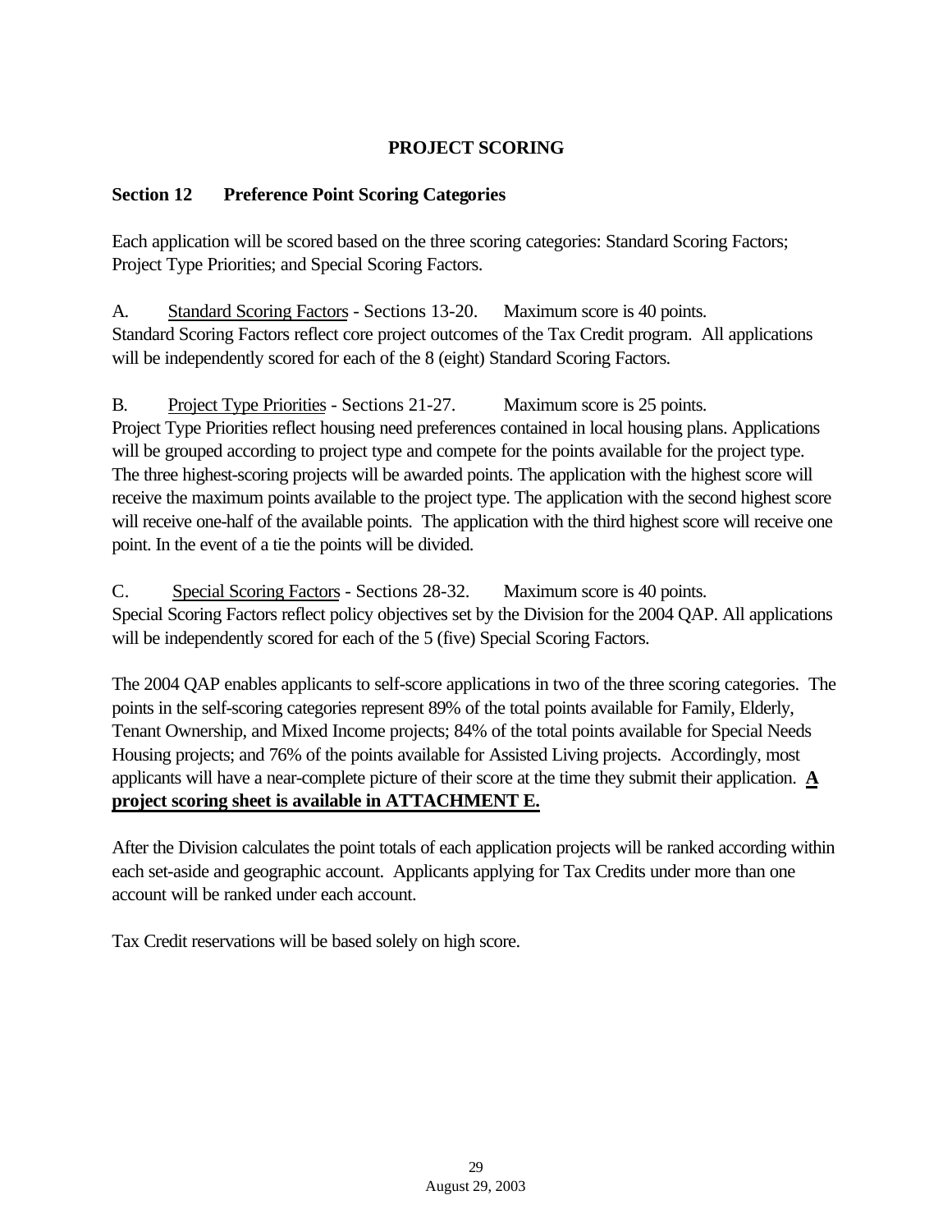## PROJECT SCORING

### Section 12 Preference Point Scoring Categories

Each application will be scored based on the three scoring categories: Standard Scoring Factors; Project Type Priorities; and Special Scoring Factors.

A. Standard Scoring Factors - Sections 13-20. Maximum score is 40 points.
Standard Scoring Factors reflect core project outcomes of the Tax Credit program. All applications will be independently scored for each of the 8 (eight) Standard Scoring Factors.

B. Project Type Priorities - Sections 21-27. Maximum score is 25 points.
Project Type Priorities reflect housing need preferences contained in local housing plans. Applications will be grouped according to project type and compete for the points available for the project type. The three highest-scoring projects will be awarded points. The application with the highest score will receive the maximum points available to the project type. The application with the second highest score will receive one-half of the available points. The application with the third highest score will receive one point. In the event of a tie the points will be divided.

C. Special Scoring Factors - Sections 28-32. Maximum score is 40 points.
Special Scoring Factors reflect policy objectives set by the Division for the 2004 QAP. All applications will be independently scored for each of the 5 (five) Special Scoring Factors.

The 2004 QAP enables applicants to self-score applications in two of the three scoring categories. The points in the self-scoring categories represent 89% of the total points available for Family, Elderly, Tenant Ownership, and Mixed Income projects; 84% of the total points available for Special Needs Housing projects; and 76% of the points available for Assisted Living projects. Accordingly, most applicants will have a near-complete picture of their score at the time they submit their application. **A project scoring sheet is available in ATTACHMENT E.**

After the Division calculates the point totals of each application projects will be ranked according within each set-aside and geographic account. Applicants applying for Tax Credits under more than one account will be ranked under each account.

Tax Credit reservations will be based solely on high score.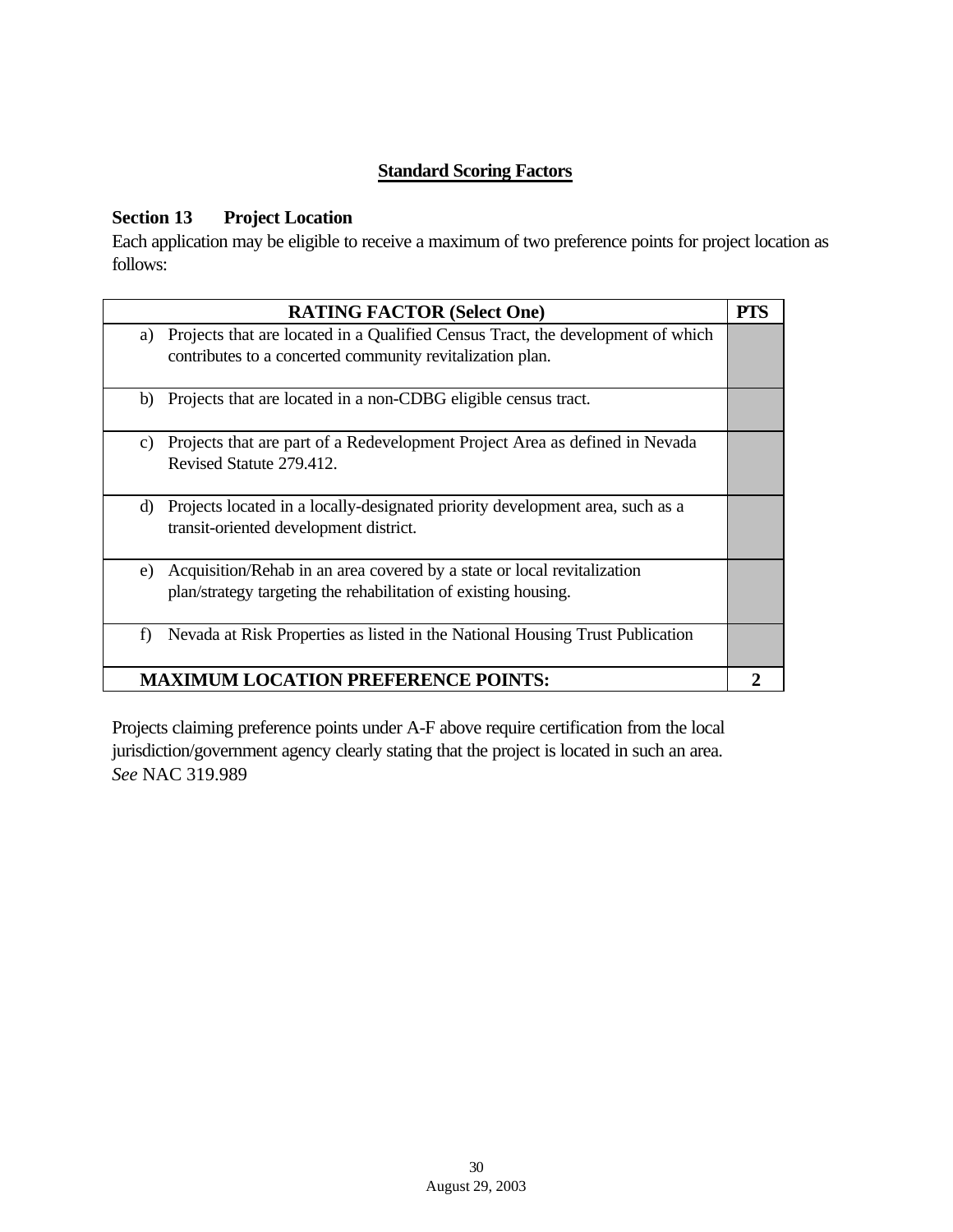## Standard Scoring Factors

### Section 13 Project Location

Each application may be eligible to receive a maximum of two preference points for project location as follows:

| RATING FACTOR (Select One) | PTS |
|---|---|
| a) Projects that are located in a Qualified Census Tract, the development of which contributes to a concerted community revitalization plan. | |
| b) Projects that are located in a non-CDBG eligible census tract. | |
| c) Projects that are part of a Redevelopment Project Area as defined in Nevada Revised Statute 279.412. | |
| d) Projects located in a locally-designated priority development area, such as a transit-oriented development district. | |
| e) Acquisition/Rehab in an area covered by a state or local revitalization plan/strategy targeting the rehabilitation of existing housing. | |
| f) Nevada at Risk Properties as listed in the National Housing Trust Publication | |
| **MAXIMUM LOCATION PREFERENCE POINTS:** | **2** |

Projects claiming preference points under A-F above require certification from the local jurisdiction/government agency clearly stating that the project is located in such an area. *See* NAC 319.989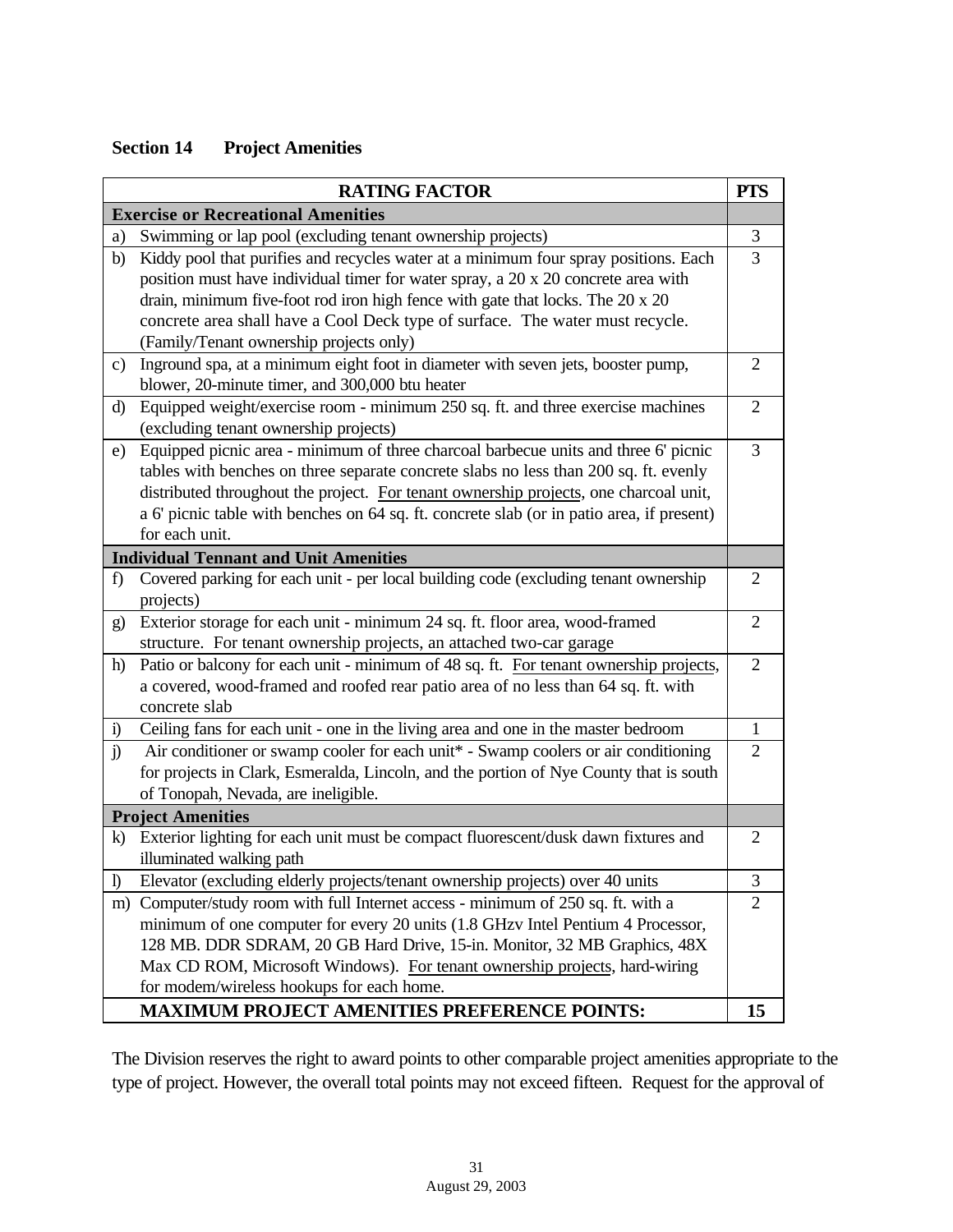## Section 14 Project Amenities

| RATING FACTOR | PTS |
|---|---|
| **Exercise or Recreational Amenities** | |
| a) Swimming or lap pool (excluding tenant ownership projects) | 3 |
| b) Kiddy pool that purifies and recycles water at a minimum four spray positions. Each position must have individual timer for water spray, a 20 x 20 concrete area with drain, minimum five-foot rod iron high fence with gate that locks. The 20 x 20 concrete area shall have a Cool Deck type of surface. The water must recycle. (Family/Tenant ownership projects only) | 3 |
| c) Inground spa, at a minimum eight foot in diameter with seven jets, booster pump, blower, 20-minute timer, and 300,000 btu heater | 2 |
| d) Equipped weight/exercise room - minimum 250 sq. ft. and three exercise machines (excluding tenant ownership projects) | 2 |
| e) Equipped picnic area - minimum of three charcoal barbecue units and three 6' picnic tables with benches on three separate concrete slabs no less than 200 sq. ft. evenly distributed throughout the project. For tenant ownership projects, one charcoal unit, a 6' picnic table with benches on 64 sq. ft. concrete slab (or in patio area, if present) for each unit. | 3 |
| **Individual Tennant and Unit Amenities** | |
| f) Covered parking for each unit - per local building code (excluding tenant ownership projects) | 2 |
| g) Exterior storage for each unit - minimum 24 sq. ft. floor area, wood-framed structure. For tenant ownership projects, an attached two-car garage | 2 |
| h) Patio or balcony for each unit - minimum of 48 sq. ft. For tenant ownership projects, a covered, wood-framed and roofed rear patio area of no less than 64 sq. ft. with concrete slab | 2 |
| i) Ceiling fans for each unit - one in the living area and one in the master bedroom | 1 |
| j) Air conditioner or swamp cooler for each unit* - Swamp coolers or air conditioning for projects in Clark, Esmeralda, Lincoln, and the portion of Nye County that is south of Tonopah, Nevada, are ineligible. | 2 |
| **Project Amenities** | |
| k) Exterior lighting for each unit must be compact fluorescent/dusk dawn fixtures and illuminated walking path | 2 |
| l) Elevator (excluding elderly projects/tenant ownership projects) over 40 units | 3 |
| m) Computer/study room with full Internet access - minimum of 250 sq. ft. with a minimum of one computer for every 20 units (1.8 GHzv Intel Pentium 4 Processor, 128 MB. DDR SDRAM, 20 GB Hard Drive, 15-in. Monitor, 32 MB Graphics, 48X Max CD ROM, Microsoft Windows). For tenant ownership projects, hard-wiring for modem/wireless hookups for each home. | 2 |
| **MAXIMUM PROJECT AMENITIES PREFERENCE POINTS:** | **15** |

The Division reserves the right to award points to other comparable project amenities appropriate to the type of project. However, the overall total points may not exceed fifteen. Request for the approval of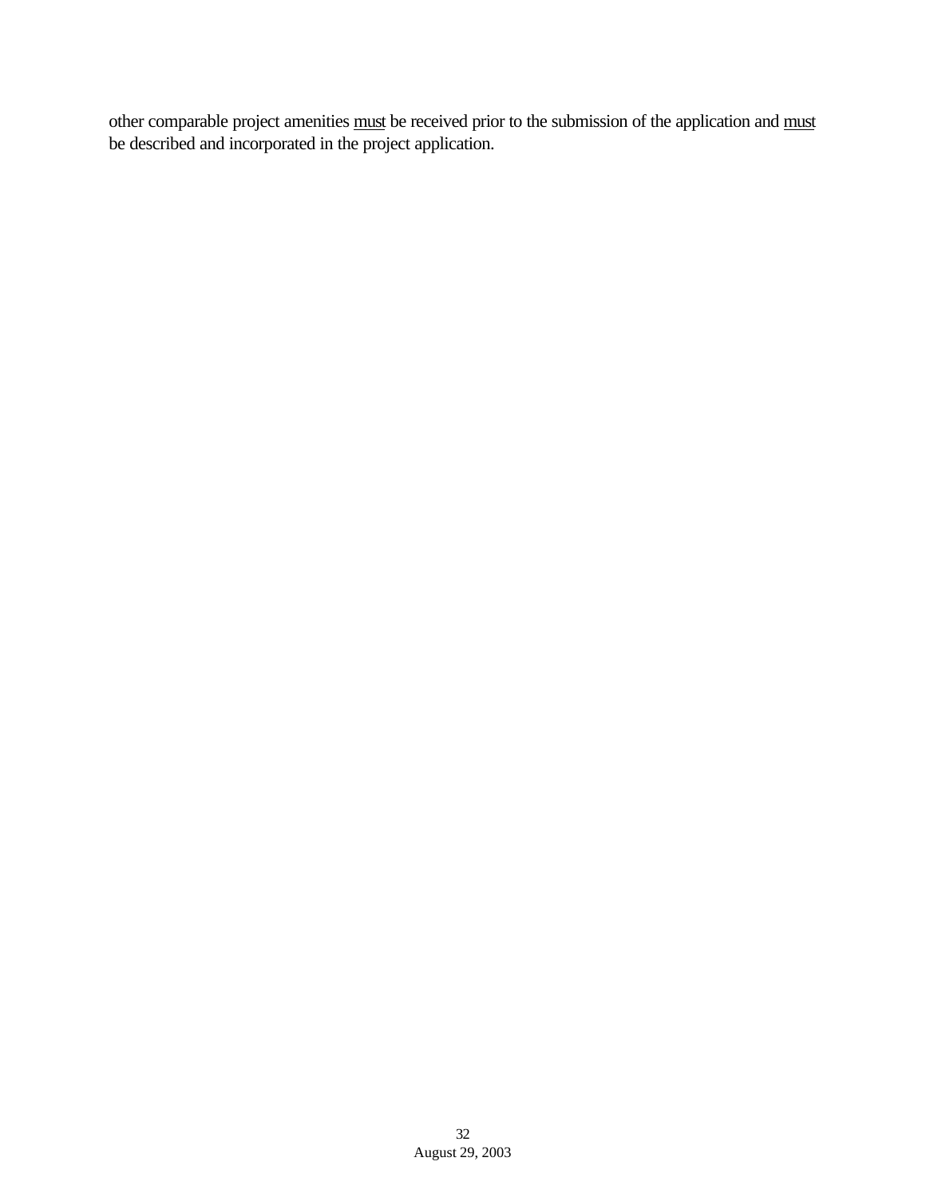other comparable project amenities <u>must</u> be received prior to the submission of the application and <u>must</u> be described and incorporated in the project application.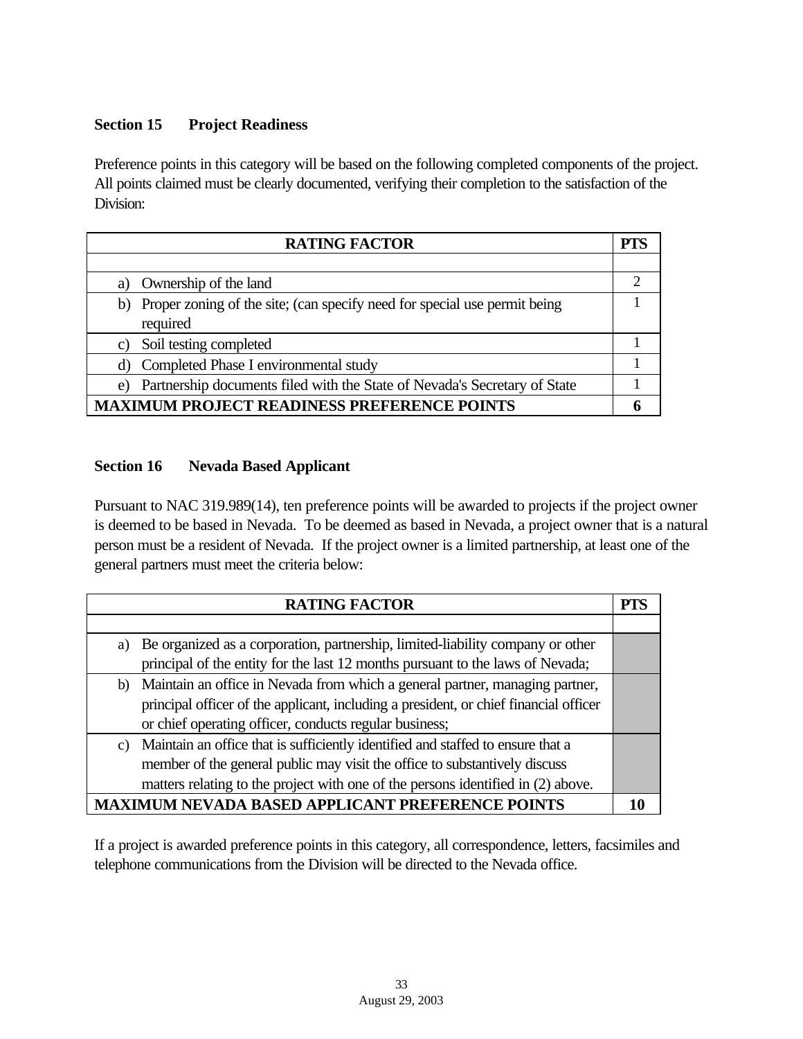### Section 15 Project Readiness

Preference points in this category will be based on the following completed components of the project. All points claimed must be clearly documented, verifying their completion to the satisfaction of the Division:

| RATING FACTOR | PTS |
|---|---|
| | |
| a) Ownership of the land | 2 |
| b) Proper zoning of the site; (can specify need for special use permit being required | 1 |
| c) Soil testing completed | 1 |
| d) Completed Phase I environmental study | 1 |
| e) Partnership documents filed with the State of Nevada's Secretary of State | 1 |
| **MAXIMUM PROJECT READINESS PREFERENCE POINTS** | **6** |

### Section 16 Nevada Based Applicant

Pursuant to NAC 319.989(14), ten preference points will be awarded to projects if the project owner is deemed to be based in Nevada. To be deemed as based in Nevada, a project owner that is a natural person must be a resident of Nevada. If the project owner is a limited partnership, at least one of the general partners must meet the criteria below:

| RATING FACTOR | PTS |
|---|---|
| | |
| a) Be organized as a corporation, partnership, limited-liability company or other principal of the entity for the last 12 months pursuant to the laws of Nevada; | |
| b) Maintain an office in Nevada from which a general partner, managing partner, principal officer of the applicant, including a president, or chief financial officer or chief operating officer, conducts regular business; | |
| c) Maintain an office that is sufficiently identified and staffed to ensure that a member of the general public may visit the office to substantively discuss matters relating to the project with one of the persons identified in (2) above. | |
| **MAXIMUM NEVADA BASED APPLICANT PREFERENCE POINTS** | **10** |

If a project is awarded preference points in this category, all correspondence, letters, facsimiles and telephone communications from the Division will be directed to the Nevada office.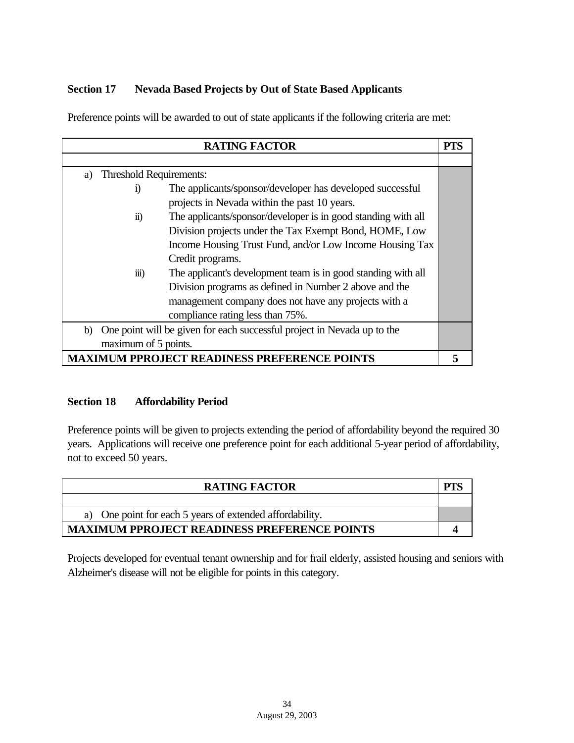## Section 17 Nevada Based Projects by Out of State Based Applicants

Preference points will be awarded to out of state applicants if the following criteria are met:

| RATING FACTOR | PTS |
|---|---|
| | |
| a) Threshold Requirements:<br>i) The applicants/sponsor/developer has developed successful projects in Nevada within the past 10 years.<br>ii) The applicants/sponsor/developer is in good standing with all Division projects under the Tax Exempt Bond, HOME, Low Income Housing Trust Fund, and/or Low Income Housing Tax Credit programs.<br>iii) The applicant's development team is in good standing with all Division programs as defined in Number 2 above and the management company does not have any projects with a compliance rating less than 75%. | |
| b) One point will be given for each successful project in Nevada up to the maximum of 5 points. | |
| **MAXIMUM PPROJECT READINESS PREFERENCE POINTS** | **5** |

## Section 18 Affordability Period

Preference points will be given to projects extending the period of affordability beyond the required 30 years. Applications will receive one preference point for each additional 5-year period of affordability, not to exceed 50 years.

| RATING FACTOR | PTS |
|---|---|
| | |
| a) One point for each 5 years of extended affordability. | |
| **MAXIMUM PPROJECT READINESS PREFERENCE POINTS** | **4** |

Projects developed for eventual tenant ownership and for frail elderly, assisted housing and seniors with Alzheimer's disease will not be eligible for points in this category.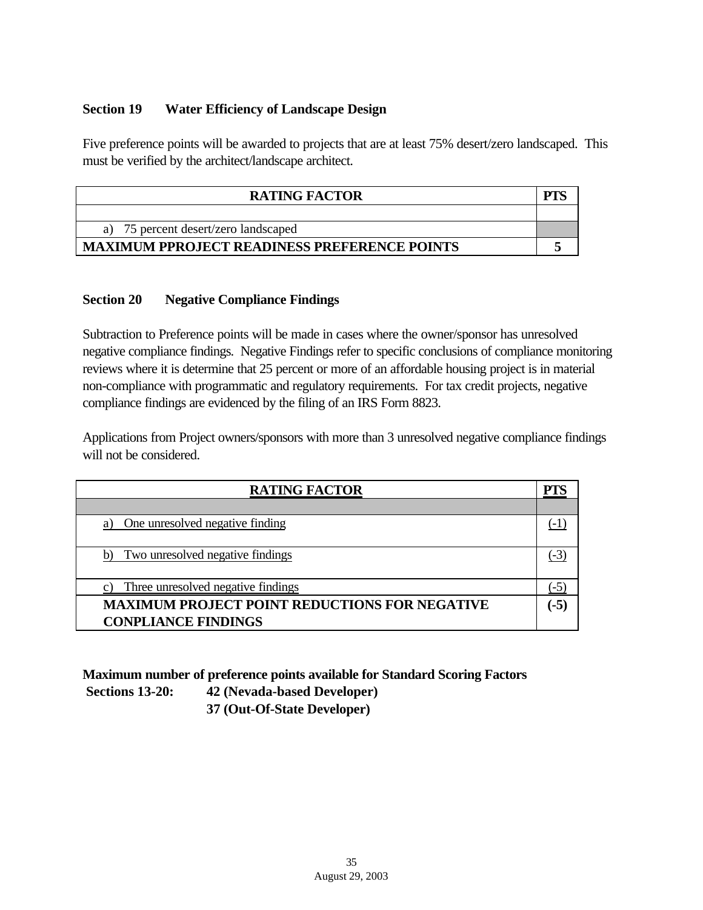### Section 19 Water Efficiency of Landscape Design

Five preference points will be awarded to projects that are at least 75% desert/zero landscaped. This must be verified by the architect/landscape architect.

| RATING FACTOR | PTS |
|---|---|
| | |
| a) 75 percent desert/zero landscaped | |
| **MAXIMUM PPROJECT READINESS PREFERENCE POINTS** | **5** |

### Section 20 Negative Compliance Findings

Subtraction to Preference points will be made in cases where the owner/sponsor has unresolved negative compliance findings. Negative Findings refer to specific conclusions of compliance monitoring reviews where it is determine that 25 percent or more of an affordable housing project is in material non-compliance with programmatic and regulatory requirements. For tax credit projects, negative compliance findings are evidenced by the filing of an IRS Form 8823.

Applications from Project owners/sponsors with more than 3 unresolved negative compliance findings will not be considered.

| RATING FACTOR | PTS |
|---|---|
| | |
| a) One unresolved negative finding | (-1) |
| b) Two unresolved negative findings | (-3) |
| c) Three unresolved negative findings | (-5) |
| **MAXIMUM PROJECT POINT REDUCTIONS FOR NEGATIVE CONPLIANCE FINDINGS** | **(-5)** |

**Maximum number of preference points available for Standard Scoring Factors**
**Sections 13-20: 42 (Nevada-based Developer)**
**37 (Out-Of-State Developer)**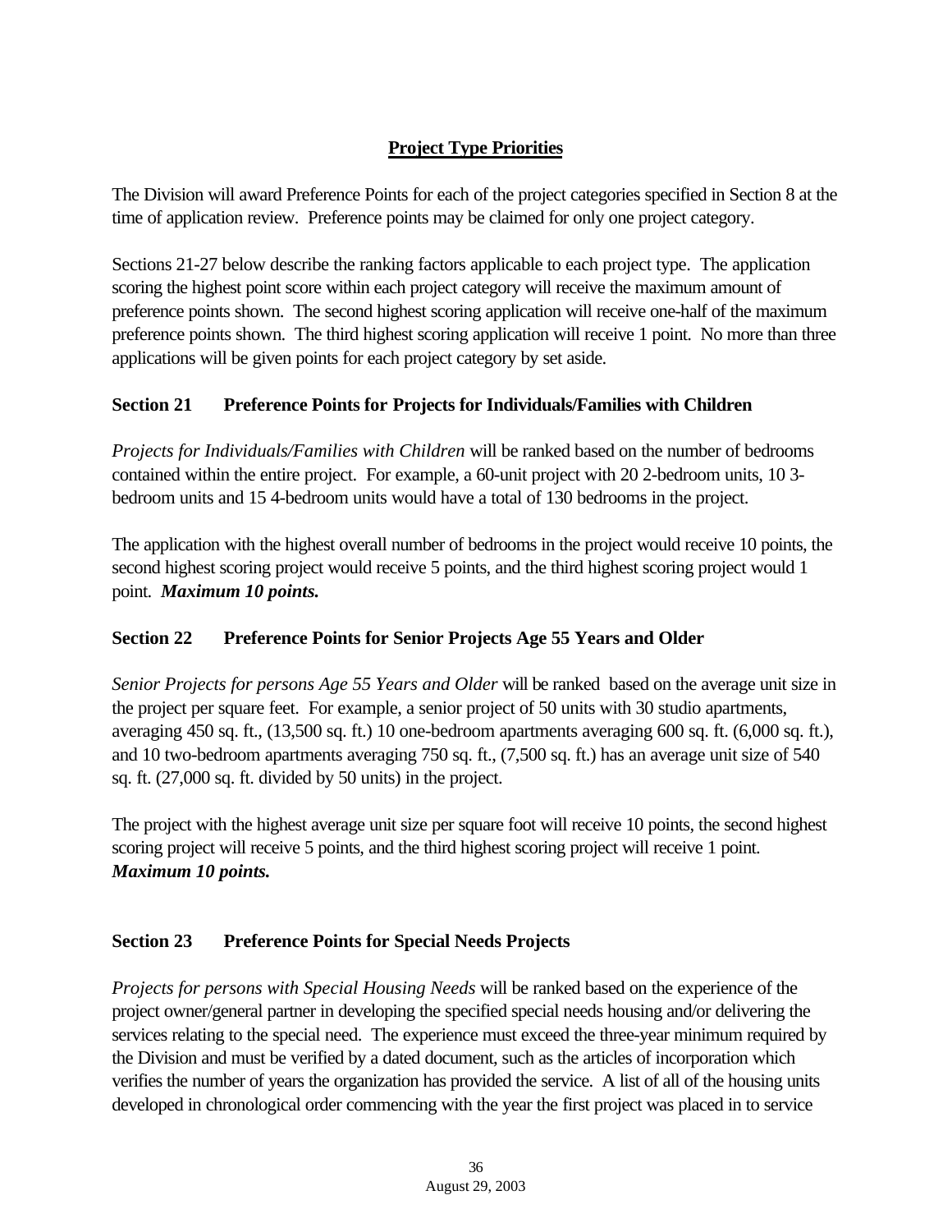## Project Type Priorities

The Division will award Preference Points for each of the project categories specified in Section 8 at the time of application review. Preference points may be claimed for only one project category.

Sections 21-27 below describe the ranking factors applicable to each project type. The application scoring the highest point score within each project category will receive the maximum amount of preference points shown. The second highest scoring application will receive one-half of the maximum preference points shown. The third highest scoring application will receive 1 point. No more than three applications will be given points for each project category by set aside.

### Section 21 Preference Points for Projects for Individuals/Families with Children

*Projects for Individuals/Families with Children* will be ranked based on the number of bedrooms contained within the entire project. For example, a 60-unit project with 20 2-bedroom units, 10 3-bedroom units and 15 4-bedroom units would have a total of 130 bedrooms in the project.

The application with the highest overall number of bedrooms in the project would receive 10 points, the second highest scoring project would receive 5 points, and the third highest scoring project would 1 point. ***Maximum 10 points.***

### Section 22 Preference Points for Senior Projects Age 55 Years and Older

*Senior Projects for persons Age 55 Years and Older* will be ranked based on the average unit size in the project per square feet. For example, a senior project of 50 units with 30 studio apartments, averaging 450 sq. ft., (13,500 sq. ft.) 10 one-bedroom apartments averaging 600 sq. ft. (6,000 sq. ft.), and 10 two-bedroom apartments averaging 750 sq. ft., (7,500 sq. ft.) has an average unit size of 540 sq. ft. (27,000 sq. ft. divided by 50 units) in the project.

The project with the highest average unit size per square foot will receive 10 points, the second highest scoring project will receive 5 points, and the third highest scoring project will receive 1 point. ***Maximum 10 points.***

### Section 23 Preference Points for Special Needs Projects

*Projects for persons with Special Housing Needs* will be ranked based on the experience of the project owner/general partner in developing the specified special needs housing and/or delivering the services relating to the special need. The experience must exceed the three-year minimum required by the Division and must be verified by a dated document, such as the articles of incorporation which verifies the number of years the organization has provided the service. A list of all of the housing units developed in chronological order commencing with the year the first project was placed in to service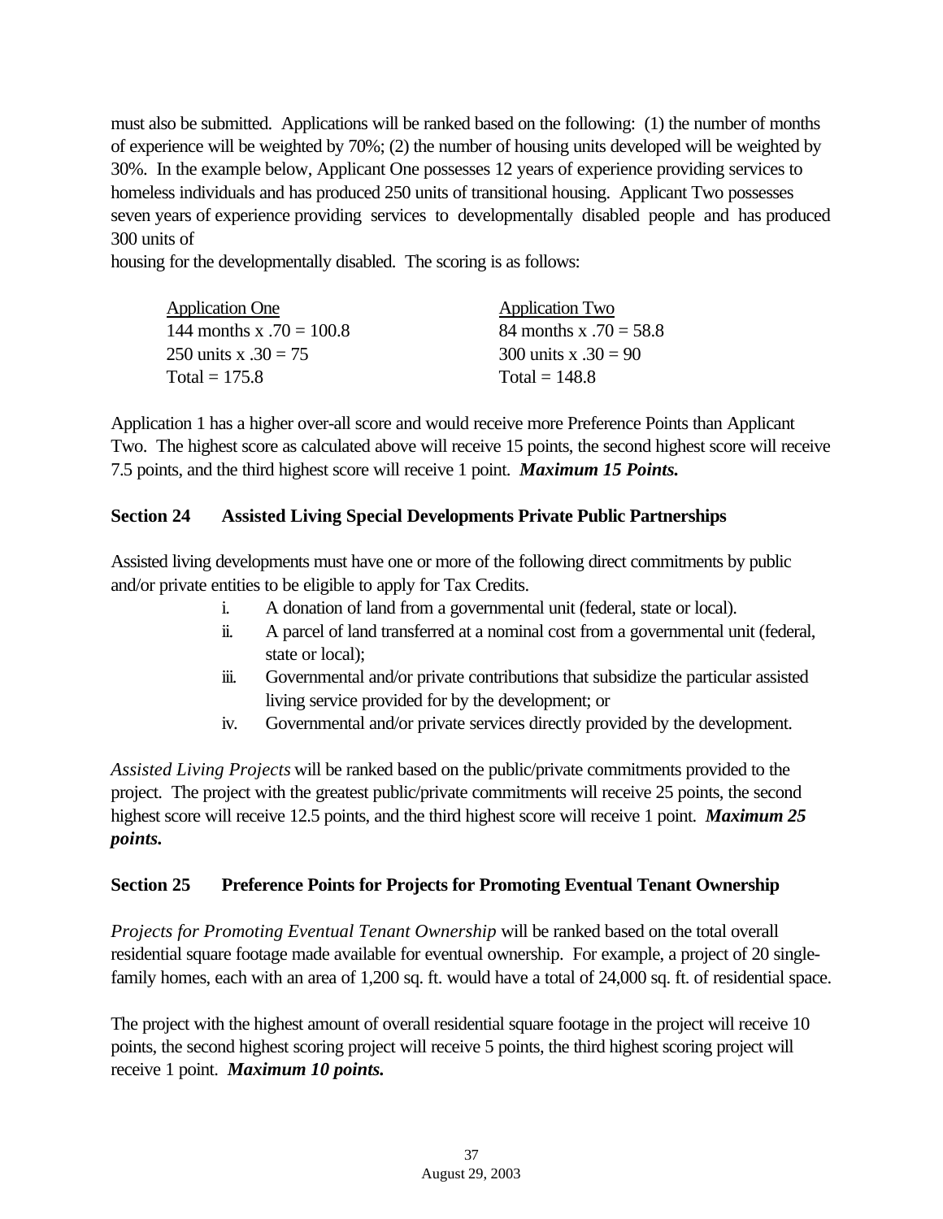must also be submitted. Applications will be ranked based on the following: (1) the number of months of experience will be weighted by 70%; (2) the number of housing units developed will be weighted by 30%. In the example below, Applicant One possesses 12 years of experience providing services to homeless individuals and has produced 250 units of transitional housing. Applicant Two possesses seven years of experience providing services to developmentally disabled people and has produced 300 units of housing for the developmentally disabled. The scoring is as follows:

| Application One | Application Two |
|---|---|
| 144 months x .70 = 100.8 | 84 months x .70 = 58.8 |
| 250 units x .30 = 75 | 300 units x .30 = 90 |
| Total = 175.8 | Total = 148.8 |

Application 1 has a higher over-all score and would receive more Preference Points than Applicant Two. The highest score as calculated above will receive 15 points, the second highest score will receive 7.5 points, and the third highest score will receive 1 point. ***Maximum 15 Points.***

### Section 24 Assisted Living Special Developments Private Public Partnerships

Assisted living developments must have one or more of the following direct commitments by public and/or private entities to be eligible to apply for Tax Credits.

- i. A donation of land from a governmental unit (federal, state or local).
- ii. A parcel of land transferred at a nominal cost from a governmental unit (federal, state or local);
- iii. Governmental and/or private contributions that subsidize the particular assisted living service provided for by the development; or
- iv. Governmental and/or private services directly provided by the development.

*Assisted Living Projects* will be ranked based on the public/private commitments provided to the project. The project with the greatest public/private commitments will receive 25 points, the second highest score will receive 12.5 points, and the third highest score will receive 1 point. ***Maximum 25 points.***

### Section 25 Preference Points for Projects for Promoting Eventual Tenant Ownership

*Projects for Promoting Eventual Tenant Ownership* will be ranked based on the total overall residential square footage made available for eventual ownership. For example, a project of 20 single-family homes, each with an area of 1,200 sq. ft. would have a total of 24,000 sq. ft. of residential space.

The project with the highest amount of overall residential square footage in the project will receive 10 points, the second highest scoring project will receive 5 points, the third highest scoring project will receive 1 point. ***Maximum 10 points.***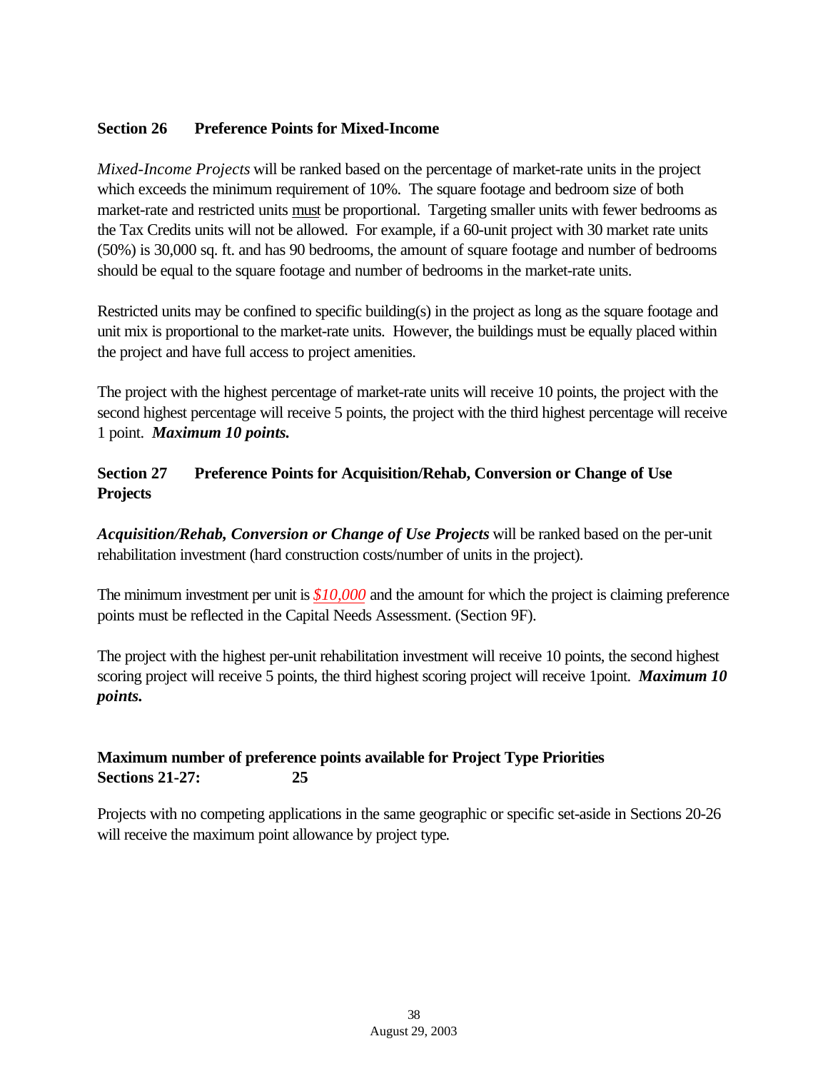## Section 26 Preference Points for Mixed-Income

*Mixed-Income Projects* will be ranked based on the percentage of market-rate units in the project which exceeds the minimum requirement of 10%. The square footage and bedroom size of both market-rate and restricted units must be proportional. Targeting smaller units with fewer bedrooms as the Tax Credits units will not be allowed. For example, if a 60-unit project with 30 market rate units (50%) is 30,000 sq. ft. and has 90 bedrooms, the amount of square footage and number of bedrooms should be equal to the square footage and number of bedrooms in the market-rate units.

Restricted units may be confined to specific building(s) in the project as long as the square footage and unit mix is proportional to the market-rate units. However, the buildings must be equally placed within the project and have full access to project amenities.

The project with the highest percentage of market-rate units will receive 10 points, the project with the second highest percentage will receive 5 points, the project with the third highest percentage will receive 1 point. ***Maximum 10 points.***

## Section 27 Preference Points for Acquisition/Rehab, Conversion or Change of Use Projects

***Acquisition/Rehab, Conversion or Change of Use Projects*** will be ranked based on the per-unit rehabilitation investment (hard construction costs/number of units in the project).

The minimum investment per unit is *$10,000* and the amount for which the project is claiming preference points must be reflected in the Capital Needs Assessment. (Section 9F).

The project with the highest per-unit rehabilitation investment will receive 10 points, the second highest scoring project will receive 5 points, the third highest scoring project will receive 1point. ***Maximum 10 points.***

**Maximum number of preference points available for Project Type Priorities Sections 21-27: 25**

Projects with no competing applications in the same geographic or specific set-aside in Sections 20-26 will receive the maximum point allowance by project type.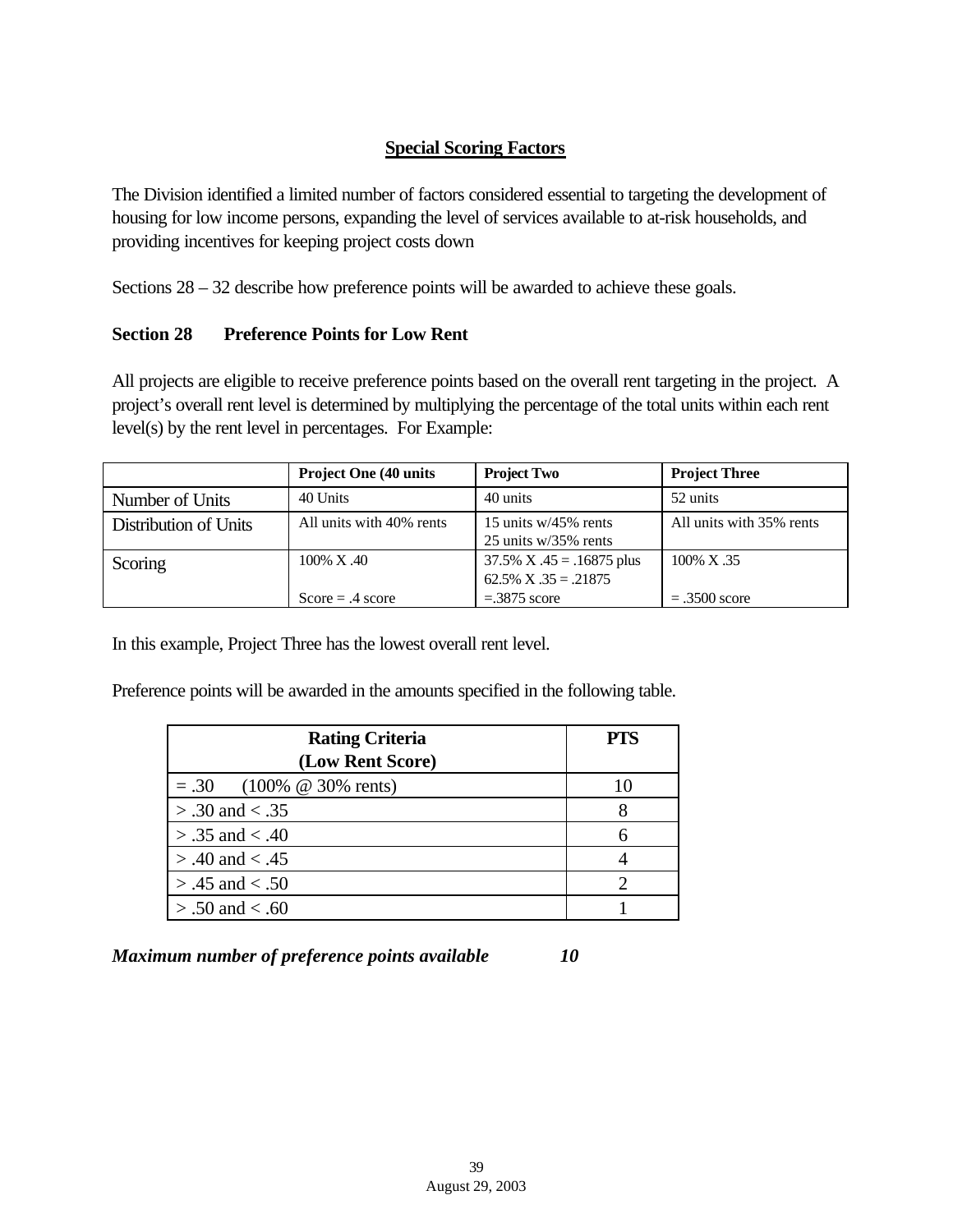## Special Scoring Factors

The Division identified a limited number of factors considered essential to targeting the development of housing for low income persons, expanding the level of services available to at-risk households, and providing incentives for keeping project costs down

Sections 28 – 32 describe how preference points will be awarded to achieve these goals.

### Section 28 Preference Points for Low Rent

All projects are eligible to receive preference points based on the overall rent targeting in the project. A project's overall rent level is determined by multiplying the percentage of the total units within each rent level(s) by the rent level in percentages. For Example:

| | **Project One (40 units** | **Project Two** | **Project Three** |
|---|---|---|---|
| Number of Units | 40 Units | 40 units | 52 units |
| Distribution of Units | All units with 40% rents | 15 units w/45% rents<br>25 units w/35% rents | All units with 35% rents |
| Scoring | 100% X .40<br><br>Score = .4 score | 37.5% X .45 = .16875 plus<br>62.5% X .35 = .21875<br>=.3875 score | 100% X .35<br><br>= .3500 score |

In this example, Project Three has the lowest overall rent level.

Preference points will be awarded in the amounts specified in the following table.

| **Rating Criteria (Low Rent Score)** | **PTS** |
|---|---|
| = .30 (100% @ 30% rents) | 10 |
| > .30 and < .35 | 8 |
| > .35 and < .40 | 6 |
| > .40 and < .45 | 4 |
| > .45 and < .50 | 2 |
| > .50 and < .60 | 1 |

***Maximum number of preference points available 10***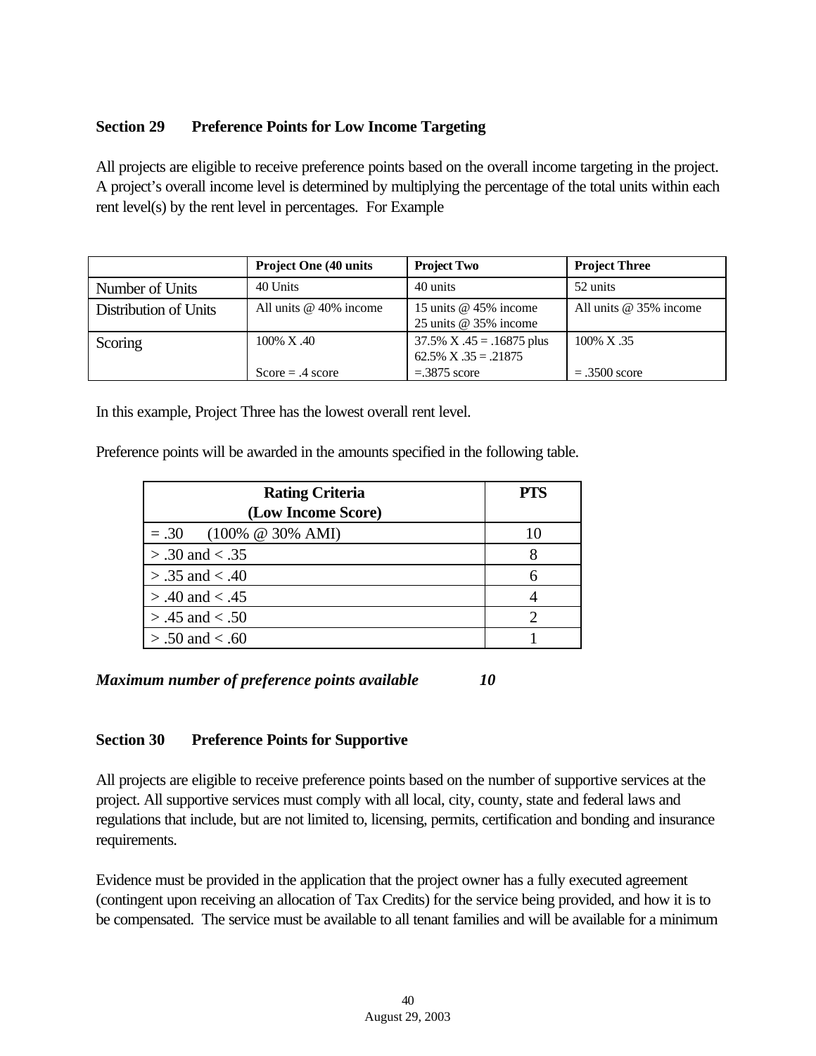## Section 29 Preference Points for Low Income Targeting

All projects are eligible to receive preference points based on the overall income targeting in the project. A project's overall income level is determined by multiplying the percentage of the total units within each rent level(s) by the rent level in percentages. For Example

| | Project One (40 units | Project Two | Project Three |
|---|---|---|---|
| Number of Units | 40 Units | 40 units | 52 units |
| Distribution of Units | All units @ 40% income | 15 units @ 45% income<br>25 units @ 35% income | All units @ 35% income |
| Scoring | 100% X .40<br><br>Score = .4 score | 37.5% X .45 = .16875 plus<br>62.5% X .35 = .21875<br>=.3875 score | 100% X .35<br><br>= .3500 score |

In this example, Project Three has the lowest overall rent level.

Preference points will be awarded in the amounts specified in the following table.

| Rating Criteria (Low Income Score) | PTS |
|---|---|
| = .30 (100% @ 30% AMI) | 10 |
| > .30 and < .35 | 8 |
| > .35 and < .40 | 6 |
| > .40 and < .45 | 4 |
| > .45 and < .50 | 2 |
| > .50 and < .60 | 1 |

***Maximum number of preference points available 10***

## Section 30 Preference Points for Supportive

All projects are eligible to receive preference points based on the number of supportive services at the project. All supportive services must comply with all local, city, county, state and federal laws and regulations that include, but are not limited to, licensing, permits, certification and bonding and insurance requirements.

Evidence must be provided in the application that the project owner has a fully executed agreement (contingent upon receiving an allocation of Tax Credits) for the service being provided, and how it is to be compensated. The service must be available to all tenant families and will be available for a minimum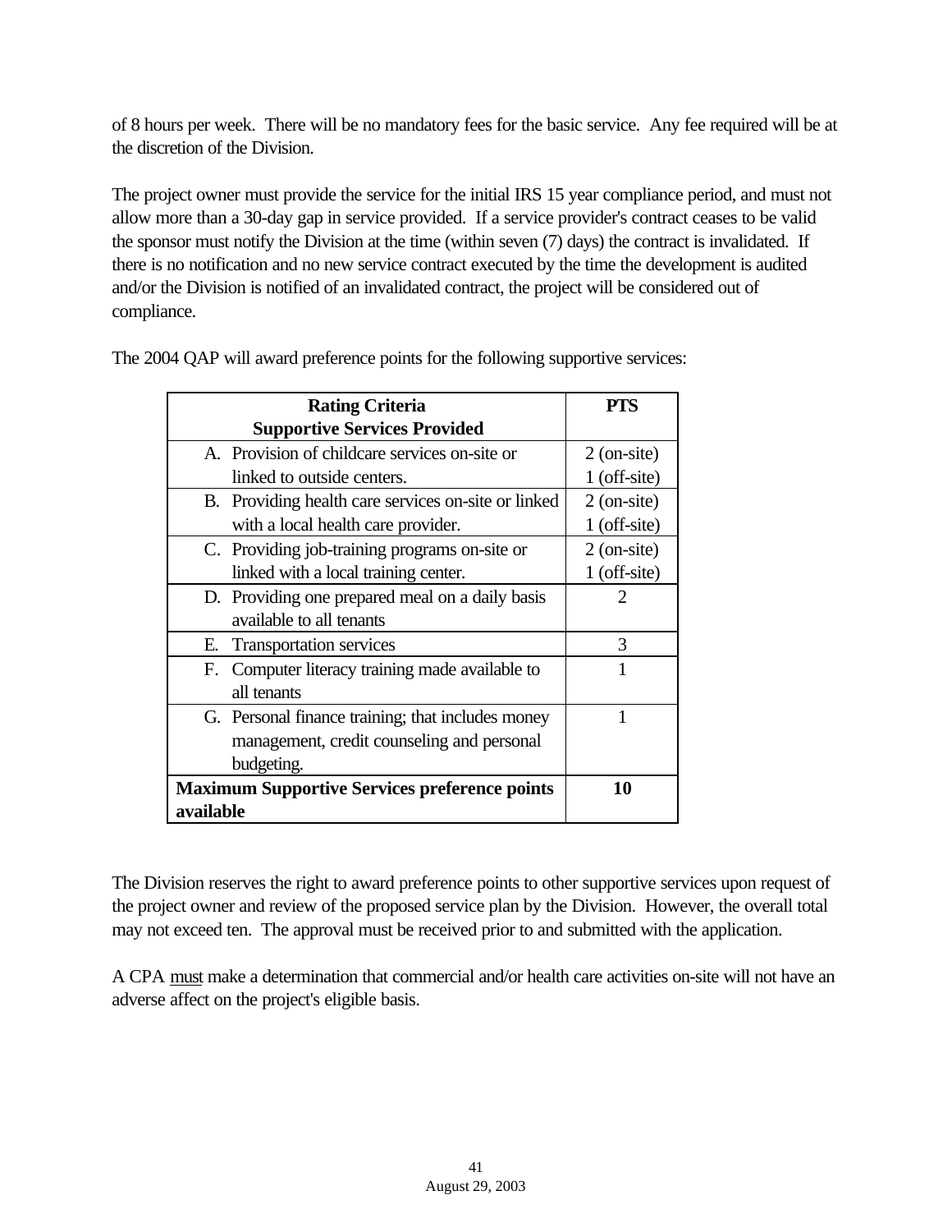of 8 hours per week. There will be no mandatory fees for the basic service. Any fee required will be at the discretion of the Division.

The project owner must provide the service for the initial IRS 15 year compliance period, and must not allow more than a 30-day gap in service provided. If a service provider's contract ceases to be valid the sponsor must notify the Division at the time (within seven (7) days) the contract is invalidated. If there is no notification and no new service contract executed by the time the development is audited and/or the Division is notified of an invalidated contract, the project will be considered out of compliance.

The 2004 QAP will award preference points for the following supportive services:

| **Rating Criteria Supportive Services Provided** | **PTS** |
|---|---|
| A. Provision of childcare services on-site or linked to outside centers. | 2 (on-site) 1 (off-site) |
| B. Providing health care services on-site or linked with a local health care provider. | 2 (on-site) 1 (off-site) |
| C. Providing job-training programs on-site or linked with a local training center. | 2 (on-site) 1 (off-site) |
| D. Providing one prepared meal on a daily basis available to all tenants | 2 |
| E. Transportation services | 3 |
| F. Computer literacy training made available to all tenants | 1 |
| G. Personal finance training; that includes money management, credit counseling and personal budgeting. | 1 |
| **Maximum Supportive Services preference points available** | **10** |

The Division reserves the right to award preference points to other supportive services upon request of the project owner and review of the proposed service plan by the Division. However, the overall total may not exceed ten. The approval must be received prior to and submitted with the application.

A CPA must make a determination that commercial and/or health care activities on-site will not have an adverse affect on the project's eligible basis.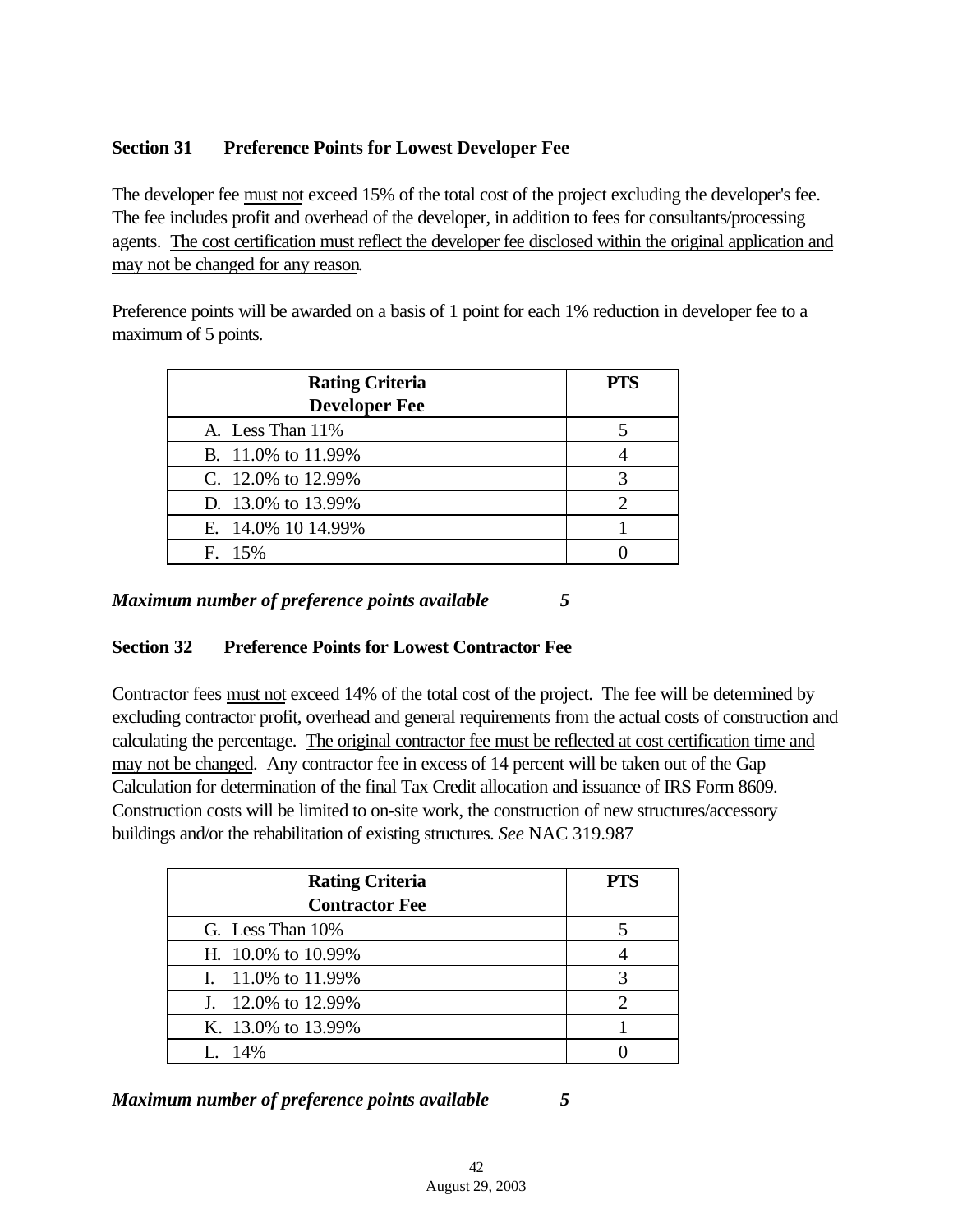## Section 31 Preference Points for Lowest Developer Fee

The developer fee must not exceed 15% of the total cost of the project excluding the developer's fee. The fee includes profit and overhead of the developer, in addition to fees for consultants/processing agents. The cost certification must reflect the developer fee disclosed within the original application and may not be changed for any reason.

Preference points will be awarded on a basis of 1 point for each 1% reduction in developer fee to a maximum of 5 points.

| Rating Criteria<br>Developer Fee | PTS |
|---|---|
| A. Less Than 11% | 5 |
| B. 11.0% to 11.99% | 4 |
| C. 12.0% to 12.99% | 3 |
| D. 13.0% to 13.99% | 2 |
| E. 14.0% 10 14.99% | 1 |
| F. 15% | 0 |

***Maximum number of preference points available 5***

## Section 32 Preference Points for Lowest Contractor Fee

Contractor fees must not exceed 14% of the total cost of the project. The fee will be determined by excluding contractor profit, overhead and general requirements from the actual costs of construction and calculating the percentage. The original contractor fee must be reflected at cost certification time and may not be changed. Any contractor fee in excess of 14 percent will be taken out of the Gap Calculation for determination of the final Tax Credit allocation and issuance of IRS Form 8609. Construction costs will be limited to on-site work, the construction of new structures/accessory buildings and/or the rehabilitation of existing structures. *See* NAC 319.987

| Rating Criteria<br>Contractor Fee | PTS |
|---|---|
| G. Less Than 10% | 5 |
| H. 10.0% to 10.99% | 4 |
| I. 11.0% to 11.99% | 3 |
| J. 12.0% to 12.99% | 2 |
| K. 13.0% to 13.99% | 1 |
| L. 14% | 0 |

***Maximum number of preference points available 5***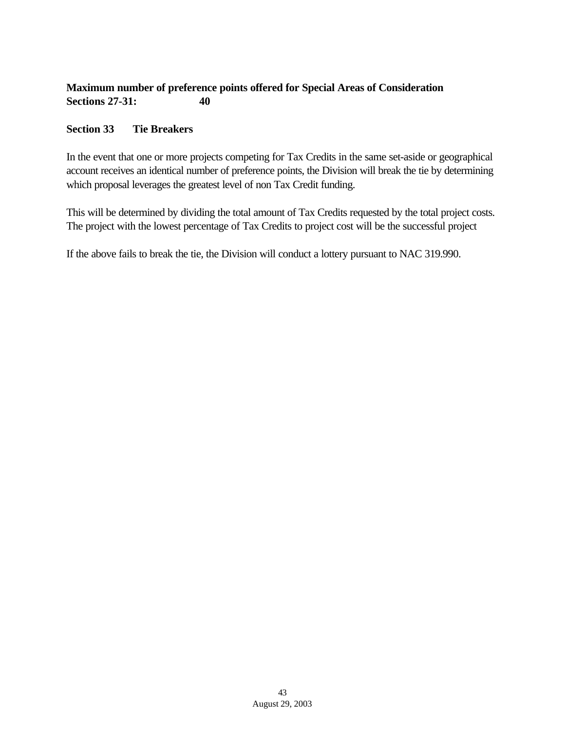**Maximum number of preference points offered for Special Areas of Consideration Sections 27-31: 40**

## Section 33 Tie Breakers

In the event that one or more projects competing for Tax Credits in the same set-aside or geographical account receives an identical number of preference points, the Division will break the tie by determining which proposal leverages the greatest level of non Tax Credit funding.

This will be determined by dividing the total amount of Tax Credits requested by the total project costs. The project with the lowest percentage of Tax Credits to project cost will be the successful project

If the above fails to break the tie, the Division will conduct a lottery pursuant to NAC 319.990.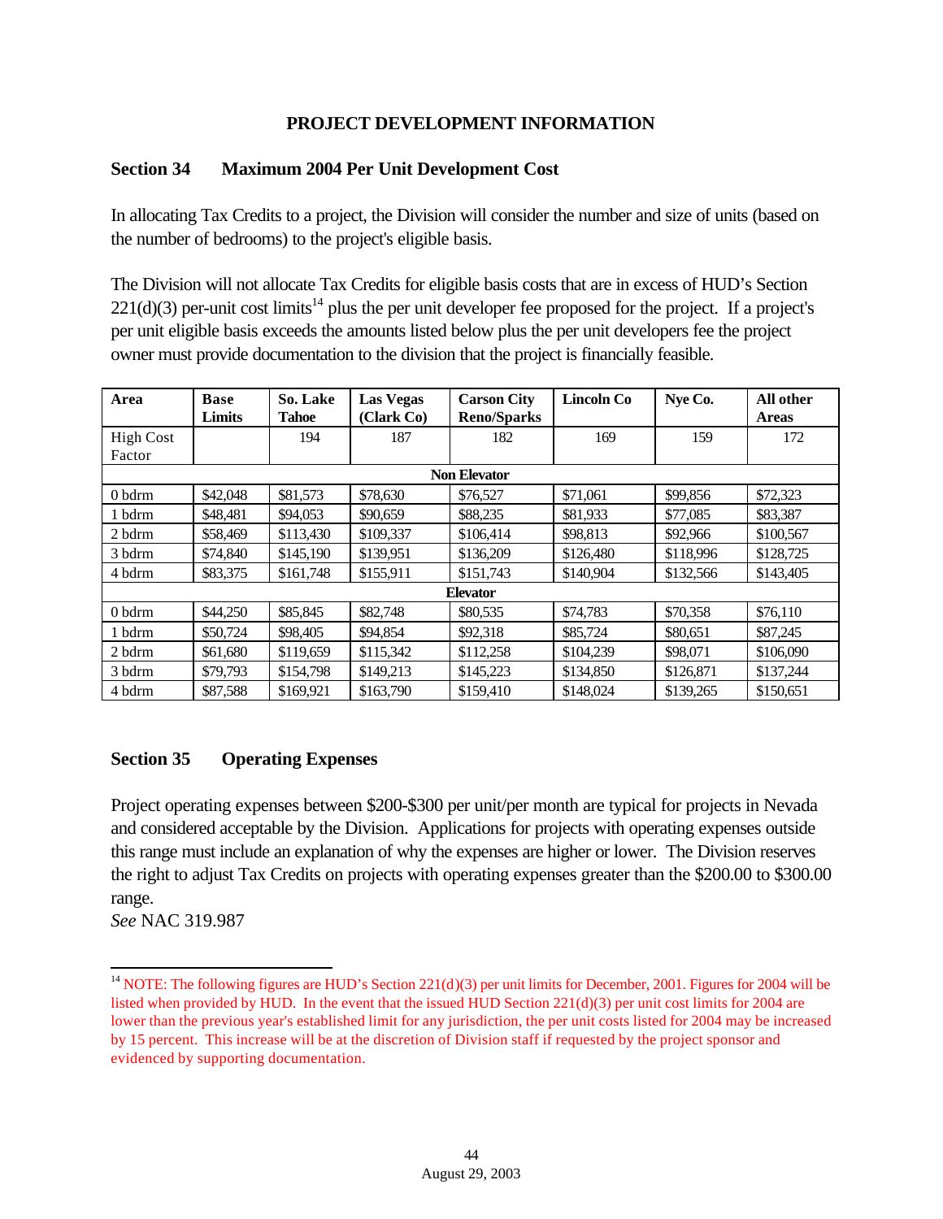## PROJECT DEVELOPMENT INFORMATION

### Section 34 Maximum 2004 Per Unit Development Cost

In allocating Tax Credits to a project, the Division will consider the number and size of units (based on the number of bedrooms) to the project's eligible basis.

The Division will not allocate Tax Credits for eligible basis costs that are in excess of HUD's Section 221(d)(3) per-unit cost limits[14] plus the per unit developer fee proposed for the project. If a project's per unit eligible basis exceeds the amounts listed below plus the per unit developers fee the project owner must provide documentation to the division that the project is financially feasible.

| Area | Base Limits | So. Lake Tahoe | Las Vegas (Clark Co) | Carson City Reno/Sparks | Lincoln Co | Nye Co. | All other Areas |
|---|---|---|---|---|---|---|---|
| High Cost Factor | | 194 | 187 | 182 | 169 | 159 | 172 |
| **Non Elevator** | | | | | | | |
| 0 bdrm | $42,048 | $81,573 | $78,630 | $76,527 | $71,061 | $99,856 | $72,323 |
| 1 bdrm | $48,481 | $94,053 | $90,659 | $88,235 | $81,933 | $77,085 | $83,387 |
| 2 bdrm | $58,469 | $113,430 | $109,337 | $106,414 | $98,813 | $92,966 | $100,567 |
| 3 bdrm | $74,840 | $145,190 | $139,951 | $136,209 | $126,480 | $118,996 | $128,725 |
| 4 bdrm | $83,375 | $161,748 | $155,911 | $151,743 | $140,904 | $132,566 | $143,405 |
| **Elevator** | | | | | | | |
| 0 bdrm | $44,250 | $85,845 | $82,748 | $80,535 | $74,783 | $70,358 | $76,110 |
| 1 bdrm | $50,724 | $98,405 | $94,854 | $92,318 | $85,724 | $80,651 | $87,245 |
| 2 bdrm | $61,680 | $119,659 | $115,342 | $112,258 | $104,239 | $98,071 | $106,090 |
| 3 bdrm | $79,793 | $154,798 | $149,213 | $145,223 | $134,850 | $126,871 | $137,244 |
| 4 bdrm | $87,588 | $169,921 | $163,790 | $159,410 | $148,024 | $139,265 | $150,651 |

### Section 35 Operating Expenses

Project operating expenses between $200-$300 per unit/per month are typical for projects in Nevada and considered acceptable by the Division. Applications for projects with operating expenses outside this range must include an explanation of why the expenses are higher or lower. The Division reserves the right to adjust Tax Credits on projects with operating expenses greater than the $200.00 to $300.00 range.
*See* NAC 319.987

---

[14] NOTE: The following figures are HUD's Section 221(d)(3) per unit limits for December, 2001. Figures for 2004 will be listed when provided by HUD. In the event that the issued HUD Section 221(d)(3) per unit cost limits for 2004 are lower than the previous year's established limit for any jurisdiction, the per unit costs listed for 2004 may be increased by 15 percent. This increase will be at the discretion of Division staff if requested by the project sponsor and evidenced by supporting documentation.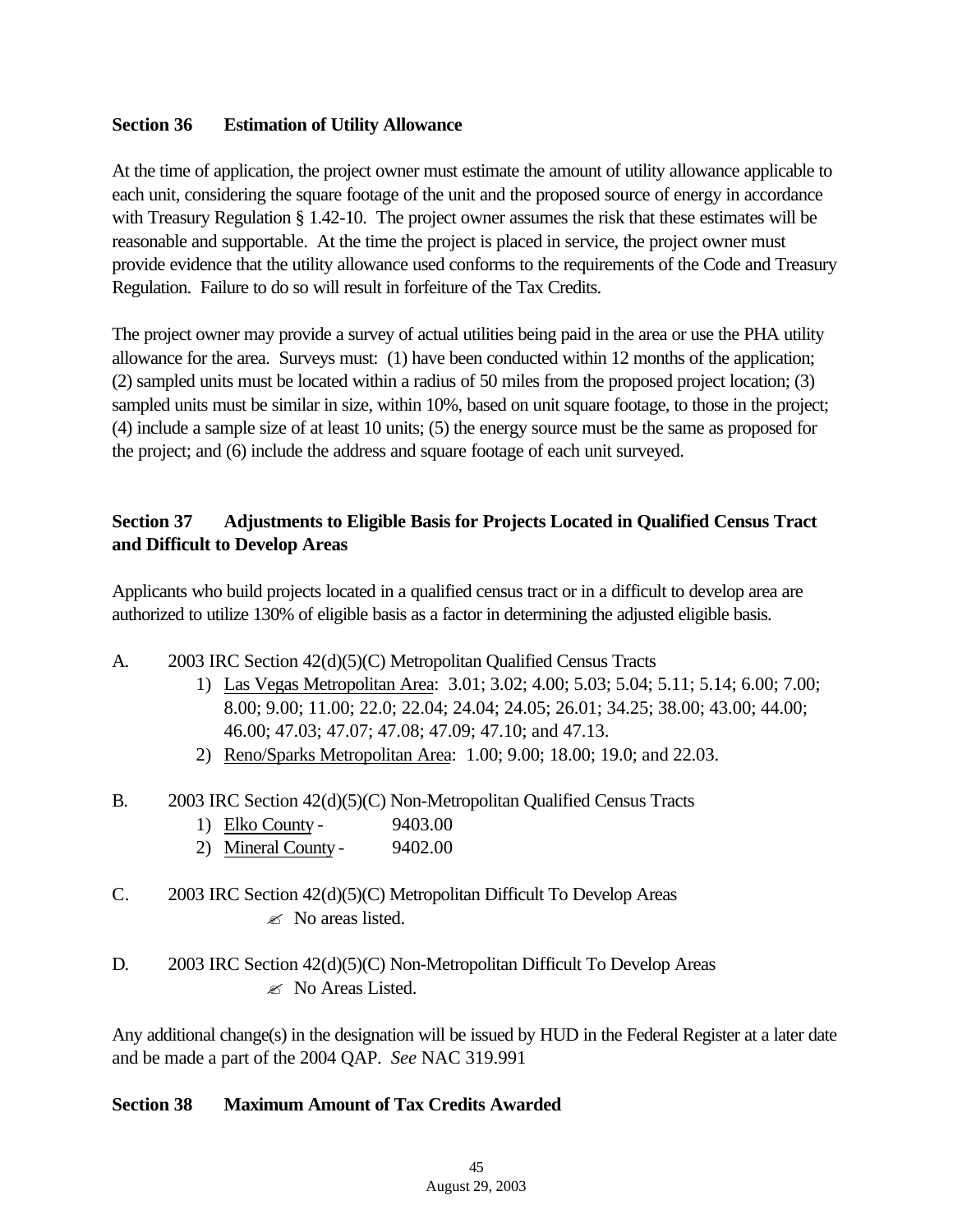## Section 36 Estimation of Utility Allowance

At the time of application, the project owner must estimate the amount of utility allowance applicable to each unit, considering the square footage of the unit and the proposed source of energy in accordance with Treasury Regulation § 1.42-10. The project owner assumes the risk that these estimates will be reasonable and supportable. At the time the project is placed in service, the project owner must provide evidence that the utility allowance used conforms to the requirements of the Code and Treasury Regulation. Failure to do so will result in forfeiture of the Tax Credits.

The project owner may provide a survey of actual utilities being paid in the area or use the PHA utility allowance for the area. Surveys must: (1) have been conducted within 12 months of the application; (2) sampled units must be located within a radius of 50 miles from the proposed project location; (3) sampled units must be similar in size, within 10%, based on unit square footage, to those in the project; (4) include a sample size of at least 10 units; (5) the energy source must be the same as proposed for the project; and (6) include the address and square footage of each unit surveyed.

## Section 37 Adjustments to Eligible Basis for Projects Located in Qualified Census Tract and Difficult to Develop Areas

Applicants who build projects located in a qualified census tract or in a difficult to develop area are authorized to utilize 130% of eligible basis as a factor in determining the adjusted eligible basis.

A. 2003 IRC Section 42(d)(5)(C) Metropolitan Qualified Census Tracts
   1) Las Vegas Metropolitan Area: 3.01; 3.02; 4.00; 5.03; 5.04; 5.11; 5.14; 6.00; 7.00; 8.00; 9.00; 11.00; 22.0; 22.04; 24.04; 24.05; 26.01; 34.25; 38.00; 43.00; 44.00; 46.00; 47.03; 47.07; 47.08; 47.09; 47.10; and 47.13.
   2) Reno/Sparks Metropolitan Area: 1.00; 9.00; 18.00; 19.0; and 22.03.

B. 2003 IRC Section 42(d)(5)(C) Non-Metropolitan Qualified Census Tracts
   1) Elko County - 9403.00
   2) Mineral County - 9402.00

C. 2003 IRC Section 42(d)(5)(C) Metropolitan Difficult To Develop Areas
   - No areas listed.

D. 2003 IRC Section 42(d)(5)(C) Non-Metropolitan Difficult To Develop Areas
   - No Areas Listed.

Any additional change(s) in the designation will be issued by HUD in the Federal Register at a later date and be made a part of the 2004 QAP. *See* NAC 319.991

## Section 38 Maximum Amount of Tax Credits Awarded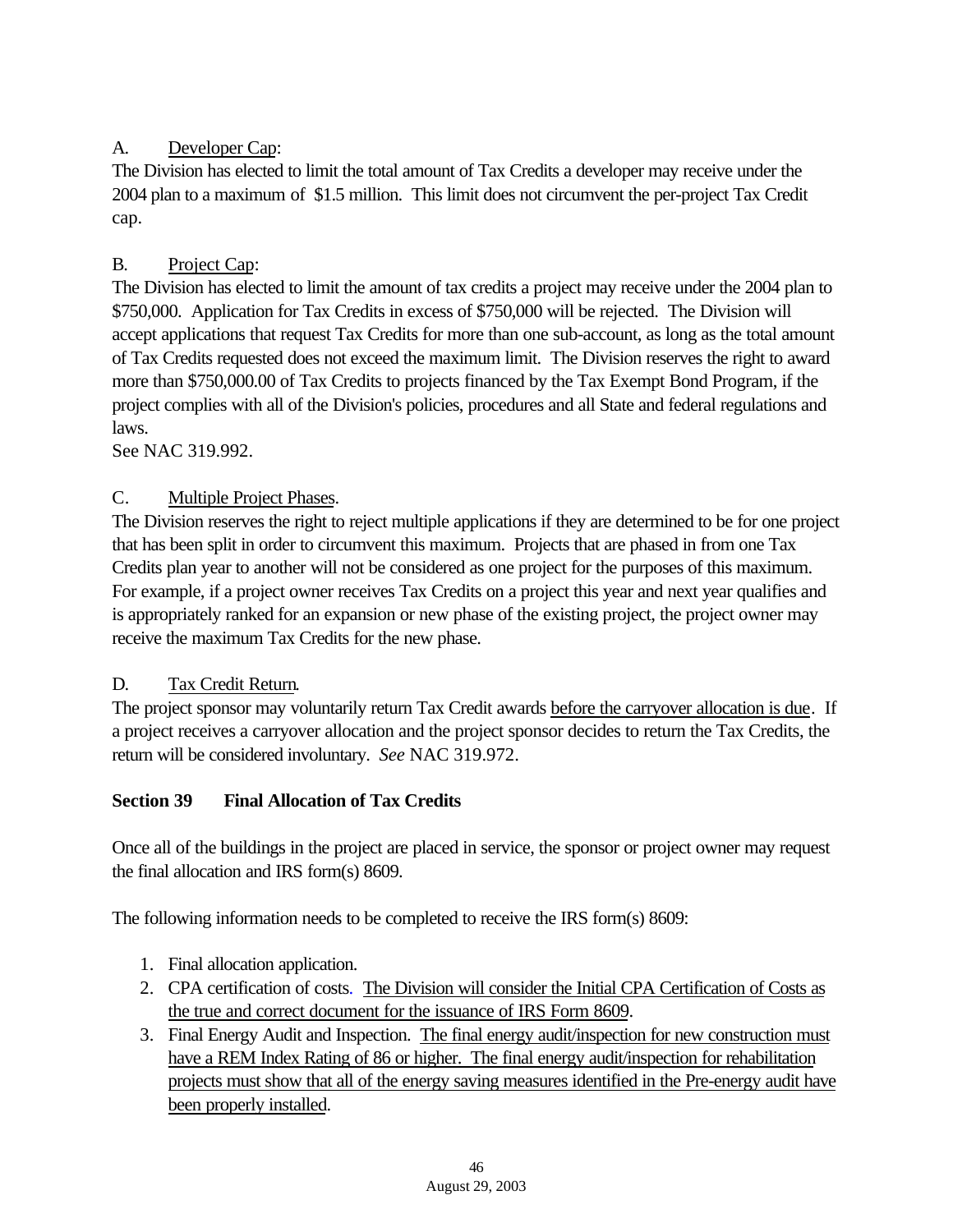A. Developer Cap:

The Division has elected to limit the total amount of Tax Credits a developer may receive under the 2004 plan to a maximum of $1.5 million. This limit does not circumvent the per-project Tax Credit cap.

B. Project Cap:

The Division has elected to limit the amount of tax credits a project may receive under the 2004 plan to $750,000. Application for Tax Credits in excess of $750,000 will be rejected. The Division will accept applications that request Tax Credits for more than one sub-account, as long as the total amount of Tax Credits requested does not exceed the maximum limit. The Division reserves the right to award more than $750,000.00 of Tax Credits to projects financed by the Tax Exempt Bond Program, if the project complies with all of the Division's policies, procedures and all State and federal regulations and laws.

See NAC 319.992.

C. Multiple Project Phases.

The Division reserves the right to reject multiple applications if they are determined to be for one project that has been split in order to circumvent this maximum. Projects that are phased in from one Tax Credits plan year to another will not be considered as one project for the purposes of this maximum. For example, if a project owner receives Tax Credits on a project this year and next year qualifies and is appropriately ranked for an expansion or new phase of the existing project, the project owner may receive the maximum Tax Credits for the new phase.

D. Tax Credit Return.

The project sponsor may voluntarily return Tax Credit awards before the carryover allocation is due. If a project receives a carryover allocation and the project sponsor decides to return the Tax Credits, the return will be considered involuntary. *See* NAC 319.972.

**Section 39 Final Allocation of Tax Credits**

Once all of the buildings in the project are placed in service, the sponsor or project owner may request the final allocation and IRS form(s) 8609.

The following information needs to be completed to receive the IRS form(s) 8609:

1. Final allocation application.
2. CPA certification of costs. The Division will consider the Initial CPA Certification of Costs as the true and correct document for the issuance of IRS Form 8609.
3. Final Energy Audit and Inspection. The final energy audit/inspection for new construction must have a REM Index Rating of 86 or higher. The final energy audit/inspection for rehabilitation projects must show that all of the energy saving measures identified in the Pre-energy audit have been properly installed.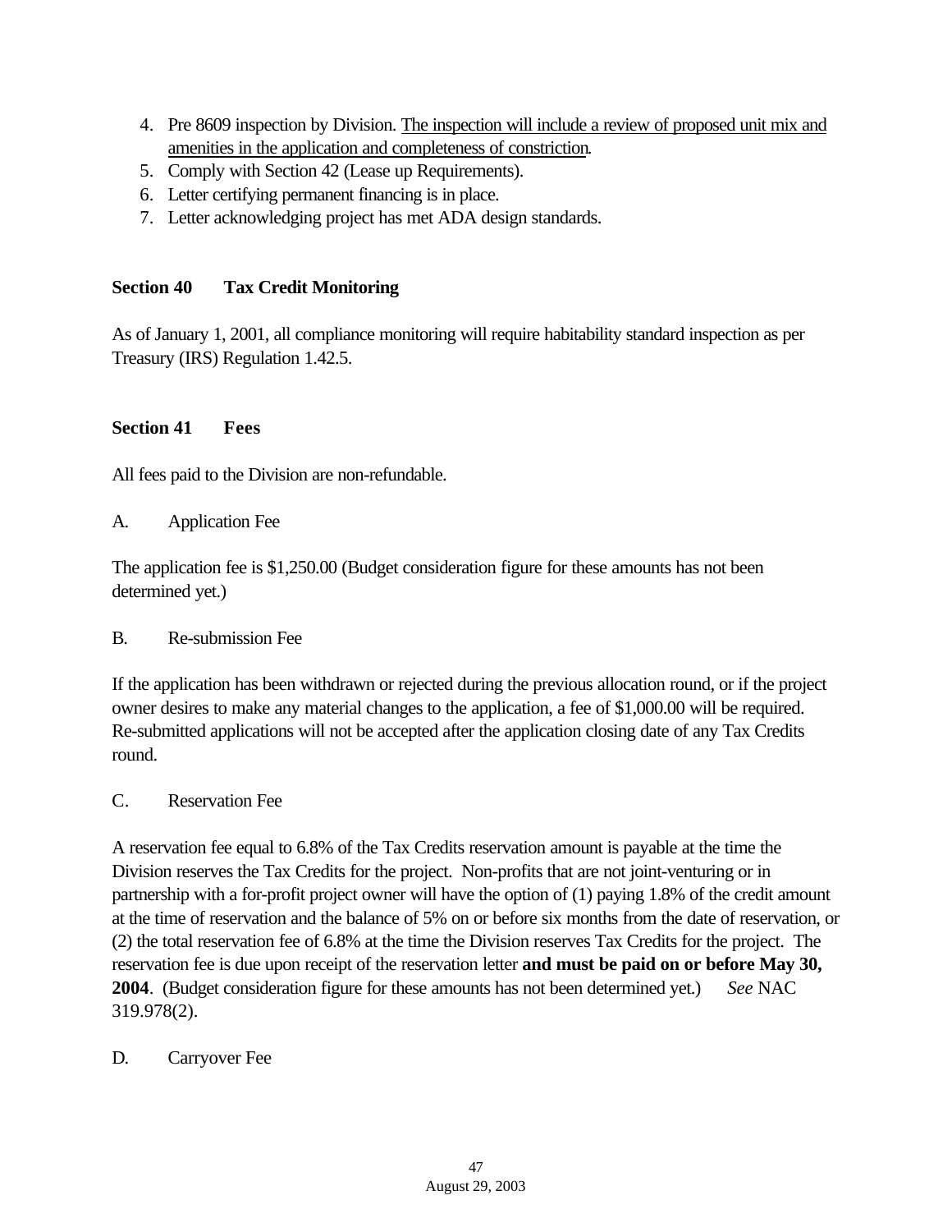4. Pre 8609 inspection by Division. <u>The inspection will include a review of proposed unit mix and amenities in the application and completeness of constriction</u>.
5. Comply with Section 42 (Lease up Requirements).
6. Letter certifying permanent financing is in place.
7. Letter acknowledging project has met ADA design standards.

## Section 40 Tax Credit Monitoring

As of January 1, 2001, all compliance monitoring will require habitability standard inspection as per Treasury (IRS) Regulation 1.42.5.

## Section 41 Fees

All fees paid to the Division are non-refundable.

A. Application Fee

The application fee is $1,250.00 (Budget consideration figure for these amounts has not been determined yet.)

B. Re-submission Fee

If the application has been withdrawn or rejected during the previous allocation round, or if the project owner desires to make any material changes to the application, a fee of $1,000.00 will be required. Re-submitted applications will not be accepted after the application closing date of any Tax Credits round.

C. Reservation Fee

A reservation fee equal to 6.8% of the Tax Credits reservation amount is payable at the time the Division reserves the Tax Credits for the project. Non-profits that are not joint-venturing or in partnership with a for-profit project owner will have the option of (1) paying 1.8% of the credit amount at the time of reservation and the balance of 5% on or before six months from the date of reservation, or (2) the total reservation fee of 6.8% at the time the Division reserves Tax Credits for the project. The reservation fee is due upon receipt of the reservation letter **and must be paid on or before May 30, 2004**. (Budget consideration figure for these amounts has not been determined yet.) *See* NAC 319.978(2).

D. Carryover Fee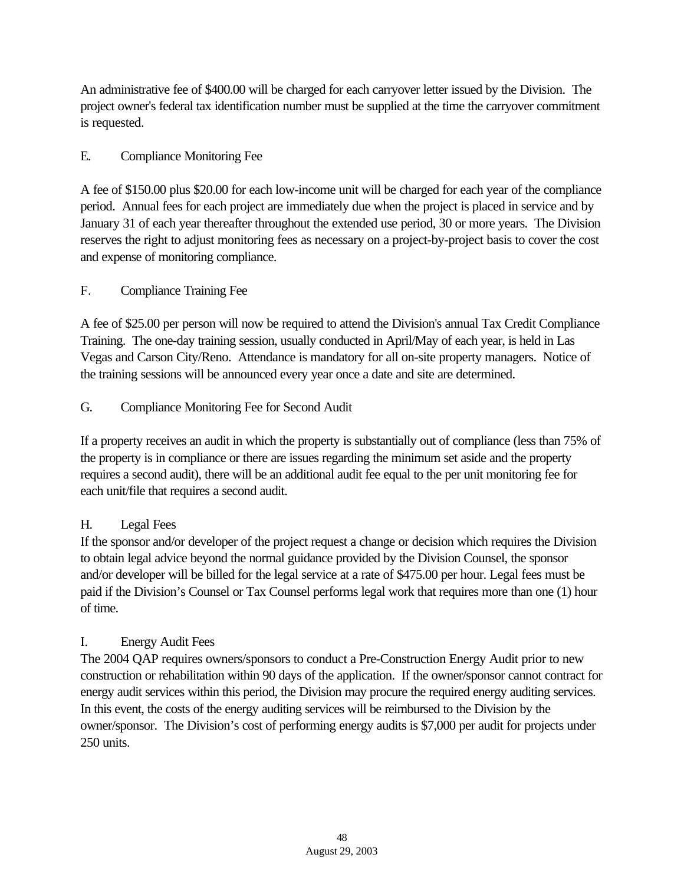An administrative fee of $400.00 will be charged for each carryover letter issued by the Division. The project owner's federal tax identification number must be supplied at the time the carryover commitment is requested.

## E. Compliance Monitoring Fee

A fee of $150.00 plus $20.00 for each low-income unit will be charged for each year of the compliance period. Annual fees for each project are immediately due when the project is placed in service and by January 31 of each year thereafter throughout the extended use period, 30 or more years. The Division reserves the right to adjust monitoring fees as necessary on a project-by-project basis to cover the cost and expense of monitoring compliance.

## F. Compliance Training Fee

A fee of $25.00 per person will now be required to attend the Division's annual Tax Credit Compliance Training. The one-day training session, usually conducted in April/May of each year, is held in Las Vegas and Carson City/Reno. Attendance is mandatory for all on-site property managers. Notice of the training sessions will be announced every year once a date and site are determined.

## G. Compliance Monitoring Fee for Second Audit

If a property receives an audit in which the property is substantially out of compliance (less than 75% of the property is in compliance or there are issues regarding the minimum set aside and the property requires a second audit), there will be an additional audit fee equal to the per unit monitoring fee for each unit/file that requires a second audit.

## H. Legal Fees

If the sponsor and/or developer of the project request a change or decision which requires the Division to obtain legal advice beyond the normal guidance provided by the Division Counsel, the sponsor and/or developer will be billed for the legal service at a rate of $475.00 per hour. Legal fees must be paid if the Division's Counsel or Tax Counsel performs legal work that requires more than one (1) hour of time.

## I. Energy Audit Fees

The 2004 QAP requires owners/sponsors to conduct a Pre-Construction Energy Audit prior to new construction or rehabilitation within 90 days of the application. If the owner/sponsor cannot contract for energy audit services within this period, the Division may procure the required energy auditing services. In this event, the costs of the energy auditing services will be reimbursed to the Division by the owner/sponsor. The Division's cost of performing energy audits is $7,000 per audit for projects under 250 units.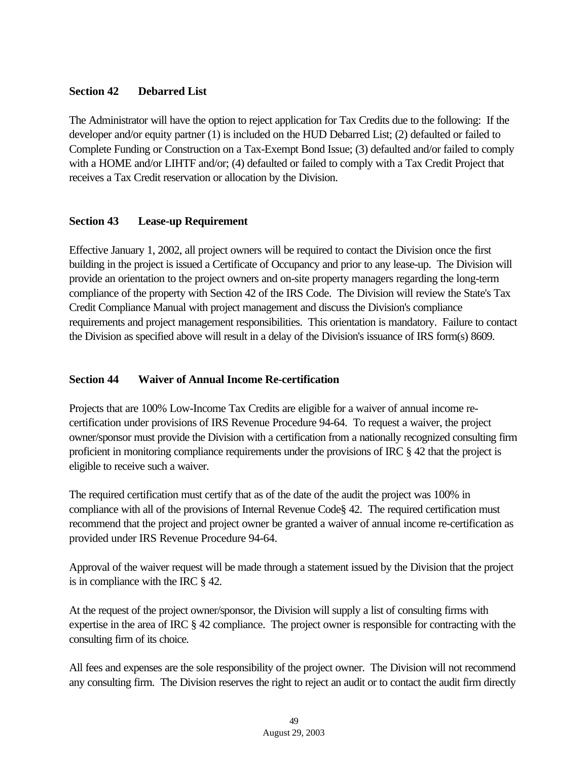## Section 42 Debarred List

The Administrator will have the option to reject application for Tax Credits due to the following: If the developer and/or equity partner (1) is included on the HUD Debarred List; (2) defaulted or failed to Complete Funding or Construction on a Tax-Exempt Bond Issue; (3) defaulted and/or failed to comply with a HOME and/or LIHTF and/or; (4) defaulted or failed to comply with a Tax Credit Project that receives a Tax Credit reservation or allocation by the Division.

## Section 43 Lease-up Requirement

Effective January 1, 2002, all project owners will be required to contact the Division once the first building in the project is issued a Certificate of Occupancy and prior to any lease-up. The Division will provide an orientation to the project owners and on-site property managers regarding the long-term compliance of the property with Section 42 of the IRS Code. The Division will review the State's Tax Credit Compliance Manual with project management and discuss the Division's compliance requirements and project management responsibilities. This orientation is mandatory. Failure to contact the Division as specified above will result in a delay of the Division's issuance of IRS form(s) 8609.

## Section 44 Waiver of Annual Income Re-certification

Projects that are 100% Low-Income Tax Credits are eligible for a waiver of annual income re-certification under provisions of IRS Revenue Procedure 94-64. To request a waiver, the project owner/sponsor must provide the Division with a certification from a nationally recognized consulting firm proficient in monitoring compliance requirements under the provisions of IRC § 42 that the project is eligible to receive such a waiver.

The required certification must certify that as of the date of the audit the project was 100% in compliance with all of the provisions of Internal Revenue Code§ 42. The required certification must recommend that the project and project owner be granted a waiver of annual income re-certification as provided under IRS Revenue Procedure 94-64.

Approval of the waiver request will be made through a statement issued by the Division that the project is in compliance with the IRC § 42.

At the request of the project owner/sponsor, the Division will supply a list of consulting firms with expertise in the area of IRC § 42 compliance. The project owner is responsible for contracting with the consulting firm of its choice.

All fees and expenses are the sole responsibility of the project owner. The Division will not recommend any consulting firm. The Division reserves the right to reject an audit or to contact the audit firm directly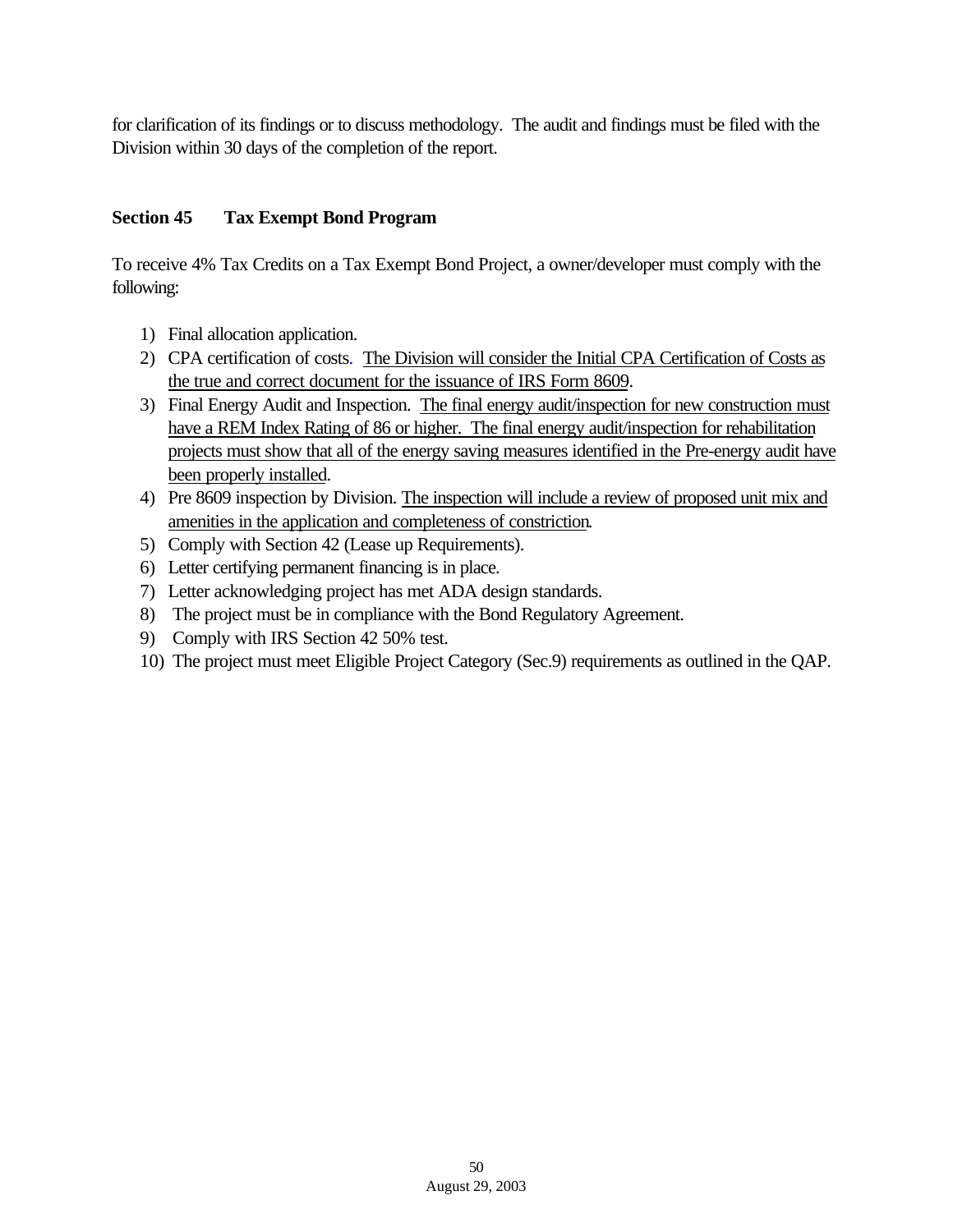for clarification of its findings or to discuss methodology. The audit and findings must be filed with the Division within 30 days of the completion of the report.

## Section 45 Tax Exempt Bond Program

To receive 4% Tax Credits on a Tax Exempt Bond Project, a owner/developer must comply with the following:

1) Final allocation application.
2) CPA certification of costs. The Division will consider the Initial CPA Certification of Costs as the true and correct document for the issuance of IRS Form 8609.
3) Final Energy Audit and Inspection. The final energy audit/inspection for new construction must have a REM Index Rating of 86 or higher. The final energy audit/inspection for rehabilitation projects must show that all of the energy saving measures identified in the Pre-energy audit have been properly installed.
4) Pre 8609 inspection by Division. The inspection will include a review of proposed unit mix and amenities in the application and completeness of constriction.
5) Comply with Section 42 (Lease up Requirements).
6) Letter certifying permanent financing is in place.
7) Letter acknowledging project has met ADA design standards.
8) The project must be in compliance with the Bond Regulatory Agreement.
9) Comply with IRS Section 42 50% test.
10) The project must meet Eligible Project Category (Sec.9) requirements as outlined in the QAP.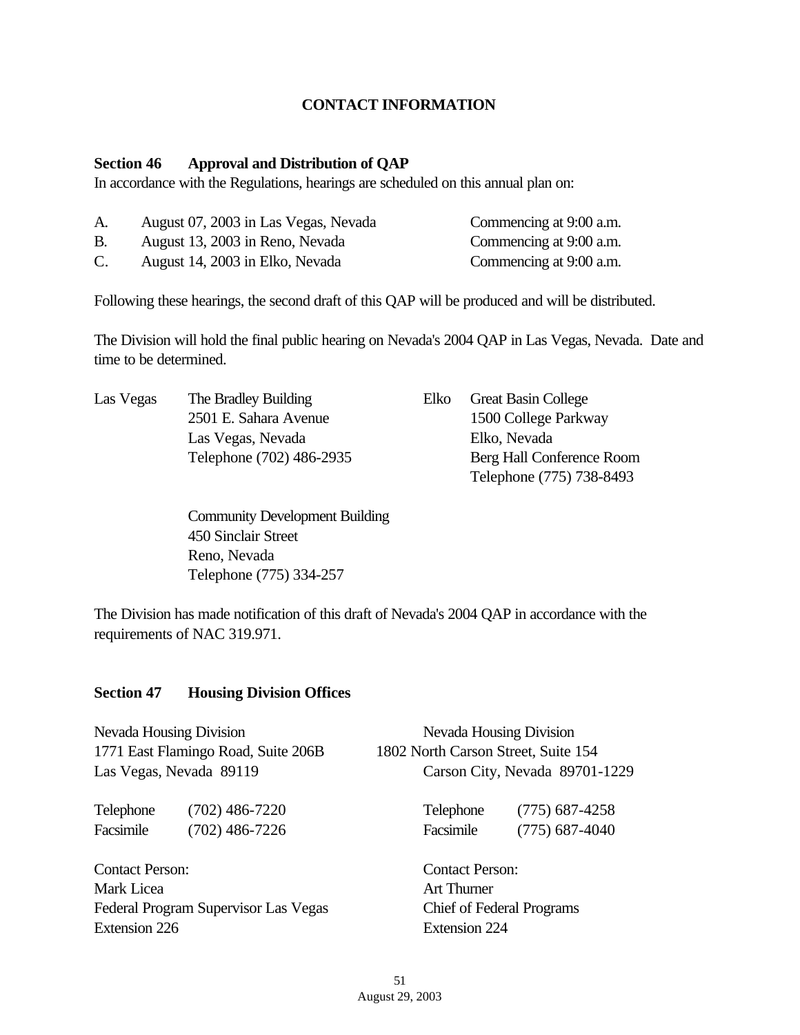## CONTACT INFORMATION

### Section 46 Approval and Distribution of QAP

In accordance with the Regulations, hearings are scheduled on this annual plan on:

| | | |
|---|---|---|
| A. | August 07, 2003 in Las Vegas, Nevada | Commencing at 9:00 a.m. |
| B. | August 13, 2003 in Reno, Nevada | Commencing at 9:00 a.m. |
| C. | August 14, 2003 in Elko, Nevada | Commencing at 9:00 a.m. |

Following these hearings, the second draft of this QAP will be produced and will be distributed.

The Division will hold the final public hearing on Nevada's 2004 QAP in Las Vegas, Nevada. Date and time to be determined.

Las Vegas
The Bradley Building
2501 E. Sahara Avenue
Las Vegas, Nevada
Telephone (702) 486-2935

Community Development Building
450 Sinclair Street
Reno, Nevada
Telephone (775) 334-257

Elko
Great Basin College
1500 College Parkway
Elko, Nevada
Berg Hall Conference Room
Telephone (775) 738-8493

The Division has made notification of this draft of Nevada's 2004 QAP in accordance with the requirements of NAC 319.971.

### Section 47 Housing Division Offices

Nevada Housing Division
1771 East Flamingo Road, Suite 206B
Las Vegas, Nevada 89119

Telephone (702) 486-7220
Facsimile (702) 486-7226

Contact Person:
Mark Licea
Federal Program Supervisor Las Vegas
Extension 226

Nevada Housing Division
1802 North Carson Street, Suite 154
Carson City, Nevada 89701-1229

Telephone (775) 687-4258
Facsimile (775) 687-4040

Contact Person:
Art Thurner
Chief of Federal Programs
Extension 224

August 29, 2003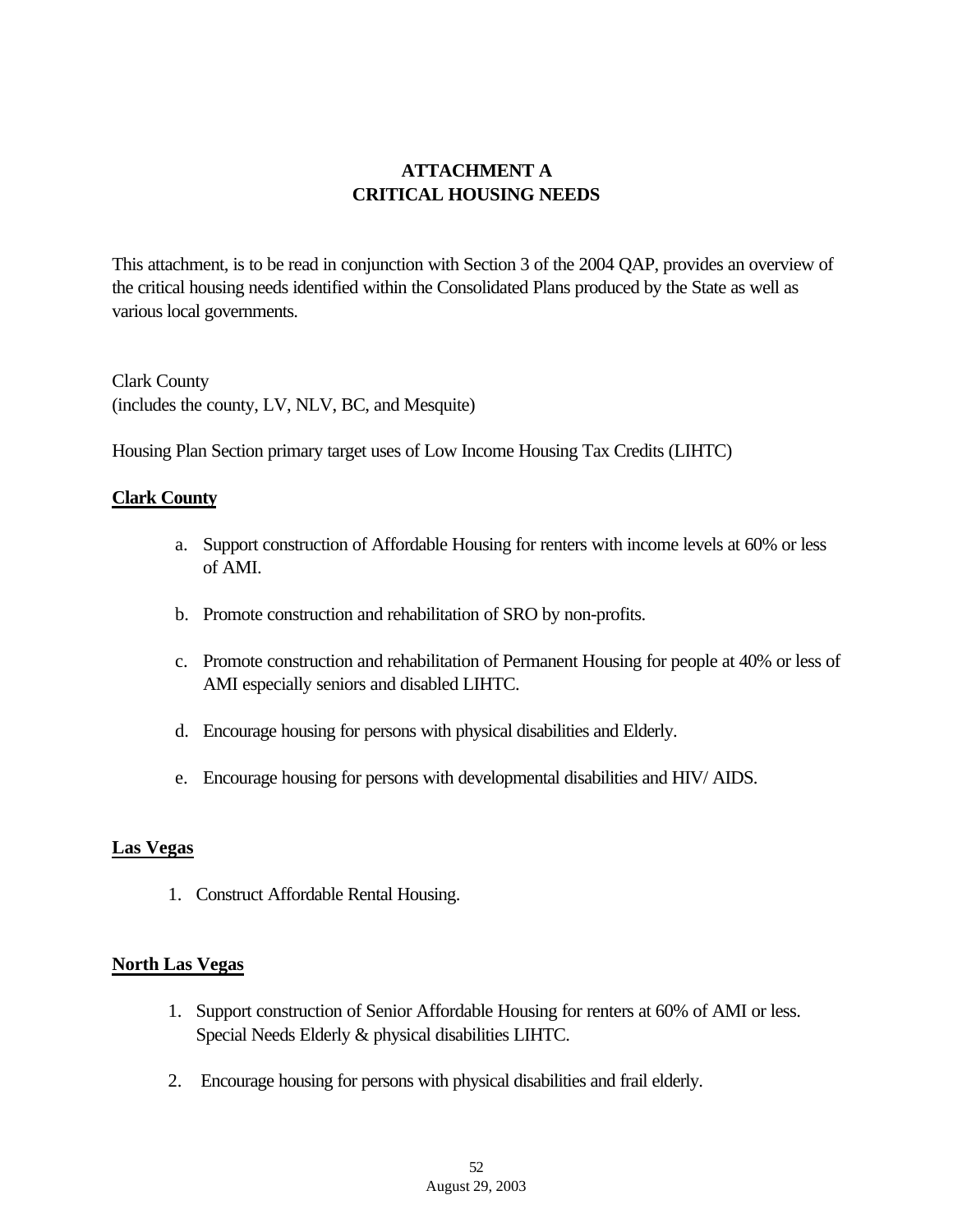# ATTACHMENT A
# CRITICAL HOUSING NEEDS

This attachment, is to be read in conjunction with Section 3 of the 2004 QAP, provides an overview of the critical housing needs identified within the Consolidated Plans produced by the State as well as various local governments.

Clark County
(includes the county, LV, NLV, BC, and Mesquite)

Housing Plan Section primary target uses of Low Income Housing Tax Credits (LIHTC)

**Clark County**

a. Support construction of Affordable Housing for renters with income levels at 60% or less of AMI.

b. Promote construction and rehabilitation of SRO by non-profits.

c. Promote construction and rehabilitation of Permanent Housing for people at 40% or less of AMI especially seniors and disabled LIHTC.

d. Encourage housing for persons with physical disabilities and Elderly.

e. Encourage housing for persons with developmental disabilities and HIV/ AIDS.

**Las Vegas**

1. Construct Affordable Rental Housing.

**North Las Vegas**

1. Support construction of Senior Affordable Housing for renters at 60% of AMI or less. Special Needs Elderly & physical disabilities LIHTC.

2. Encourage housing for persons with physical disabilities and frail elderly.

August 29, 2003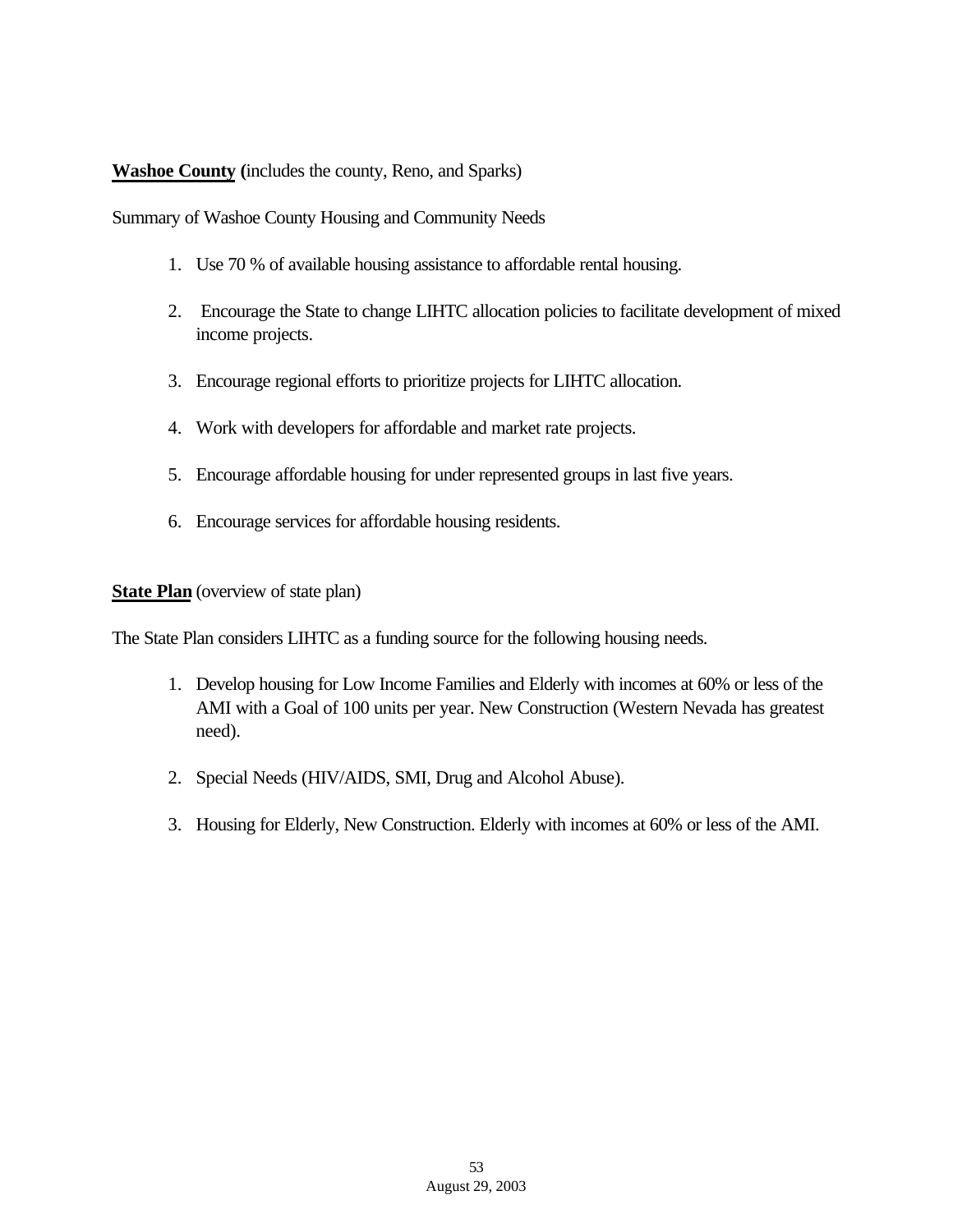**Washoe County (**includes the county, Reno, and Sparks)

Summary of Washoe County Housing and Community Needs

1. Use 70 % of available housing assistance to affordable rental housing.

2. Encourage the State to change LIHTC allocation policies to facilitate development of mixed income projects.

3. Encourage regional efforts to prioritize projects for LIHTC allocation.

4. Work with developers for affordable and market rate projects.

5. Encourage affordable housing for under represented groups in last five years.

6. Encourage services for affordable housing residents.

**State Plan** (overview of state plan)

The State Plan considers LIHTC as a funding source for the following housing needs.

1. Develop housing for Low Income Families and Elderly with incomes at 60% or less of the AMI with a Goal of 100 units per year. New Construction (Western Nevada has greatest need).

2. Special Needs (HIV/AIDS, SMI, Drug and Alcohol Abuse).

3. Housing for Elderly, New Construction. Elderly with incomes at 60% or less of the AMI.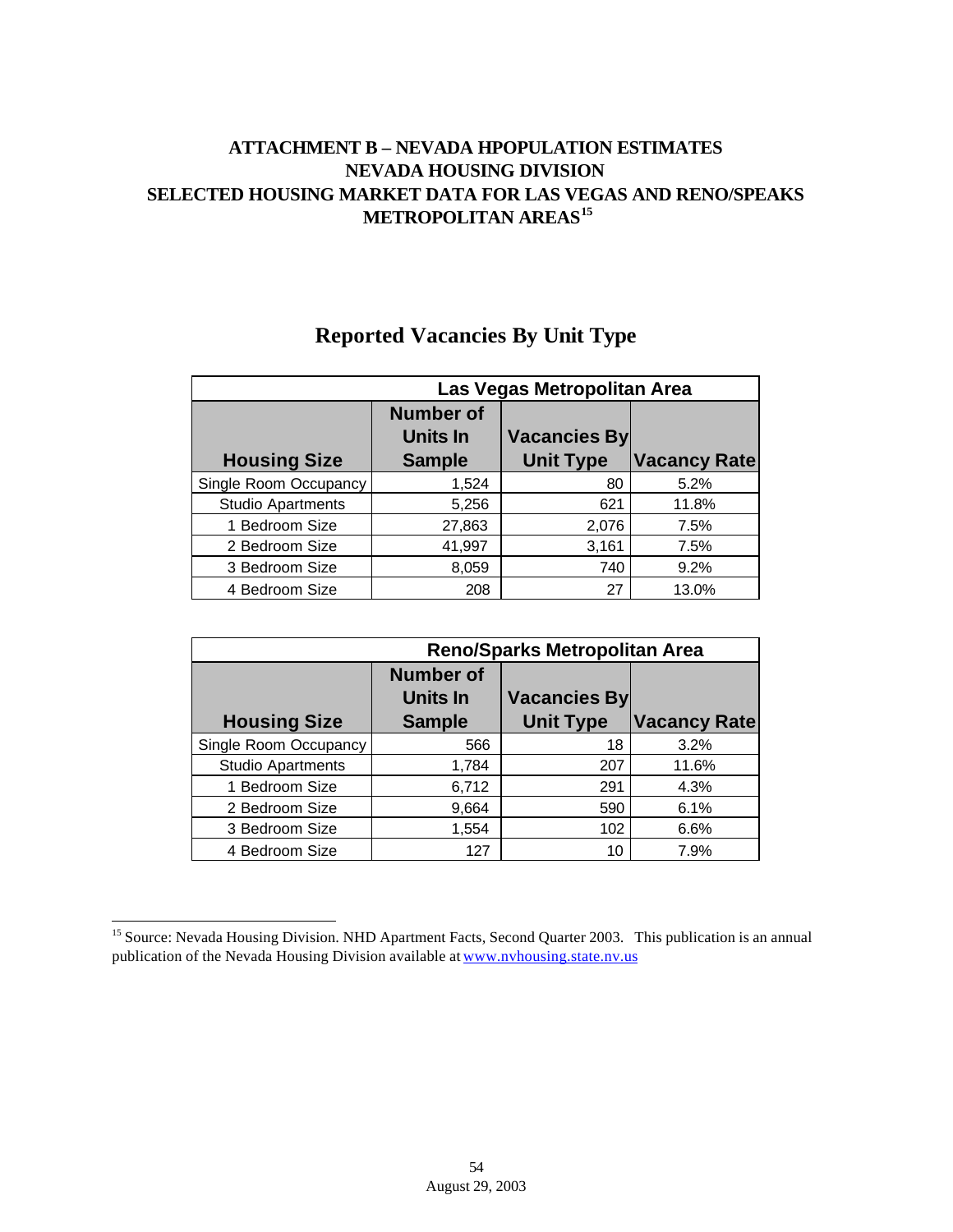# ATTACHMENT B – NEVADA HPOPULATION ESTIMATES
# NEVADA HOUSING DIVISION
# SELECTED HOUSING MARKET DATA FOR LAS VEGAS AND RENO/SPEAKS METROPOLITAN AREAS[15]

## Reported Vacancies By Unit Type

| | Las Vegas Metropolitan Area | | |
|---|---|---|---|
| **Housing Size** | **Number of Units In Sample** | **Vacancies By Unit Type** | **Vacancy Rate** |
| Single Room Occupancy | 1,524 | 80 | 5.2% |
| Studio Apartments | 5,256 | 621 | 11.8% |
| 1 Bedroom Size | 27,863 | 2,076 | 7.5% |
| 2 Bedroom Size | 41,997 | 3,161 | 7.5% |
| 3 Bedroom Size | 8,059 | 740 | 9.2% |
| 4 Bedroom Size | 208 | 27 | 13.0% |

| | Reno/Sparks Metropolitan Area | | |
|---|---|---|---|
| **Housing Size** | **Number of Units In Sample** | **Vacancies By Unit Type** | **Vacancy Rate** |
| Single Room Occupancy | 566 | 18 | 3.2% |
| Studio Apartments | 1,784 | 207 | 11.6% |
| 1 Bedroom Size | 6,712 | 291 | 4.3% |
| 2 Bedroom Size | 9,664 | 590 | 6.1% |
| 3 Bedroom Size | 1,554 | 102 | 6.6% |
| 4 Bedroom Size | 127 | 10 | 7.9% |

---

[15] Source: Nevada Housing Division. NHD Apartment Facts, Second Quarter 2003. This publication is an annual publication of the Nevada Housing Division available at www.nvhousing.state.nv.us

August 29, 2003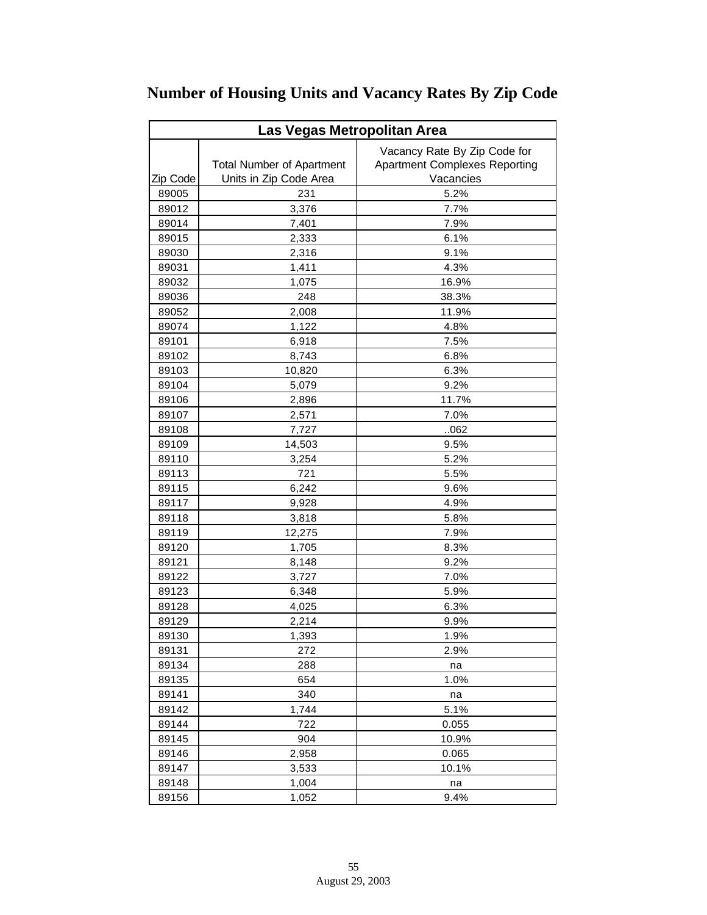# Number of Housing Units and Vacancy Rates By Zip Code

| Las Vegas Metropolitan Area | | |
|---|---|---|
| Zip Code | Total Number of Apartment Units in Zip Code Area | Vacancy Rate By Zip Code for Apartment Complexes Reporting Vacancies |
| 89005 | 231 | 5.2% |
| 89012 | 3,376 | 7.7% |
| 89014 | 7,401 | 7.9% |
| 89015 | 2,333 | 6.1% |
| 89030 | 2,316 | 9.1% |
| 89031 | 1,411 | 4.3% |
| 89032 | 1,075 | 16.9% |
| 89036 | 248 | 38.3% |
| 89052 | 2,008 | 11.9% |
| 89074 | 1,122 | 4.8% |
| 89101 | 6,918 | 7.5% |
| 89102 | 8,743 | 6.8% |
| 89103 | 10,820 | 6.3% |
| 89104 | 5,079 | 9.2% |
| 89106 | 2,896 | 11.7% |
| 89107 | 2,571 | 7.0% |
| 89108 | 7,727 | ..062 |
| 89109 | 14,503 | 9.5% |
| 89110 | 3,254 | 5.2% |
| 89113 | 721 | 5.5% |
| 89115 | 6,242 | 9.6% |
| 89117 | 9,928 | 4.9% |
| 89118 | 3,818 | 5.8% |
| 89119 | 12,275 | 7.9% |
| 89120 | 1,705 | 8.3% |
| 89121 | 8,148 | 9.2% |
| 89122 | 3,727 | 7.0% |
| 89123 | 6,348 | 5.9% |
| 89128 | 4,025 | 6.3% |
| 89129 | 2,214 | 9.9% |
| 89130 | 1,393 | 1.9% |
| 89131 | 272 | 2.9% |
| 89134 | 288 | na |
| 89135 | 654 | 1.0% |
| 89141 | 340 | na |
| 89142 | 1,744 | 5.1% |
| 89144 | 722 | 0.055 |
| 89145 | 904 | 10.9% |
| 89146 | 2,958 | 0.065 |
| 89147 | 3,533 | 10.1% |
| 89148 | 1,004 | na |
| 89156 | 1,052 | 9.4% |

August 29, 2003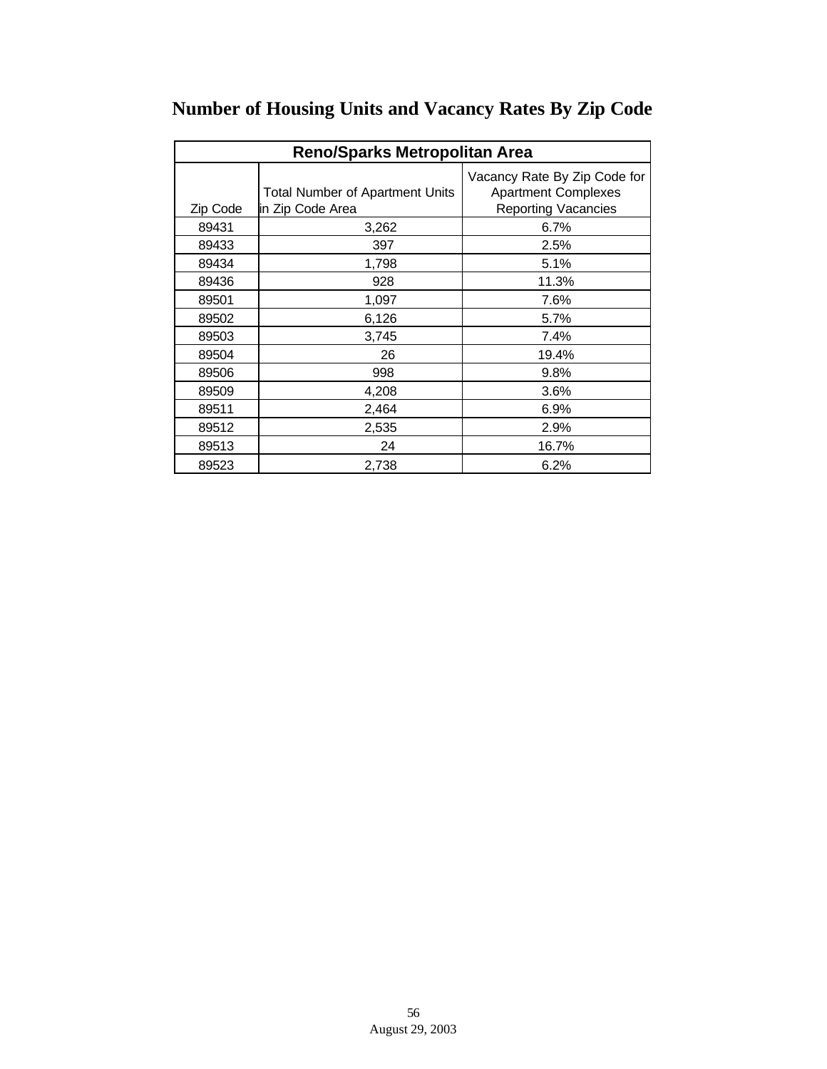# Number of Housing Units and Vacancy Rates By Zip Code

| Reno/Sparks Metropolitan Area | | |
|---|---|---|
| Zip Code | Total Number of Apartment Units in Zip Code Area | Vacancy Rate By Zip Code for Apartment Complexes Reporting Vacancies |
| 89431 | 3,262 | 6.7% |
| 89433 | 397 | 2.5% |
| 89434 | 1,798 | 5.1% |
| 89436 | 928 | 11.3% |
| 89501 | 1,097 | 7.6% |
| 89502 | 6,126 | 5.7% |
| 89503 | 3,745 | 7.4% |
| 89504 | 26 | 19.4% |
| 89506 | 998 | 9.8% |
| 89509 | 4,208 | 3.6% |
| 89511 | 2,464 | 6.9% |
| 89512 | 2,535 | 2.9% |
| 89513 | 24 | 16.7% |
| 89523 | 2,738 | 6.2% |

August 29, 2003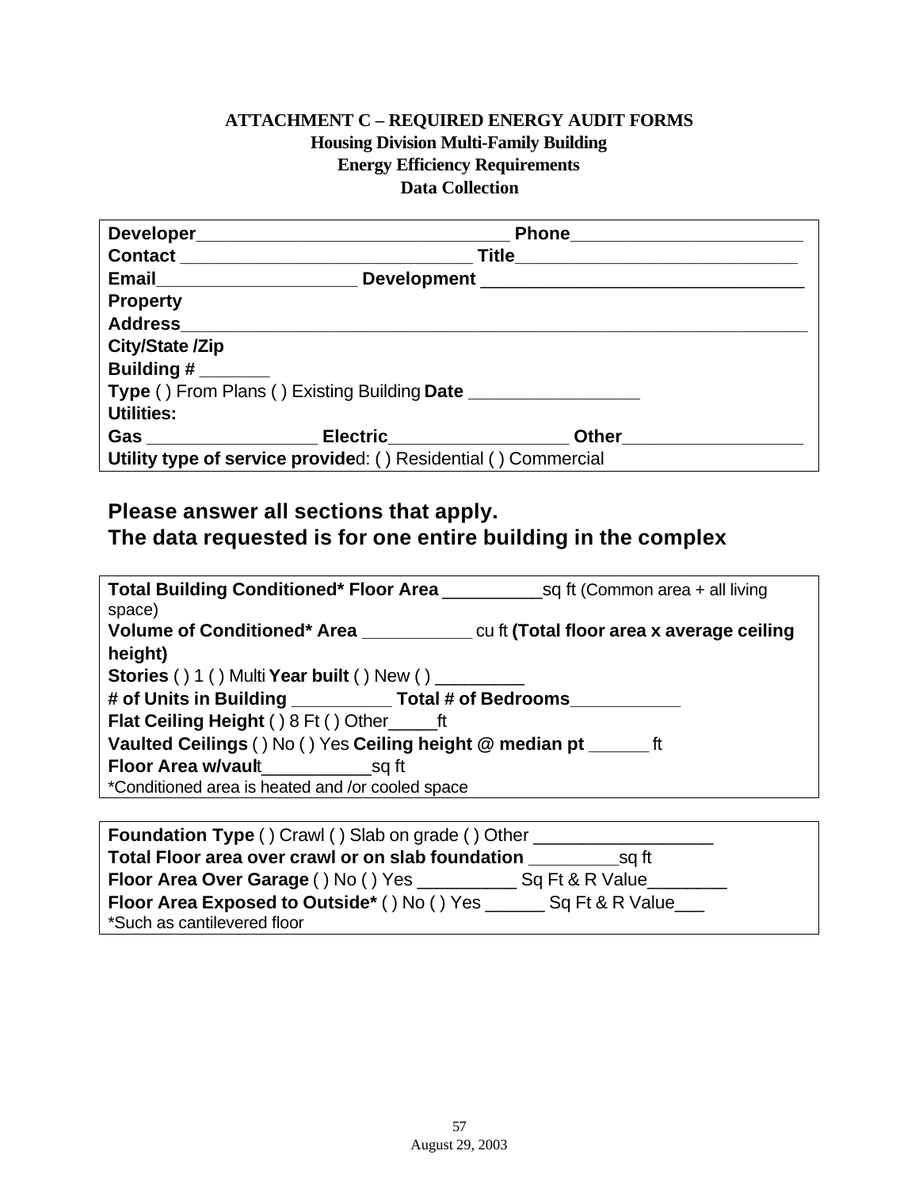**ATTACHMENT C – REQUIRED ENERGY AUDIT FORMS**
**Housing Division Multi-Family Building**
**Energy Efficiency Requirements**
**Data Collection**

**Developer**________________________________ **Phone**_______________________
**Contact** _____________________________ **Title**_____________________________
**Email**____________________ **Development** _________________________________
**Property**
**Address**_________________________________________________________________
**City/State /Zip**
**Building #** _______
**Type** ( ) From Plans ( ) Existing Building **Date** _________________
**Utilities:**
**Gas** _________________ **Electric**__________________ **Other**__________________
**Utility type of service provide**d: ( ) Residential ( ) Commercial

## Please answer all sections that apply.
## The data requested is for one entire building in the complex

**Total Building Conditioned* Floor Area** __________sq ft (Common area + all living space)
**Volume of Conditioned* Area** ___________ cu ft **(Total floor area x average ceiling height)**
**Stories** ( ) 1 ( ) Multi **Year built** ( ) New ( ) _________
**# of Units in Building** __________ **Total # of Bedrooms**___________
**Flat Ceiling Height** ( ) 8 Ft ( ) Other_____ft
**Vaulted Ceilings** ( ) No ( ) Yes **Ceiling height @ median pt** ______ ft
**Floor Area w/vaul**t___________sq ft
*Conditioned area is heated and /or cooled space

**Foundation Type** ( ) Crawl ( ) Slab on grade ( ) Other __________________
**Total Floor area over crawl or on slab foundation** _________sq ft
**Floor Area Over Garage** ( ) No ( ) Yes __________ Sq Ft & R Value________
**Floor Area Exposed to Outside*** ( ) No ( ) Yes ______ Sq Ft & R Value___
*Such as cantilevered floor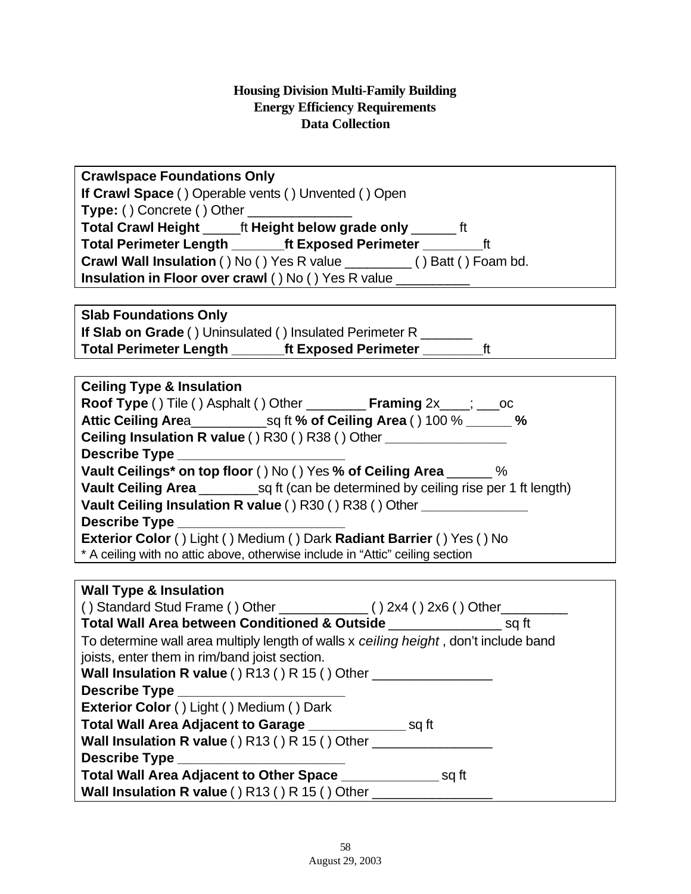# Housing Division Multi-Family Building
# Energy Efficiency Requirements
# Data Collection

**Crawlspace Foundations Only**
**If Crawl Space** ( ) Operable vents ( ) Unvented ( ) Open
**Type:** ( ) Concrete ( ) Other ______________
**Total Crawl Height** _____ft **Height below grade only** ______ ft
**Total Perimeter Length** _______**ft Exposed Perimeter** ________ft
**Crawl Wall Insulation** ( ) No ( ) Yes R value _________ ( ) Batt ( ) Foam bd.
**Insulation in Floor over crawl** ( ) No ( ) Yes R value __________

**Slab Foundations Only**
**If Slab on Grade** ( ) Uninsulated ( ) Insulated Perimeter R _______
**Total Perimeter Length** _______**ft Exposed Perimeter** ________ft

**Ceiling Type & Insulation**
**Roof Type** ( ) Tile ( ) Asphalt ( ) Other ________ **Framing** 2x____; ___oc
**Attic Ceiling Are**a__________sq ft **% of Ceiling Area** ( ) 100 % ______ **%**
**Ceiling Insulation R value** ( ) R30 ( ) R38 ( ) Other ________________
**Describe Type** ______________________
**Vault Ceilings* on top floor** ( ) No ( ) Yes **% of Ceiling Area** ______ %
**Vault Ceiling Area** ________sq ft (can be determined by ceiling rise per 1 ft length)
**Vault Ceiling Insulation R value** ( ) R30 ( ) R38 ( ) Other ______________
**Describe Type** ______________________
**Exterior Color** ( ) Light ( ) Medium ( ) Dark **Radiant Barrier** ( ) Yes ( ) No
* A ceiling with no attic above, otherwise include in "Attic" ceiling section

**Wall Type & Insulation**
( ) Standard Stud Frame ( ) Other ____________ ( ) 2x4 ( ) 2x6 ( ) Other_________
**Total Wall Area between Conditioned & Outside** _______________ sq ft
To determine wall area multiply length of walls x *ceiling height* , don't include band joists, enter them in rim/band joist section.
**Wall Insulation R value** ( ) R13 ( ) R 15 ( ) Other ________________
**Describe Type** ______________________
**Exterior Color** ( ) Light ( ) Medium ( ) Dark
**Total Wall Area Adjacent to Garage** _____________ sq ft
**Wall Insulation R value** ( ) R13 ( ) R 15 ( ) Other ________________
**Describe Type** ______________________
**Total Wall Area Adjacent to Other Space** _____________ sq ft
**Wall Insulation R value** ( ) R13 ( ) R 15 ( ) Other ________________

August 29, 2003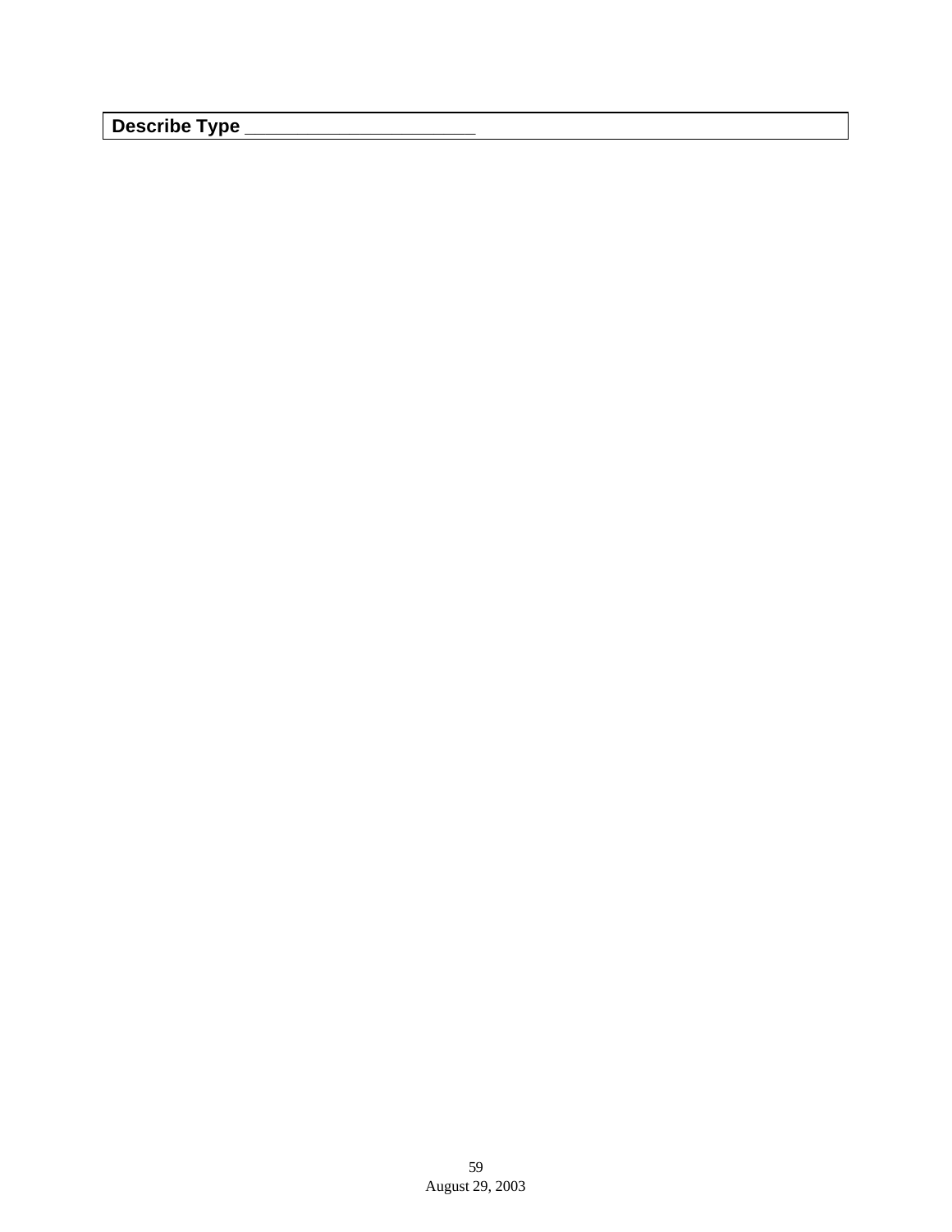| **Describe Type _______________________** |
|---|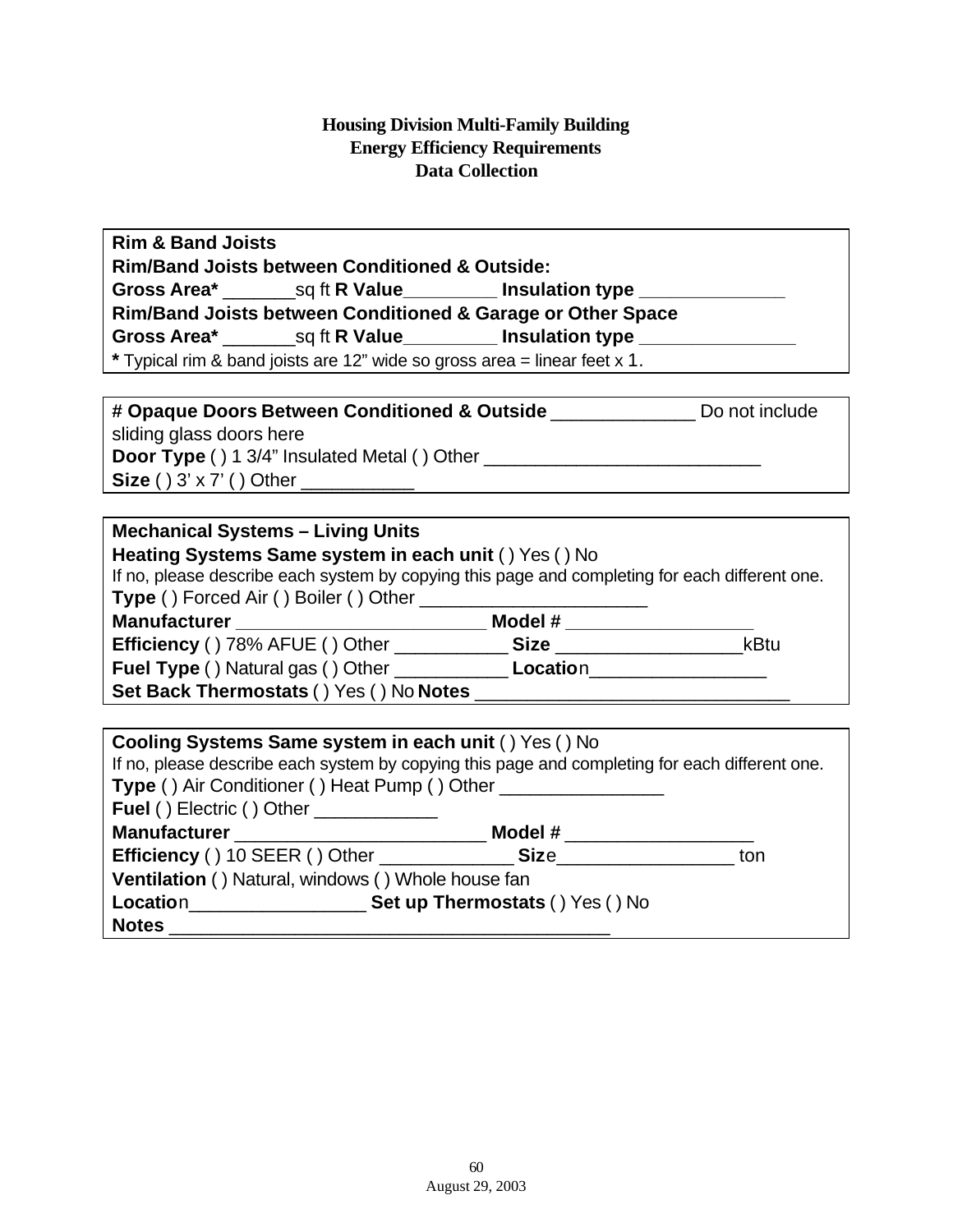**Housing Division Multi-Family Building**
**Energy Efficiency Requirements**
**Data Collection**

**Rim & Band Joists**
**Rim/Band Joists between Conditioned & Outside:**
**Gross Area*** _______sq ft **R Value**_________ **Insulation type** ______________
**Rim/Band Joists between Conditioned & Garage or Other Space**
**Gross Area*** _______sq ft **R Value**_________ **Insulation type** _______________
**\*** Typical rim & band joists are 12" wide so gross area = linear feet x 1.

**# Opaque Doors Between Conditioned & Outside** _____________ Do not include sliding glass doors here
**Door Type** ( ) 1 3/4" Insulated Metal ( ) Other ___________________________
**Size** ( ) 3' x 7' ( ) Other ___________

**Mechanical Systems – Living Units**
**Heating Systems Same system in each unit** ( ) Yes ( ) No
If no, please describe each system by copying this page and completing for each different one.
**Type** ( ) Forced Air ( ) Boiler ( ) Other ______________________
**Manufacturer** ________________________ **Model #** __________________
**Efficiency** ( ) 78% AFUE ( ) Other ___________ **Size** _________________kBtu
**Fuel Type** ( ) Natural gas ( ) Other ___________ **Location**_________________
**Set Back Thermostats** ( ) Yes ( ) No **Notes** ______________________________

**Cooling Systems Same system in each unit** ( ) Yes ( ) No
If no, please describe each system by copying this page and completing for each different one.
**Type** ( ) Air Conditioner ( ) Heat Pump ( ) Other ________________
**Fuel** ( ) Electric ( ) Other ____________
**Manufacturer** ________________________ **Model #** __________________
**Efficiency** ( ) 10 SEER ( ) Other _____________ **Size**_________________ ton
**Ventilation** ( ) Natural, windows ( ) Whole house fan
**Location**_________________ **Set up Thermostats** ( ) Yes ( ) No
**Notes** ___________________________________________

August 29, 2003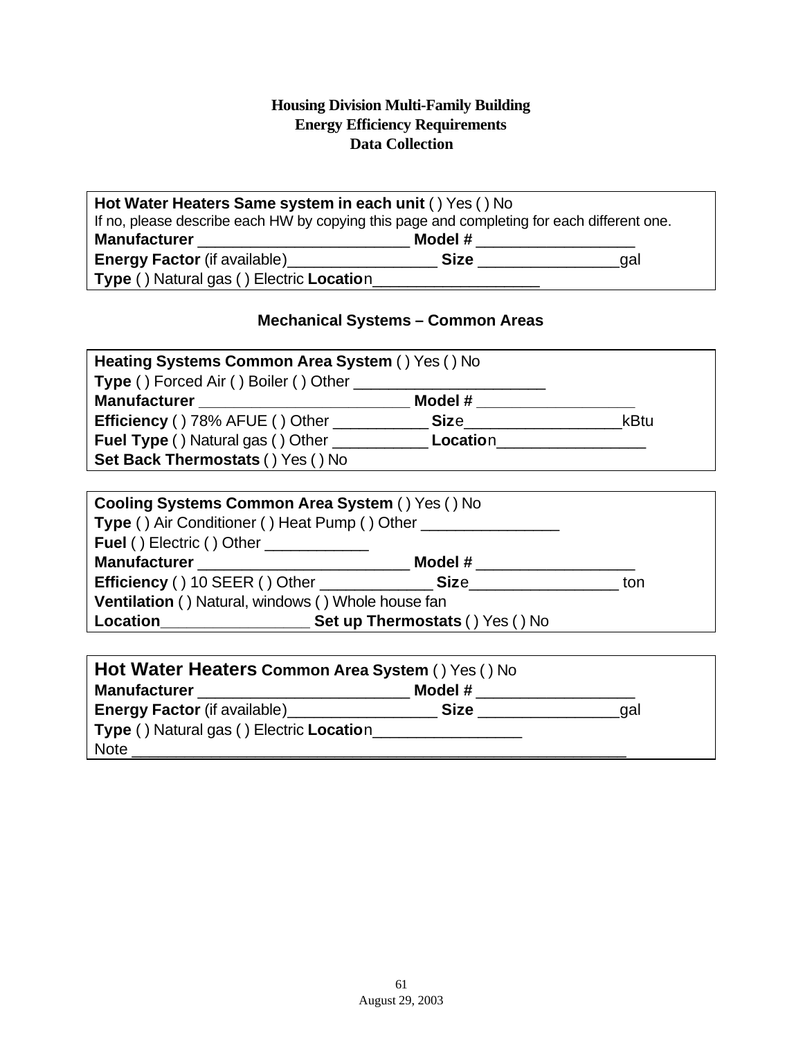**Housing Division Multi-Family Building**
**Energy Efficiency Requirements**
**Data Collection**

**Hot Water Heaters Same system in each unit** ( ) Yes ( ) No
If no, please describe each HW by copying this page and completing for each different one.
**Manufacturer** ________________________ **Model #** __________________
**Energy Factor** (if available)_________________ **Size** ________________gal
**Type** ( ) Natural gas ( ) Electric **Location**___________________

### Mechanical Systems – Common Areas

**Heating Systems Common Area System** ( ) Yes ( ) No
**Type** ( ) Forced Air ( ) Boiler ( ) Other ______________________
**Manufacturer** ________________________ **Model #** __________________
**Efficiency** ( ) 78% AFUE ( ) Other ___________ **Size**__________________kBtu
**Fuel Type** ( ) Natural gas ( ) Other ___________ **Location**_________________
**Set Back Thermostats** ( ) Yes ( ) No

**Cooling Systems Common Area System** ( ) Yes ( ) No
**Type** ( ) Air Conditioner ( ) Heat Pump ( ) Other ________________
**Fuel** ( ) Electric ( ) Other ____________
**Manufacturer** ________________________ **Model #** __________________
**Efficiency** ( ) 10 SEER ( ) Other _____________ **Size**_________________ ton
**Ventilation** ( ) Natural, windows ( ) Whole house fan
**Location**_________________ **Set up Thermostats** ( ) Yes ( ) No

**Hot Water Heaters Common Area System** ( ) Yes ( ) No
**Manufacturer** ________________________ **Model #** __________________
**Energy Factor** (if available)_________________ **Size** ________________gal
**Type** ( ) Natural gas ( ) Electric **Location**_________________
Note ___________________________________________________________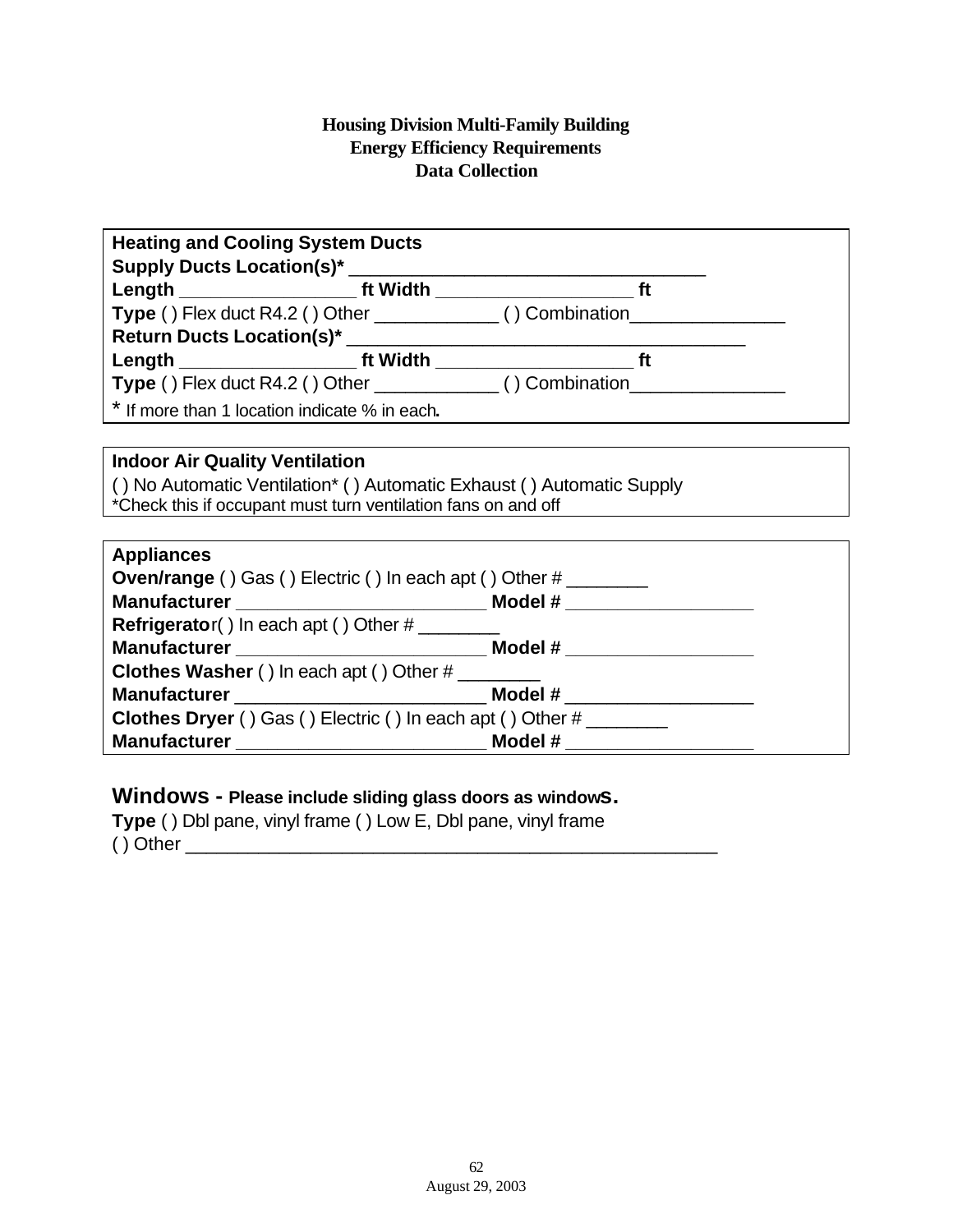**Housing Division Multi-Family Building**
**Energy Efficiency Requirements**
**Data Collection**

**Heating and Cooling System Ducts**
**Supply Ducts Location(s)*** ___________________________________
**Length** _________________ **ft Width** ___________________ **ft**
**Type** ( ) Flex duct R4.2 ( ) Other ____________ ( ) Combination_______________
**Return Ducts Location(s)*** ________________________________________
**Length** _________________ **ft Width** ___________________ **ft**
**Type** ( ) Flex duct R4.2 ( ) Other ____________ ( ) Combination_______________
* If more than 1 location indicate % in each**.**

**Indoor Air Quality Ventilation**
( ) No Automatic Ventilation* ( ) Automatic Exhaust ( ) Automatic Supply
*Check this if occupant must turn ventilation fans on and off

**Appliances**
**Oven/range** ( ) Gas ( ) Electric ( ) In each apt ( ) Other # ________
**Manufacturer** _________________________ **Model #** __________________
**Refrigerato**r( ) In each apt ( ) Other # ________
**Manufacturer** _________________________ **Model #** __________________
**Clothes Washer** ( ) In each apt ( ) Other # ________
**Manufacturer** _________________________ **Model #** __________________
**Clothes Dryer** ( ) Gas ( ) Electric ( ) In each apt ( ) Other # ________
**Manufacturer** _________________________ **Model #** __________________

**Windows - Please include sliding glass doors as windows.**
**Type** ( ) Dbl pane, vinyl frame ( ) Low E, Dbl pane, vinyl frame
( ) Other _____________________________________________________

August 29, 2003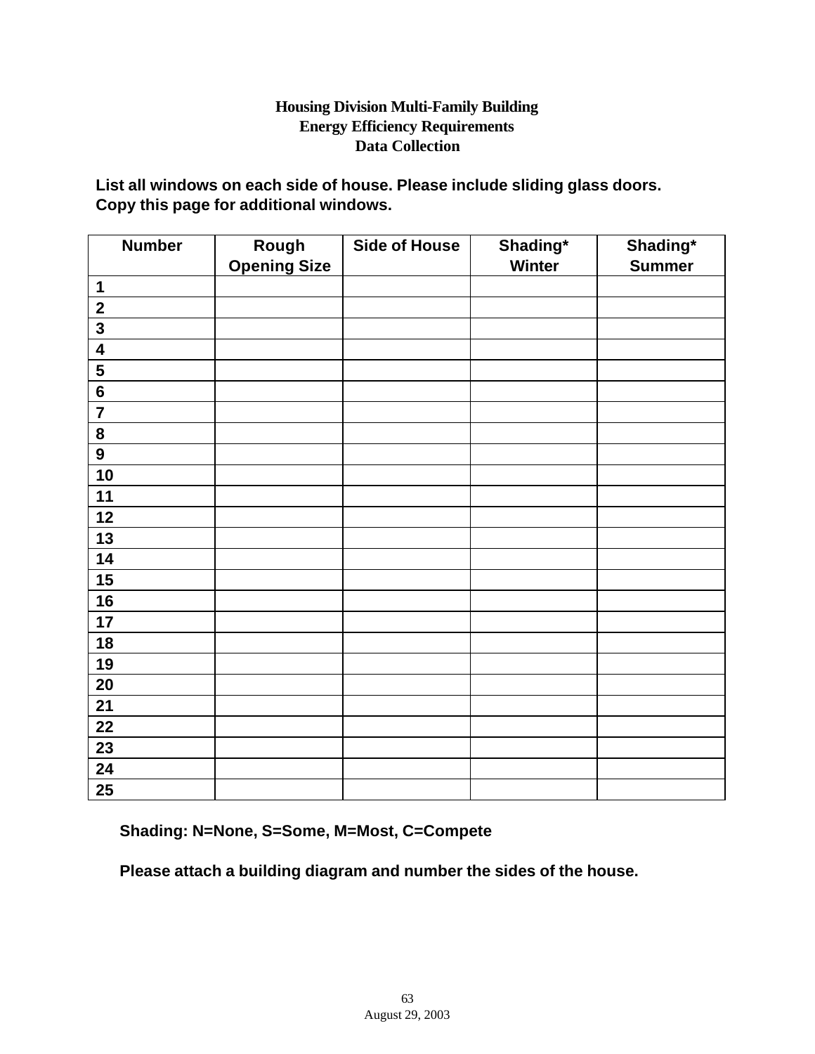**Housing Division Multi-Family Building**
**Energy Efficiency Requirements**
**Data Collection**

**List all windows on each side of house. Please include sliding glass doors.**
**Copy this page for additional windows.**

| Number | Rough Opening Size | Side of House | Shading* Winter | Shading* Summer |
|---|---|---|---|---|
| 1 | | | | |
| 2 | | | | |
| 3 | | | | |
| 4 | | | | |
| 5 | | | | |
| 6 | | | | |
| 7 | | | | |
| 8 | | | | |
| 9 | | | | |
| 10 | | | | |
| 11 | | | | |
| 12 | | | | |
| 13 | | | | |
| 14 | | | | |
| 15 | | | | |
| 16 | | | | |
| 17 | | | | |
| 18 | | | | |
| 19 | | | | |
| 20 | | | | |
| 21 | | | | |
| 22 | | | | |
| 23 | | | | |
| 24 | | | | |
| 25 | | | | |

**Shading: N=None, S=Some, M=Most, C=Compete**

**Please attach a building diagram and number the sides of the house.**

August 29, 2003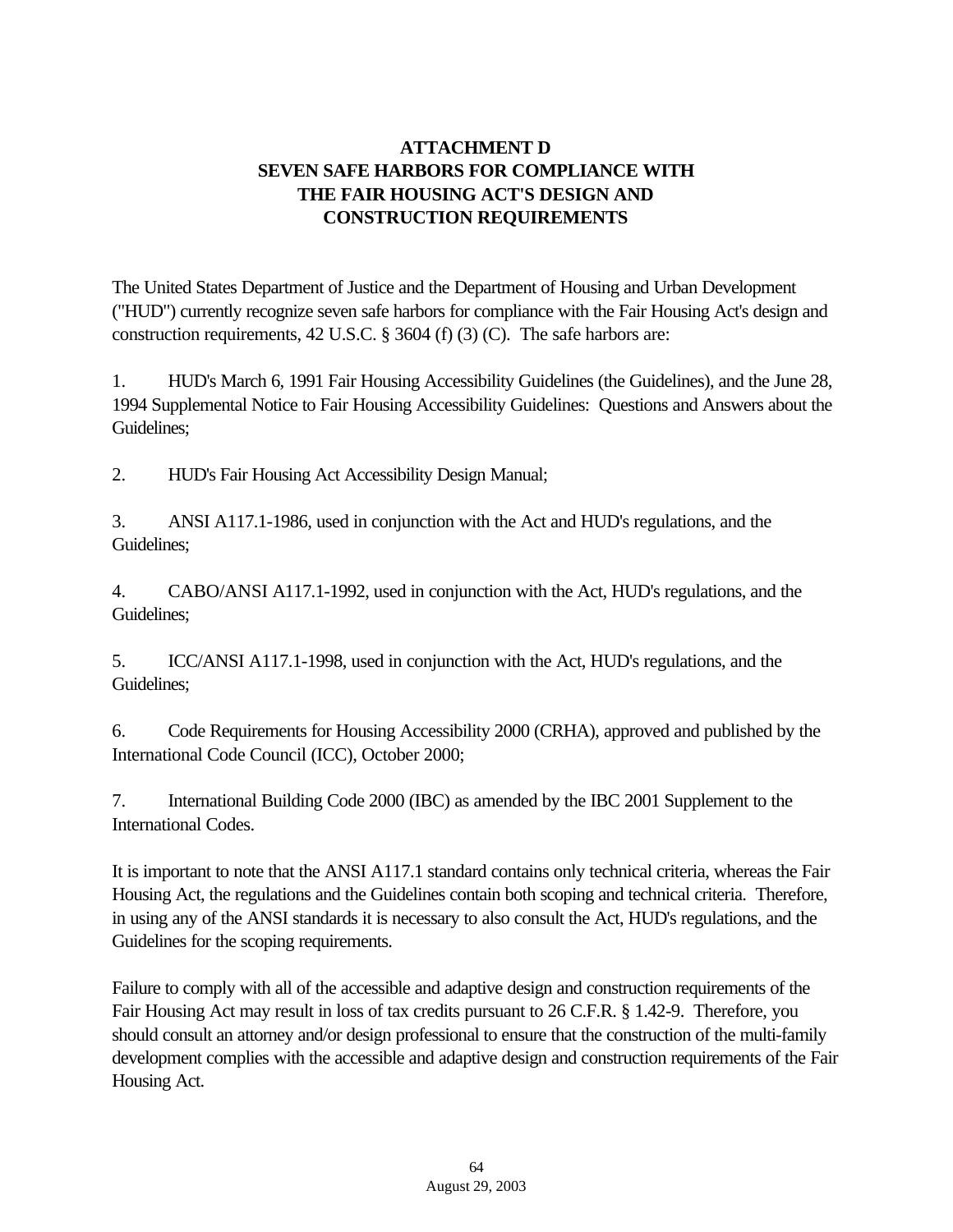# ATTACHMENT D
# SEVEN SAFE HARBORS FOR COMPLIANCE WITH THE FAIR HOUSING ACT'S DESIGN AND CONSTRUCTION REQUIREMENTS

The United States Department of Justice and the Department of Housing and Urban Development ("HUD") currently recognize seven safe harbors for compliance with the Fair Housing Act's design and construction requirements, 42 U.S.C. § 3604 (f) (3) (C). The safe harbors are:

1. HUD's March 6, 1991 Fair Housing Accessibility Guidelines (the Guidelines), and the June 28, 1994 Supplemental Notice to Fair Housing Accessibility Guidelines: Questions and Answers about the Guidelines;

2. HUD's Fair Housing Act Accessibility Design Manual;

3. ANSI A117.1-1986, used in conjunction with the Act and HUD's regulations, and the Guidelines;

4. CABO/ANSI A117.1-1992, used in conjunction with the Act, HUD's regulations, and the Guidelines;

5. ICC/ANSI A117.1-1998, used in conjunction with the Act, HUD's regulations, and the Guidelines;

6. Code Requirements for Housing Accessibility 2000 (CRHA), approved and published by the International Code Council (ICC), October 2000;

7. International Building Code 2000 (IBC) as amended by the IBC 2001 Supplement to the International Codes.

It is important to note that the ANSI A117.1 standard contains only technical criteria, whereas the Fair Housing Act, the regulations and the Guidelines contain both scoping and technical criteria. Therefore, in using any of the ANSI standards it is necessary to also consult the Act, HUD's regulations, and the Guidelines for the scoping requirements.

Failure to comply with all of the accessible and adaptive design and construction requirements of the Fair Housing Act may result in loss of tax credits pursuant to 26 C.F.R. § 1.42-9. Therefore, you should consult an attorney and/or design professional to ensure that the construction of the multi-family development complies with the accessible and adaptive design and construction requirements of the Fair Housing Act.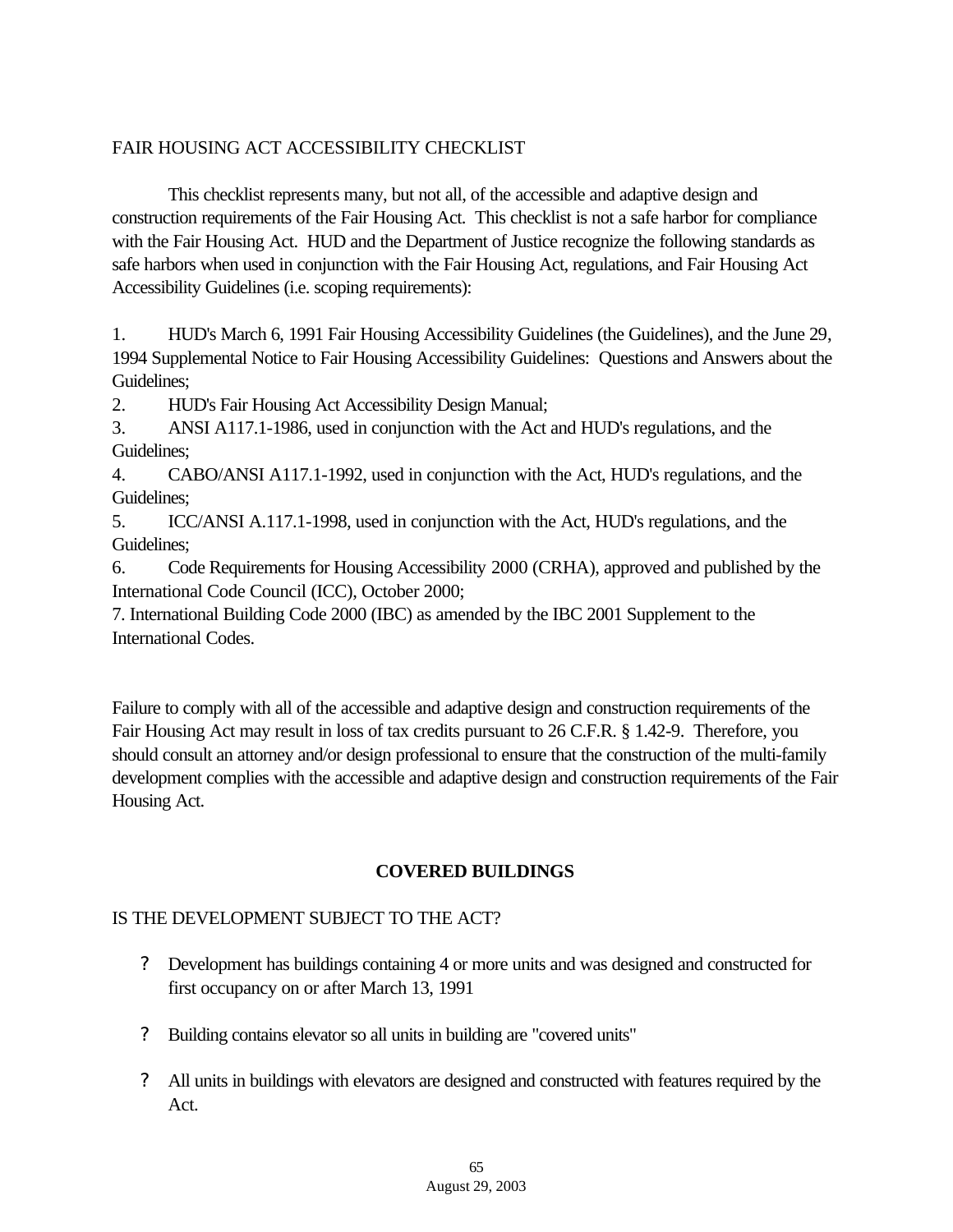FAIR HOUSING ACT ACCESSIBILITY CHECKLIST

This checklist represents many, but not all, of the accessible and adaptive design and construction requirements of the Fair Housing Act. This checklist is not a safe harbor for compliance with the Fair Housing Act. HUD and the Department of Justice recognize the following standards as safe harbors when used in conjunction with the Fair Housing Act, regulations, and Fair Housing Act Accessibility Guidelines (i.e. scoping requirements):

1. HUD's March 6, 1991 Fair Housing Accessibility Guidelines (the Guidelines), and the June 29, 1994 Supplemental Notice to Fair Housing Accessibility Guidelines: Questions and Answers about the Guidelines;
2. HUD's Fair Housing Act Accessibility Design Manual;
3. ANSI A117.1-1986, used in conjunction with the Act and HUD's regulations, and the Guidelines;
4. CABO/ANSI A117.1-1992, used in conjunction with the Act, HUD's regulations, and the Guidelines;
5. ICC/ANSI A.117.1-1998, used in conjunction with the Act, HUD's regulations, and the Guidelines;
6. Code Requirements for Housing Accessibility 2000 (CRHA), approved and published by the International Code Council (ICC), October 2000;
7. International Building Code 2000 (IBC) as amended by the IBC 2001 Supplement to the International Codes.

Failure to comply with all of the accessible and adaptive design and construction requirements of the Fair Housing Act may result in loss of tax credits pursuant to 26 C.F.R. § 1.42-9. Therefore, you should consult an attorney and/or design professional to ensure that the construction of the multi-family development complies with the accessible and adaptive design and construction requirements of the Fair Housing Act.

## COVERED BUILDINGS

IS THE DEVELOPMENT SUBJECT TO THE ACT?

? Development has buildings containing 4 or more units and was designed and constructed for first occupancy on or after March 13, 1991

? Building contains elevator so all units in building are "covered units"

? All units in buildings with elevators are designed and constructed with features required by the Act.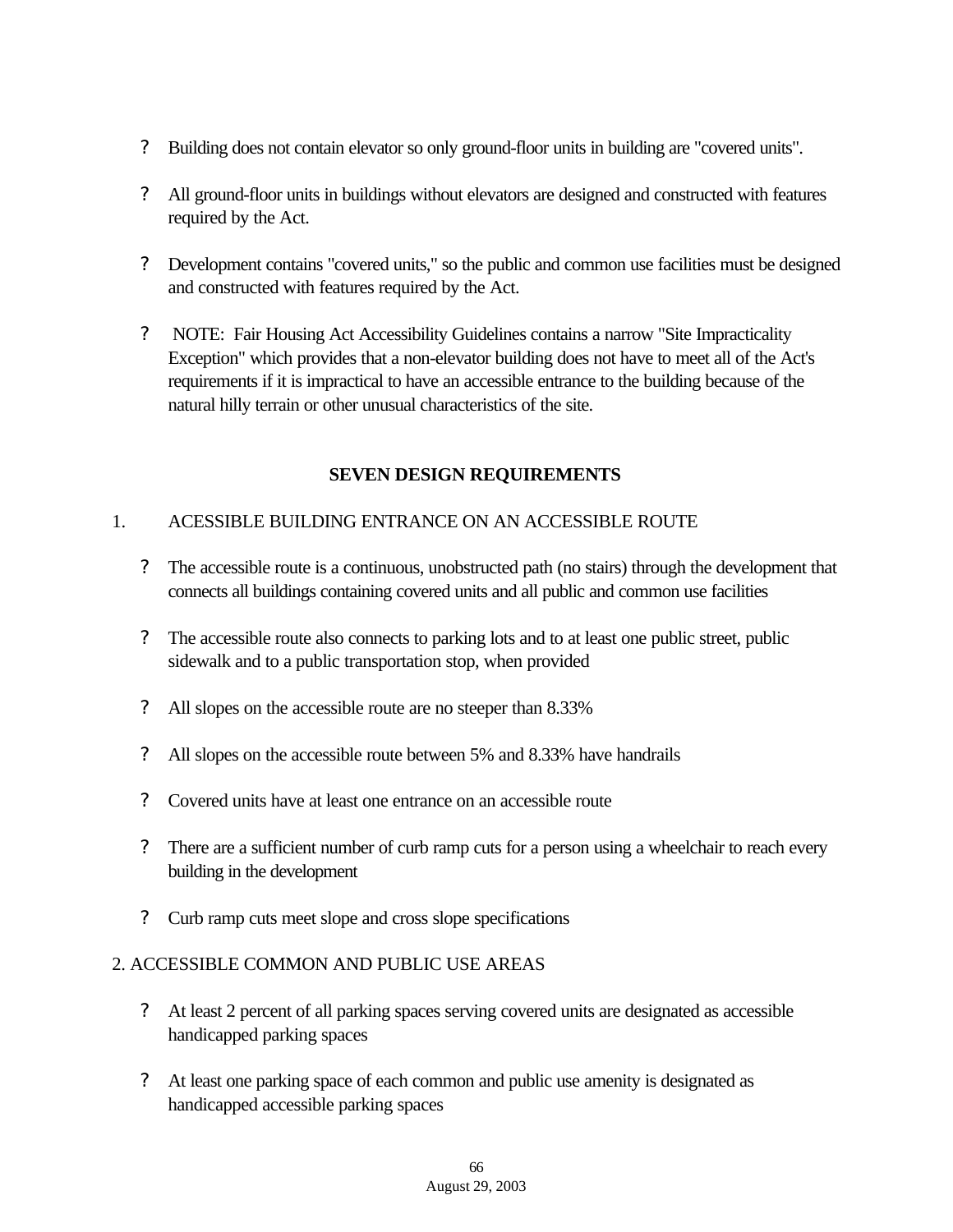- Building does not contain elevator so only ground-floor units in building are "covered units".

- All ground-floor units in buildings without elevators are designed and constructed with features required by the Act.

- Development contains "covered units," so the public and common use facilities must be designed and constructed with features required by the Act.

- NOTE: Fair Housing Act Accessibility Guidelines contains a narrow "Site Impracticality Exception" which provides that a non-elevator building does not have to meet all of the Act's requirements if it is impractical to have an accessible entrance to the building because of the natural hilly terrain or other unusual characteristics of the site.

## SEVEN DESIGN REQUIREMENTS

1. ACESSIBLE BUILDING ENTRANCE ON AN ACCESSIBLE ROUTE

- The accessible route is a continuous, unobstructed path (no stairs) through the development that connects all buildings containing covered units and all public and common use facilities

- The accessible route also connects to parking lots and to at least one public street, public sidewalk and to a public transportation stop, when provided

- All slopes on the accessible route are no steeper than 8.33%

- All slopes on the accessible route between 5% and 8.33% have handrails

- Covered units have at least one entrance on an accessible route

- There are a sufficient number of curb ramp cuts for a person using a wheelchair to reach every building in the development

- Curb ramp cuts meet slope and cross slope specifications

2. ACCESSIBLE COMMON AND PUBLIC USE AREAS

- At least 2 percent of all parking spaces serving covered units are designated as accessible handicapped parking spaces

- At least one parking space of each common and public use amenity is designated as handicapped accessible parking spaces

August 29, 2003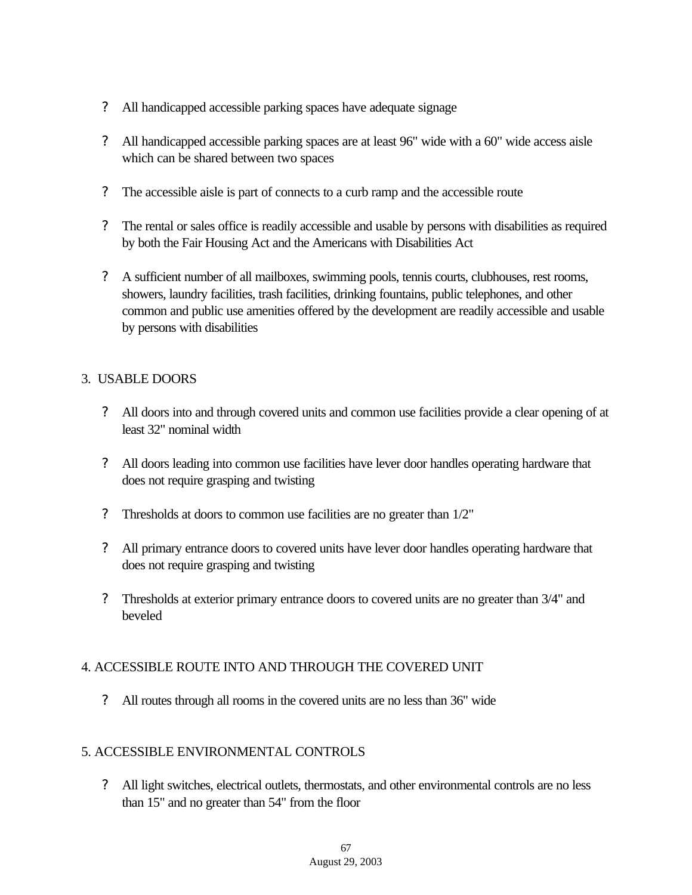? All handicapped accessible parking spaces have adequate signage

? All handicapped accessible parking spaces are at least 96" wide with a 60" wide access aisle which can be shared between two spaces

? The accessible aisle is part of connects to a curb ramp and the accessible route

? The rental or sales office is readily accessible and usable by persons with disabilities as required by both the Fair Housing Act and the Americans with Disabilities Act

? A sufficient number of all mailboxes, swimming pools, tennis courts, clubhouses, rest rooms, showers, laundry facilities, trash facilities, drinking fountains, public telephones, and other common and public use amenities offered by the development are readily accessible and usable by persons with disabilities

3. USABLE DOORS

? All doors into and through covered units and common use facilities provide a clear opening of at least 32" nominal width

? All doors leading into common use facilities have lever door handles operating hardware that does not require grasping and twisting

? Thresholds at doors to common use facilities are no greater than 1/2"

? All primary entrance doors to covered units have lever door handles operating hardware that does not require grasping and twisting

? Thresholds at exterior primary entrance doors to covered units are no greater than 3/4" and beveled

4. ACCESSIBLE ROUTE INTO AND THROUGH THE COVERED UNIT

? All routes through all rooms in the covered units are no less than 36" wide

5. ACCESSIBLE ENVIRONMENTAL CONTROLS

? All light switches, electrical outlets, thermostats, and other environmental controls are no less than 15" and no greater than 54" from the floor

August 29, 2003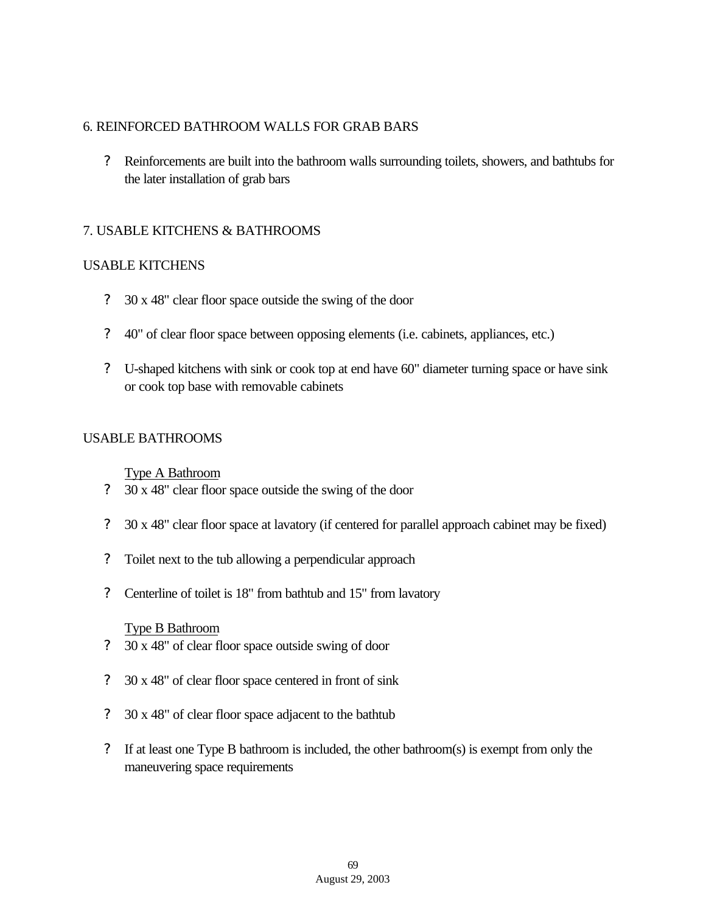## 6. REINFORCED BATHROOM WALLS FOR GRAB BARS

- Reinforcements are built into the bathroom walls surrounding toilets, showers, and bathtubs for the later installation of grab bars

## 7. USABLE KITCHENS & BATHROOMS

### USABLE KITCHENS

- 30 x 48" clear floor space outside the swing of the door
- 40" of clear floor space between opposing elements (i.e. cabinets, appliances, etc.)
- U-shaped kitchens with sink or cook top at end have 60" diameter turning space or have sink or cook top base with removable cabinets

### USABLE BATHROOMS

Type A Bathroom

- 30 x 48" clear floor space outside the swing of the door
- 30 x 48" clear floor space at lavatory (if centered for parallel approach cabinet may be fixed)
- Toilet next to the tub allowing a perpendicular approach
- Centerline of toilet is 18" from bathtub and 15" from lavatory

Type B Bathroom

- 30 x 48" of clear floor space outside swing of door
- 30 x 48" of clear floor space centered in front of sink
- 30 x 48" of clear floor space adjacent to the bathtub
- If at least one Type B bathroom is included, the other bathroom(s) is exempt from only the maneuvering space requirements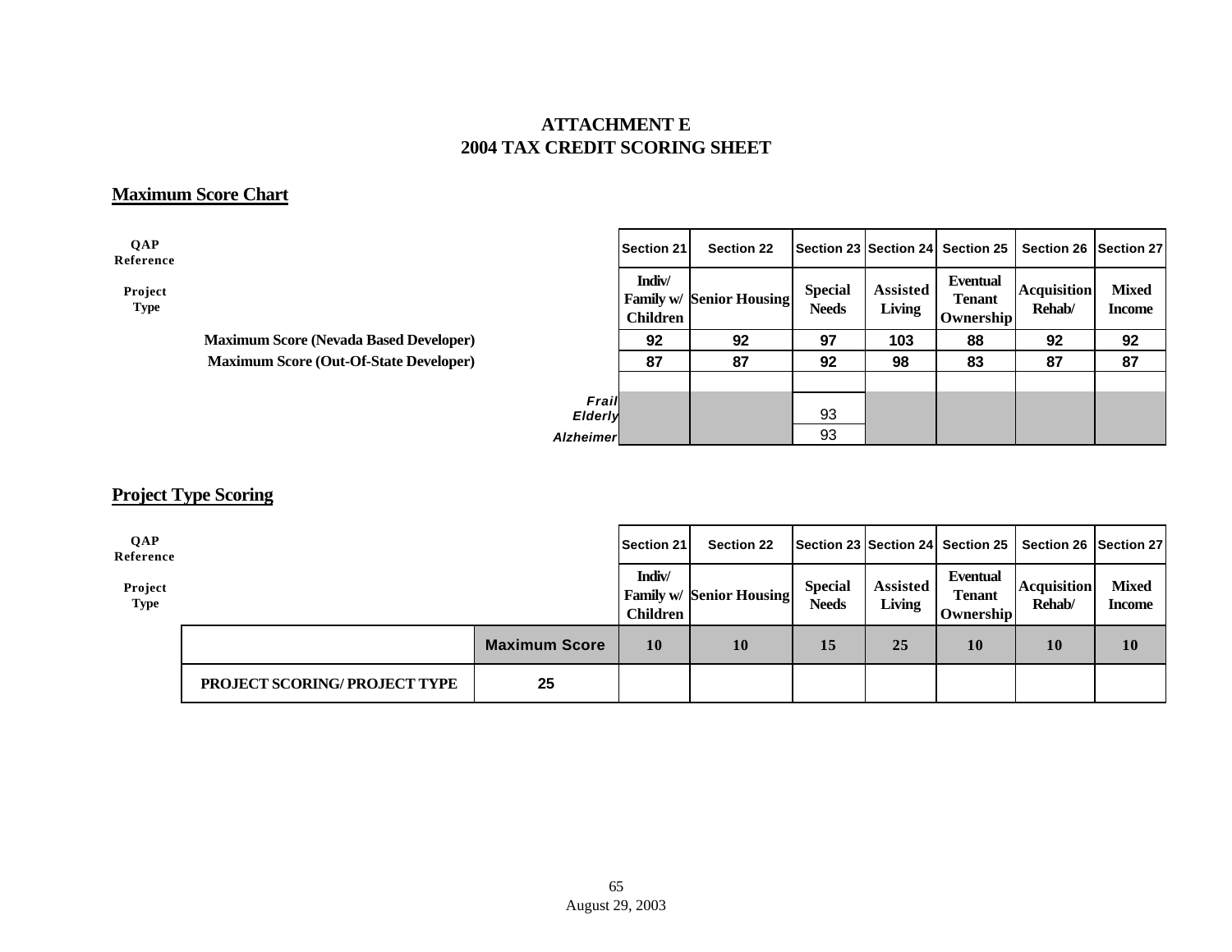# ATTACHMENT E
# 2004 TAX CREDIT SCORING SHEET

## Maximum Score Chart

| QAP Reference | | Section 21 | Section 22 | Section 23 | Section 24 | Section 25 | Section 26 | Section 27 |
|---|---|---|---|---|---|---|---|---|
| Project Type | | Indiv/ Family w/ Children | Senior Housing | Special Needs | Assisted Living | Eventual Tenant Ownership | Acquisition Rehab/ | Mixed Income |
| | **Maximum Score (Nevada Based Developer)** | 92 | 92 | 97 | 103 | 88 | 92 | 92 |
| | **Maximum Score (Out-Of-State Developer)** | 87 | 87 | 92 | 98 | 83 | 87 | 87 |
| | | | | | | | | |
| | *Frail Elderly* | | | 93 | | | | |
| | *Alzheimer* | | | 93 | | | | |

## Project Type Scoring

| QAP Reference | | Section 21 | Section 22 | Section 23 | Section 24 | Section 25 | Section 26 | Section 27 |
|---|---|---|---|---|---|---|---|---|
| Project Type | | Indiv/ Family w/ Children | Senior Housing | Special Needs | Assisted Living | Eventual Tenant Ownership | Acquisition Rehab/ | Mixed Income |
| | **Maximum Score** | 10 | 10 | 15 | 25 | 10 | 10 | 10 |
| **PROJECT SCORING/ PROJECT TYPE** | 25 | | | | | | | |

August 29, 2003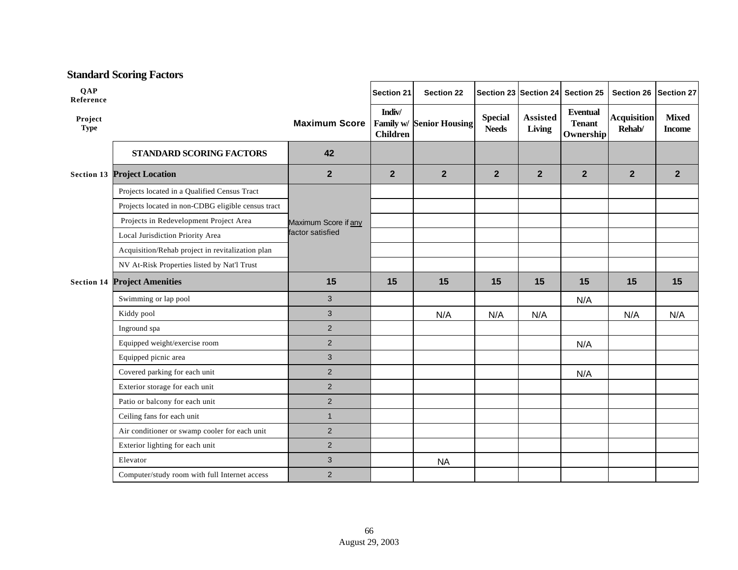## Standard Scoring Factors

| QAP Reference | | | Section 21 | Section 22 | Section 23 | Section 24 | Section 25 | Section 26 | Section 27 |
|---|---|---|---|---|---|---|---|---|---|
| Project Type | | Maximum Score | Indiv/ Family w/ Children | Senior Housing | Special Needs | Assisted Living | Eventual Tenant Ownership | Acquisition Rehab/ | Mixed Income |
| | **STANDARD SCORING FACTORS** | **42** | | | | | | | |
| Section 13 | **Project Location** | **2** | **2** | **2** | **2** | **2** | **2** | **2** | **2** |
| | Projects located in a Qualified Census Tract | Maximum Score if any factor satisfied | | | | | | | |
| | Projects located in non-CDBG eligible census tract | | | | | | | | |
| | Projects in Redevelopment Project Area | | | | | | | | |
| | Local Jurisdiction Priority Area | | | | | | | | |
| | Acquisition/Rehab project in revitalization plan | | | | | | | | |
| | NV At-Risk Properties listed by Nat'l Trust | | | | | | | | |
| Section 14 | **Project Amenities** | **15** | **15** | **15** | **15** | **15** | **15** | **15** | **15** |
| | Swimming or lap pool | 3 | | | | | N/A | | |
| | Kiddy pool | 3 | | N/A | N/A | N/A | | N/A | N/A |
| | Inground spa | 2 | | | | | | | |
| | Equipped weight/exercise room | 2 | | | | | N/A | | |
| | Equipped picnic area | 3 | | | | | | | |
| | Covered parking for each unit | 2 | | | | | N/A | | |
| | Exterior storage for each unit | 2 | | | | | | | |
| | Patio or balcony for each unit | 2 | | | | | | | |
| | Ceiling fans for each unit | 1 | | | | | | | |
| | Air conditioner or swamp cooler for each unit | 2 | | | | | | | |
| | Exterior lighting for each unit | 2 | | | | | | | |
| | Elevator | 3 | | NA | | | | | |
| | Computer/study room with full Internet access | 2 | | | | | | | |

August 29, 2003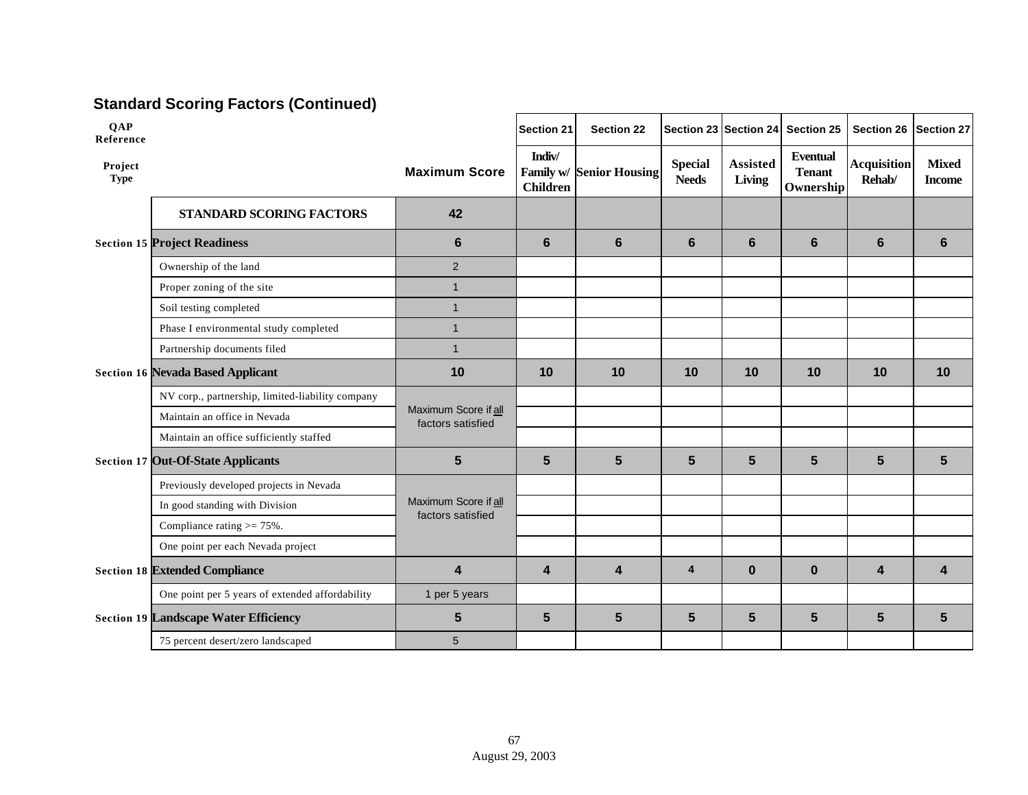## Standard Scoring Factors (Continued)

| QAP Reference | | | Section 21 | Section 22 | Section 23 | Section 24 | Section 25 | Section 26 | Section 27 |
|---|---|---|---|---|---|---|---|---|---|
| Project Type | | Maximum Score | Indiv/ Family w/ Children | Senior Housing | Special Needs | Assisted Living | Eventual Tenant Ownership | Acquisition Rehab/ | Mixed Income |
| | STANDARD SCORING FACTORS | 42 | | | | | | | |
| Section 15 | Project Readiness | 6 | 6 | 6 | 6 | 6 | 6 | 6 | 6 |
| | Ownership of the land | 2 | | | | | | | |
| | Proper zoning of the site | 1 | | | | | | | |
| | Soil testing completed | 1 | | | | | | | |
| | Phase I environmental study completed | 1 | | | | | | | |
| | Partnership documents filed | 1 | | | | | | | |
| Section 16 | Nevada Based Applicant | 10 | 10 | 10 | 10 | 10 | 10 | 10 | 10 |
| | NV corp., partnership, limited-liability company | Maximum Score if all factors satisfied | | | | | | | |
| | Maintain an office in Nevada | | | | | | | | |
| | Maintain an office sufficiently staffed | | | | | | | | |
| Section 17 | Out-Of-State Applicants | 5 | 5 | 5 | 5 | 5 | 5 | 5 | 5 |
| | Previously developed projects in Nevada | Maximum Score if all factors satisfied | | | | | | | |
| | In good standing with Division | | | | | | | | |
| | Compliance rating >= 75%. | | | | | | | | |
| | One point per each Nevada project | | | | | | | | |
| Section 18 | Extended Compliance | 4 | 4 | 4 | 4 | 0 | 0 | 4 | 4 |
| | One point per 5 years of extended affordability | 1 per 5 years | | | | | | | |
| Section 19 | Landscape Water Efficiency | 5 | 5 | 5 | 5 | 5 | 5 | 5 | 5 |
| | 75 percent desert/zero landscaped | 5 | | | | | | | |

August 29, 2003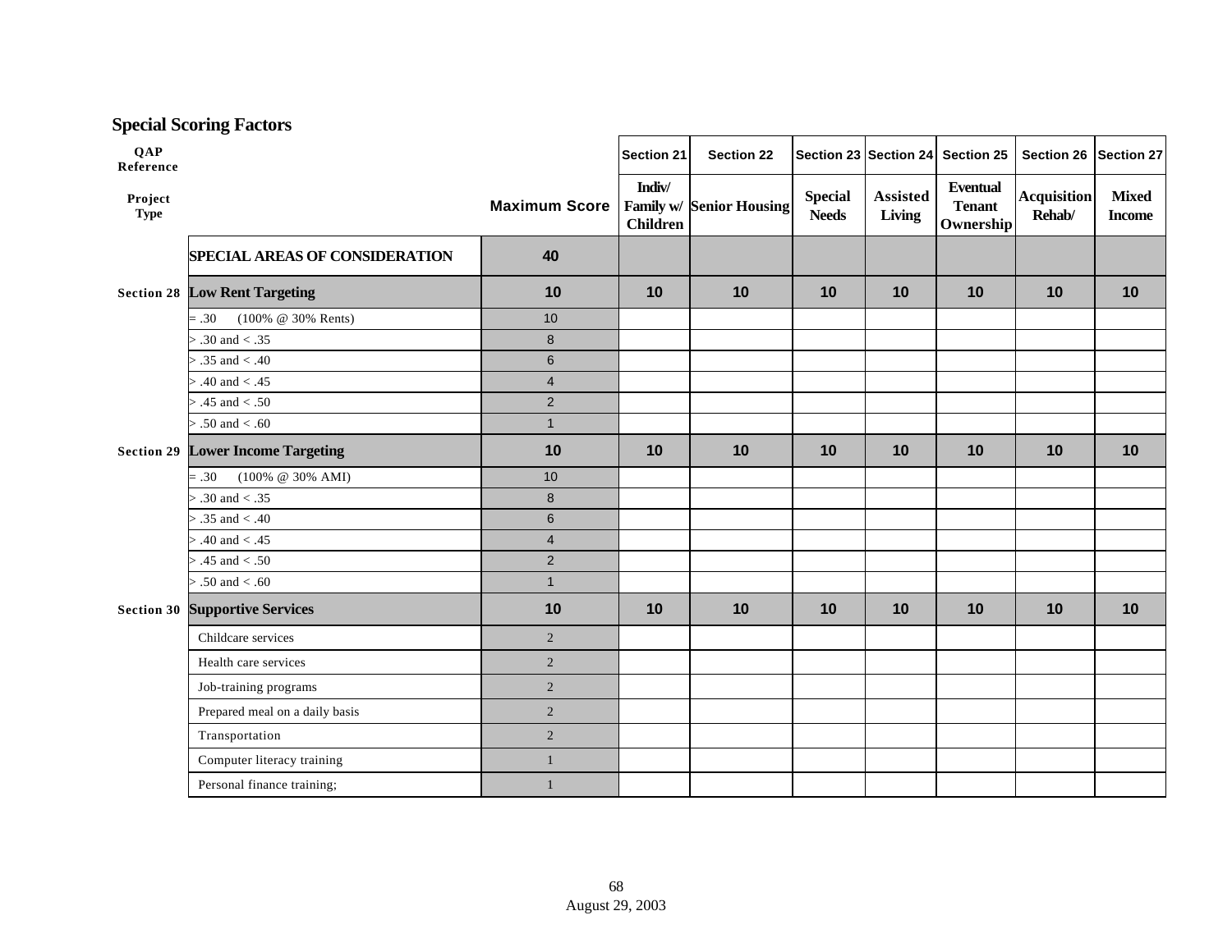## Special Scoring Factors

| QAP Reference | | | Section 21 | Section 22 | Section 23 | Section 24 | Section 25 | Section 26 | Section 27 |
|---|---|---|---|---|---|---|---|---|---|
| **Project Type** | | **Maximum Score** | **Indiv/ Family w/ Children** | **Senior Housing** | **Special Needs** | **Assisted Living** | **Eventual Tenant Ownership** | **Acquisition Rehab/** | **Mixed Income** |
| | **SPECIAL AREAS OF CONSIDERATION** | **40** | | | | | | | |
| **Section 28** | **Low Rent Targeting** | **10** | **10** | **10** | **10** | **10** | **10** | **10** | **10** |
| | = .30 (100% @ 30% Rents) | 10 | | | | | | | |
| | > .30 and < .35 | 8 | | | | | | | |
| | > .35 and < .40 | 6 | | | | | | | |
| | > .40 and < .45 | 4 | | | | | | | |
| | > .45 and < .50 | 2 | | | | | | | |
| | > .50 and < .60 | 1 | | | | | | | |
| **Section 29** | **Lower Income Targeting** | **10** | **10** | **10** | **10** | **10** | **10** | **10** | **10** |
| | = .30 (100% @ 30% AMI) | 10 | | | | | | | |
| | > .30 and < .35 | 8 | | | | | | | |
| | > .35 and < .40 | 6 | | | | | | | |
| | > .40 and < .45 | 4 | | | | | | | |
| | > .45 and < .50 | 2 | | | | | | | |
| | > .50 and < .60 | 1 | | | | | | | |
| **Section 30** | **Supportive Services** | **10** | **10** | **10** | **10** | **10** | **10** | **10** | **10** |
| | Childcare services | 2 | | | | | | | |
| | Health care services | 2 | | | | | | | |
| | Job-training programs | 2 | | | | | | | |
| | Prepared meal on a daily basis | 2 | | | | | | | |
| | Transportation | 2 | | | | | | | |
| | Computer literacy training | 1 | | | | | | | |
| | Personal finance training; | 1 | | | | | | | |

August 29, 2003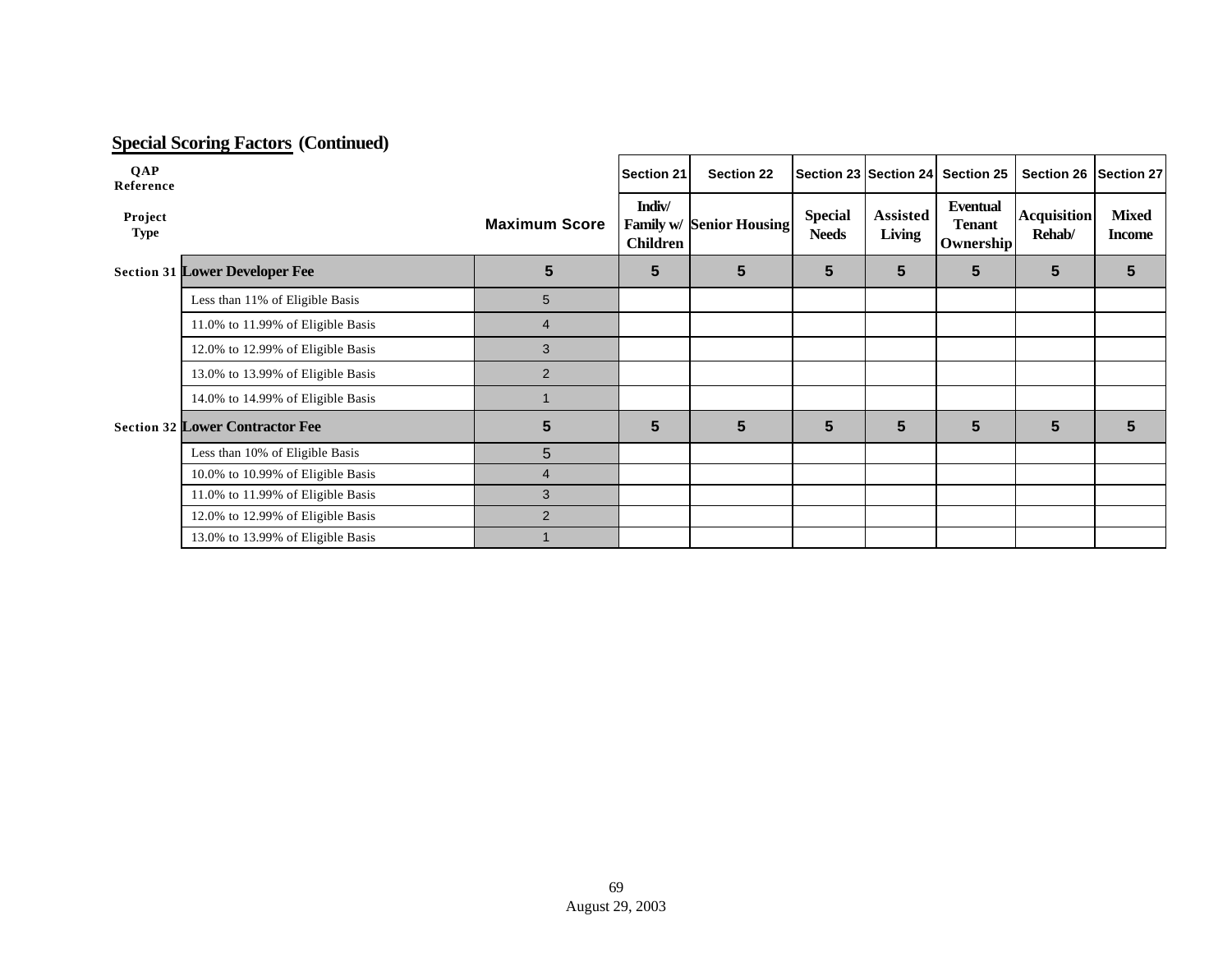## Special Scoring Factors (Continued)

| QAP Reference | | | Section 21 | Section 22 | Section 23 | Section 24 | Section 25 | Section 26 | Section 27 |
|---|---|---|---|---|---|---|---|---|---|
| **Project Type** | | **Maximum Score** | **Indiv/ Family w/ Children** | **Senior Housing** | **Special Needs** | **Assisted Living** | **Eventual Tenant Ownership** | **Acquisition Rehab/** | **Mixed Income** |
| Section 31 | **Lower Developer Fee** | **5** | **5** | **5** | **5** | **5** | **5** | **5** | **5** |
| | Less than 11% of Eligible Basis | 5 | | | | | | | |
| | 11.0% to 11.99% of Eligible Basis | 4 | | | | | | | |
| | 12.0% to 12.99% of Eligible Basis | 3 | | | | | | | |
| | 13.0% to 13.99% of Eligible Basis | 2 | | | | | | | |
| | 14.0% to 14.99% of Eligible Basis | 1 | | | | | | | |
| Section 32 | **Lower Contractor Fee** | **5** | **5** | **5** | **5** | **5** | **5** | **5** | **5** |
| | Less than 10% of Eligible Basis | 5 | | | | | | | |
| | 10.0% to 10.99% of Eligible Basis | 4 | | | | | | | |
| | 11.0% to 11.99% of Eligible Basis | 3 | | | | | | | |
| | 12.0% to 12.99% of Eligible Basis | 2 | | | | | | | |
| | 13.0% to 13.99% of Eligible Basis | 1 | | | | | | | |

August 29, 2003